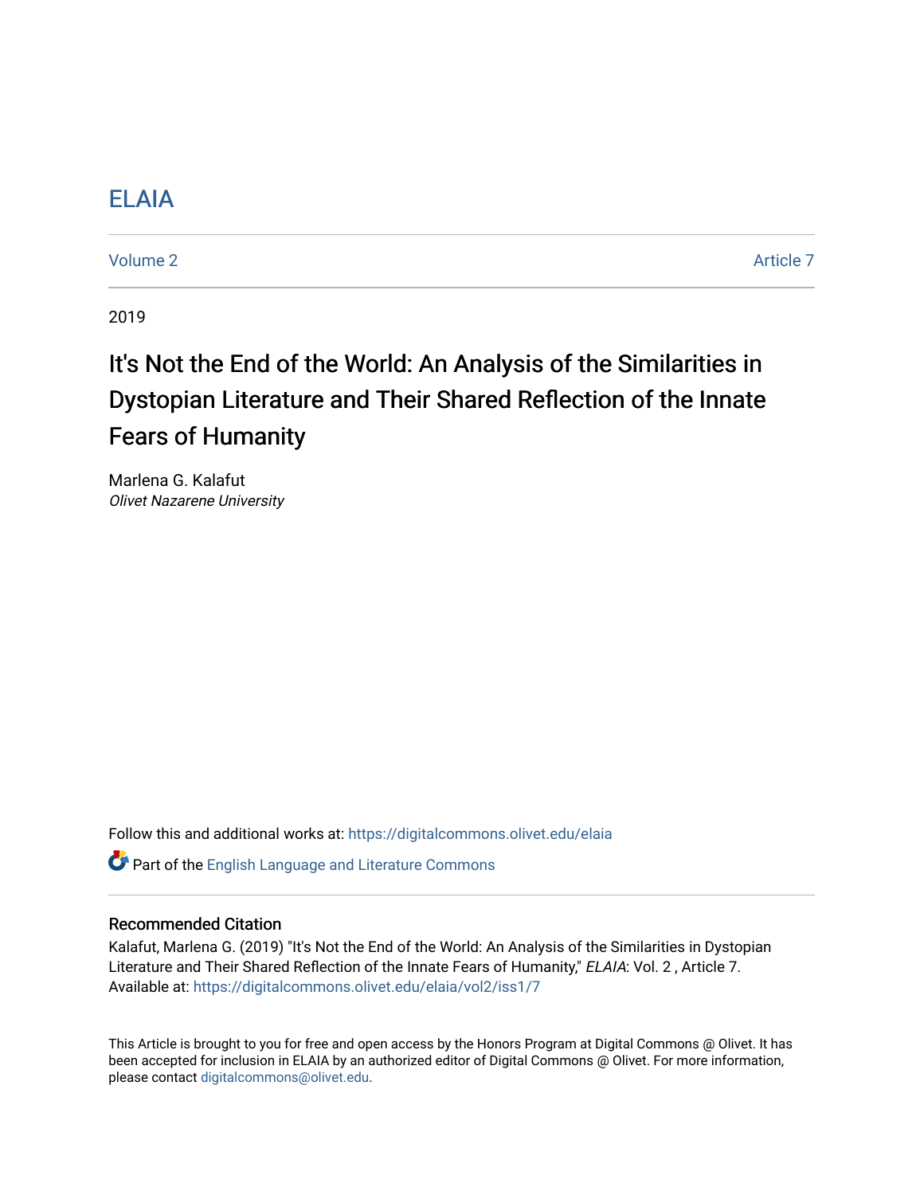# ELAIA

Volume 2 | Article 7

2019

# It's Not the End of the World: An Analysis of the Similarities in Dystopian Literature and Their Shared Reflection of the Innate Fears of Humanity

Marlena G. Kalafut
*Olivet Nazarene University*

Follow this and additional works at: https://digitalcommons.olivet.edu/elaia

Part of the English Language and Literature Commons

## Recommended Citation

Kalafut, Marlena G. (2019) "It's Not the End of the World: An Analysis of the Similarities in Dystopian Literature and Their Shared Reflection of the Innate Fears of Humanity," *ELAIA*: Vol. 2 , Article 7.
Available at: https://digitalcommons.olivet.edu/elaia/vol2/iss1/7

This Article is brought to you for free and open access by the Honors Program at Digital Commons @ Olivet. It has been accepted for inclusion in ELAIA by an authorized editor of Digital Commons @ Olivet. For more information, please contact digitalcommons@olivet.edu.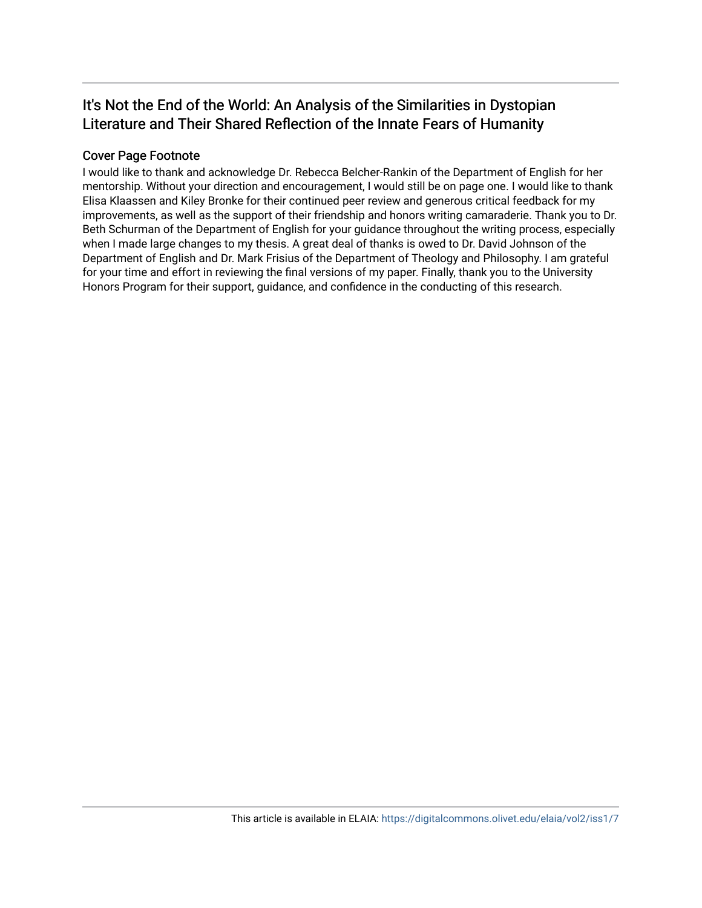# It's Not the End of the World: An Analysis of the Similarities in Dystopian Literature and Their Shared Reflection of the Innate Fears of Humanity

## Cover Page Footnote

I would like to thank and acknowledge Dr. Rebecca Belcher-Rankin of the Department of English for her mentorship. Without your direction and encouragement, I would still be on page one. I would like to thank Elisa Klaassen and Kiley Bronke for their continued peer review and generous critical feedback for my improvements, as well as the support of their friendship and honors writing camaraderie. Thank you to Dr. Beth Schurman of the Department of English for your guidance throughout the writing process, especially when I made large changes to my thesis. A great deal of thanks is owed to Dr. David Johnson of the Department of English and Dr. Mark Frisius of the Department of Theology and Philosophy. I am grateful for your time and effort in reviewing the final versions of my paper. Finally, thank you to the University Honors Program for their support, guidance, and confidence in the conducting of this research.

This article is available in ELAIA: https://digitalcommons.olivet.edu/elaia/vol2/iss1/7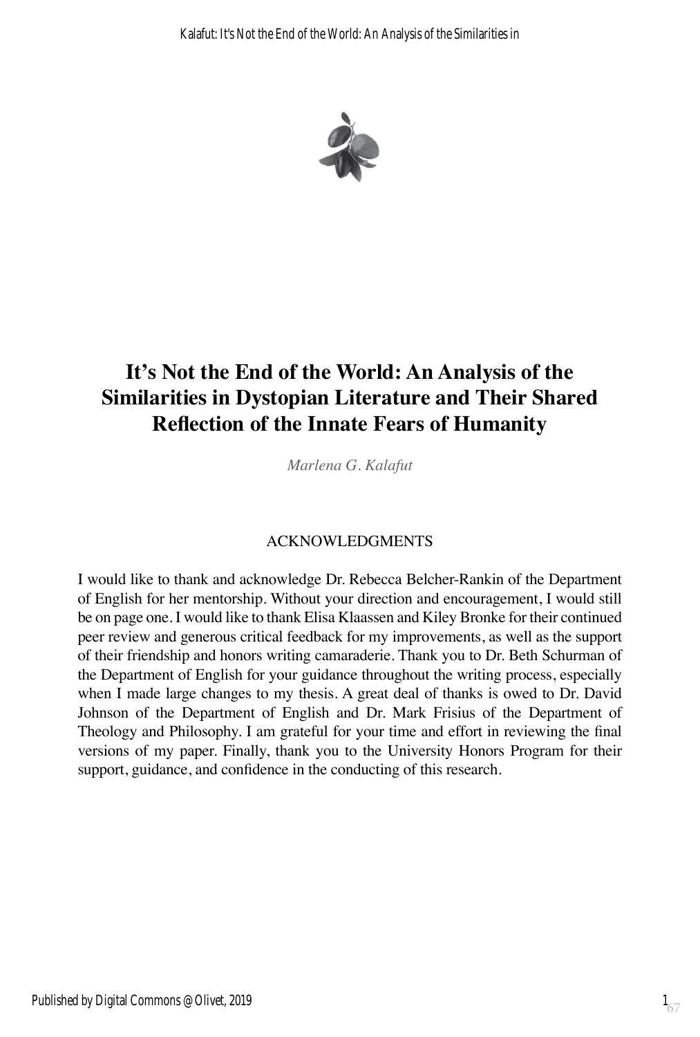# It's Not the End of the World: An Analysis of the Similarities in Dystopian Literature and Their Shared Reflection of the Innate Fears of Humanity

*Marlena G. Kalafut*

## ACKNOWLEDGMENTS

I would like to thank and acknowledge Dr. Rebecca Belcher-Rankin of the Department of English for her mentorship. Without your direction and encouragement, I would still be on page one. I would like to thank Elisa Klaassen and Kiley Bronke for their continued peer review and generous critical feedback for my improvements, as well as the support of their friendship and honors writing camaraderie. Thank you to Dr. Beth Schurman of the Department of English for your guidance throughout the writing process, especially when I made large changes to my thesis. A great deal of thanks is owed to Dr. David Johnson of the Department of English and Dr. Mark Frisius of the Department of Theology and Philosophy. I am grateful for your time and effort in reviewing the final versions of my paper. Finally, thank you to the University Honors Program for their support, guidance, and confidence in the conducting of this research.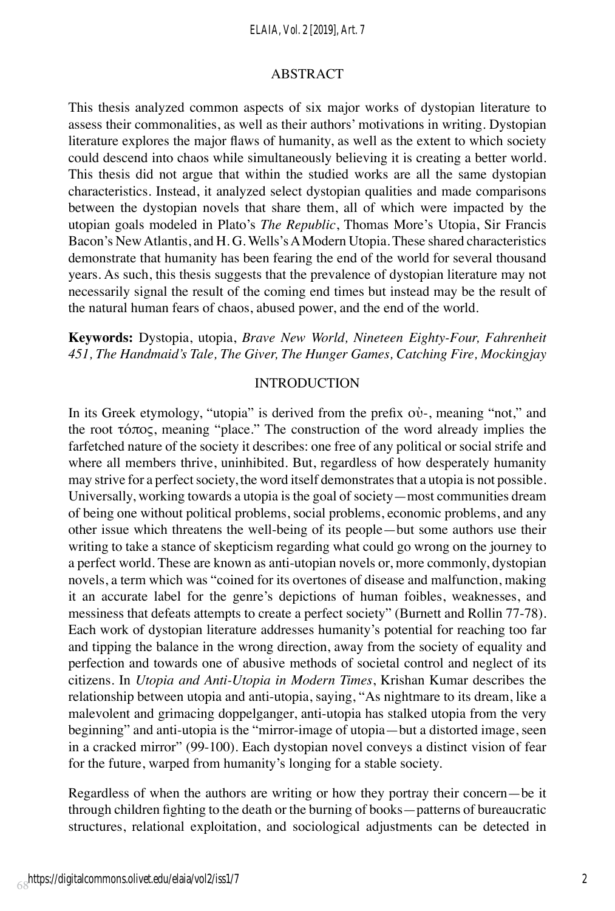## ABSTRACT

This thesis analyzed common aspects of six major works of dystopian literature to assess their commonalities, as well as their authors' motivations in writing. Dystopian literature explores the major flaws of humanity, as well as the extent to which society could descend into chaos while simultaneously believing it is creating a better world. This thesis did not argue that within the studied works are all the same dystopian characteristics. Instead, it analyzed select dystopian qualities and made comparisons between the dystopian novels that share them, all of which were impacted by the utopian goals modeled in Plato's *The Republic*, Thomas More's Utopia, Sir Francis Bacon's New Atlantis, and H. G. Wells's A Modern Utopia. These shared characteristics demonstrate that humanity has been fearing the end of the world for several thousand years. As such, this thesis suggests that the prevalence of dystopian literature may not necessarily signal the result of the coming end times but instead may be the result of the natural human fears of chaos, abused power, and the end of the world.

**Keywords:** Dystopia, utopia, *Brave New World, Nineteen Eighty-Four, Fahrenheit 451, The Handmaid's Tale, The Giver, The Hunger Games, Catching Fire, Mockingjay*

## INTRODUCTION

In its Greek etymology, "utopia" is derived from the prefix οὐ-, meaning "not," and the root τόπος, meaning "place." The construction of the word already implies the farfetched nature of the society it describes: one free of any political or social strife and where all members thrive, uninhibited. But, regardless of how desperately humanity may strive for a perfect society, the word itself demonstrates that a utopia is not possible. Universally, working towards a utopia is the goal of society—most communities dream of being one without political problems, social problems, economic problems, and any other issue which threatens the well-being of its people—but some authors use their writing to take a stance of skepticism regarding what could go wrong on the journey to a perfect world. These are known as anti-utopian novels or, more commonly, dystopian novels, a term which was "coined for its overtones of disease and malfunction, making it an accurate label for the genre's depictions of human foibles, weaknesses, and messiness that defeats attempts to create a perfect society" (Burnett and Rollin 77-78). Each work of dystopian literature addresses humanity's potential for reaching too far and tipping the balance in the wrong direction, away from the society of equality and perfection and towards one of abusive methods of societal control and neglect of its citizens. In *Utopia and Anti-Utopia in Modern Times*, Krishan Kumar describes the relationship between utopia and anti-utopia, saying, "As nightmare to its dream, like a malevolent and grimacing doppelganger, anti-utopia has stalked utopia from the very beginning" and anti-utopia is the "mirror-image of utopia—but a distorted image, seen in a cracked mirror" (99-100). Each dystopian novel conveys a distinct vision of fear for the future, warped from humanity's longing for a stable society.

Regardless of when the authors are writing or how they portray their concern—be it through children fighting to the death or the burning of books—patterns of bureaucratic structures, relational exploitation, and sociological adjustments can be detected in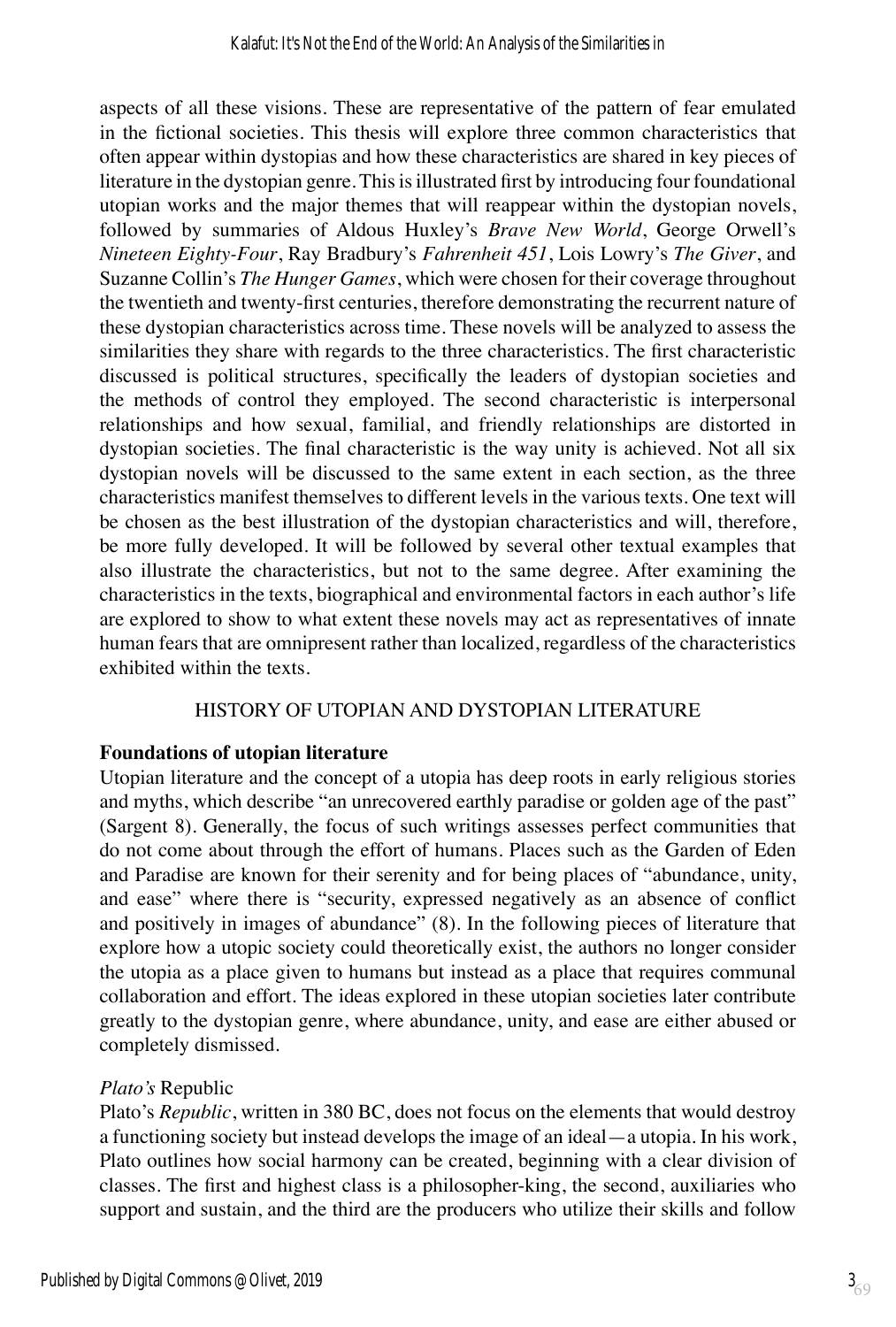aspects of all these visions. These are representative of the pattern of fear emulated in the fictional societies. This thesis will explore three common characteristics that often appear within dystopias and how these characteristics are shared in key pieces of literature in the dystopian genre. This is illustrated first by introducing four foundational utopian works and the major themes that will reappear within the dystopian novels, followed by summaries of Aldous Huxley's *Brave New World*, George Orwell's *Nineteen Eighty-Four*, Ray Bradbury's *Fahrenheit 451*, Lois Lowry's *The Giver*, and Suzanne Collin's *The Hunger Games*, which were chosen for their coverage throughout the twentieth and twenty-first centuries, therefore demonstrating the recurrent nature of these dystopian characteristics across time. These novels will be analyzed to assess the similarities they share with regards to the three characteristics. The first characteristic discussed is political structures, specifically the leaders of dystopian societies and the methods of control they employed. The second characteristic is interpersonal relationships and how sexual, familial, and friendly relationships are distorted in dystopian societies. The final characteristic is the way unity is achieved. Not all six dystopian novels will be discussed to the same extent in each section, as the three characteristics manifest themselves to different levels in the various texts. One text will be chosen as the best illustration of the dystopian characteristics and will, therefore, be more fully developed. It will be followed by several other textual examples that also illustrate the characteristics, but not to the same degree. After examining the characteristics in the texts, biographical and environmental factors in each author's life are explored to show to what extent these novels may act as representatives of innate human fears that are omnipresent rather than localized, regardless of the characteristics exhibited within the texts.

## HISTORY OF UTOPIAN AND DYSTOPIAN LITERATURE

### Foundations of utopian literature

Utopian literature and the concept of a utopia has deep roots in early religious stories and myths, which describe "an unrecovered earthly paradise or golden age of the past" (Sargent 8). Generally, the focus of such writings assesses perfect communities that do not come about through the effort of humans. Places such as the Garden of Eden and Paradise are known for their serenity and for being places of "abundance, unity, and ease" where there is "security, expressed negatively as an absence of conflict and positively in images of abundance" (8). In the following pieces of literature that explore how a utopic society could theoretically exist, the authors no longer consider the utopia as a place given to humans but instead as a place that requires communal collaboration and effort. The ideas explored in these utopian societies later contribute greatly to the dystopian genre, where abundance, unity, and ease are either abused or completely dismissed.

#### *Plato's* Republic

Plato's *Republic*, written in 380 BC, does not focus on the elements that would destroy a functioning society but instead develops the image of an ideal—a utopia. In his work, Plato outlines how social harmony can be created, beginning with a clear division of classes. The first and highest class is a philosopher-king, the second, auxiliaries who support and sustain, and the third are the producers who utilize their skills and follow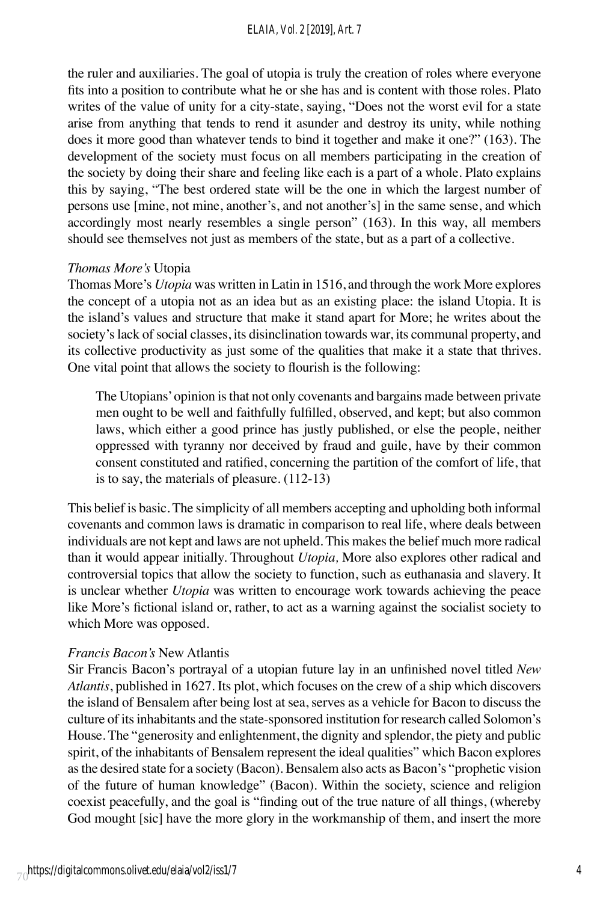the ruler and auxiliaries. The goal of utopia is truly the creation of roles where everyone fits into a position to contribute what he or she has and is content with those roles. Plato writes of the value of unity for a city-state, saying, "Does not the worst evil for a state arise from anything that tends to rend it asunder and destroy its unity, while nothing does it more good than whatever tends to bind it together and make it one?" (163). The development of the society must focus on all members participating in the creation of the society by doing their share and feeling like each is a part of a whole. Plato explains this by saying, "The best ordered state will be the one in which the largest number of persons use [mine, not mine, another's, and not another's] in the same sense, and which accordingly most nearly resembles a single person" (163). In this way, all members should see themselves not just as members of the state, but as a part of a collective.

### *Thomas More's* Utopia

Thomas More's *Utopia* was written in Latin in 1516, and through the work More explores the concept of a utopia not as an idea but as an existing place: the island Utopia. It is the island's values and structure that make it stand apart for More; he writes about the society's lack of social classes, its disinclination towards war, its communal property, and its collective productivity as just some of the qualities that make it a state that thrives. One vital point that allows the society to flourish is the following:

> The Utopians' opinion is that not only covenants and bargains made between private men ought to be well and faithfully fulfilled, observed, and kept; but also common laws, which either a good prince has justly published, or else the people, neither oppressed with tyranny nor deceived by fraud and guile, have by their common consent constituted and ratified, concerning the partition of the comfort of life, that is to say, the materials of pleasure. (112-13)

This belief is basic. The simplicity of all members accepting and upholding both informal covenants and common laws is dramatic in comparison to real life, where deals between individuals are not kept and laws are not upheld. This makes the belief much more radical than it would appear initially. Throughout *Utopia,* More also explores other radical and controversial topics that allow the society to function, such as euthanasia and slavery. It is unclear whether *Utopia* was written to encourage work towards achieving the peace like More's fictional island or, rather, to act as a warning against the socialist society to which More was opposed.

### *Francis Bacon's* New Atlantis

Sir Francis Bacon's portrayal of a utopian future lay in an unfinished novel titled *New Atlantis*, published in 1627. Its plot, which focuses on the crew of a ship which discovers the island of Bensalem after being lost at sea, serves as a vehicle for Bacon to discuss the culture of its inhabitants and the state-sponsored institution for research called Solomon's House. The "generosity and enlightenment, the dignity and splendor, the piety and public spirit, of the inhabitants of Bensalem represent the ideal qualities" which Bacon explores as the desired state for a society (Bacon). Bensalem also acts as Bacon's "prophetic vision of the future of human knowledge" (Bacon). Within the society, science and religion coexist peacefully, and the goal is "finding out of the true nature of all things, (whereby God mought [sic] have the more glory in the workmanship of them, and insert the more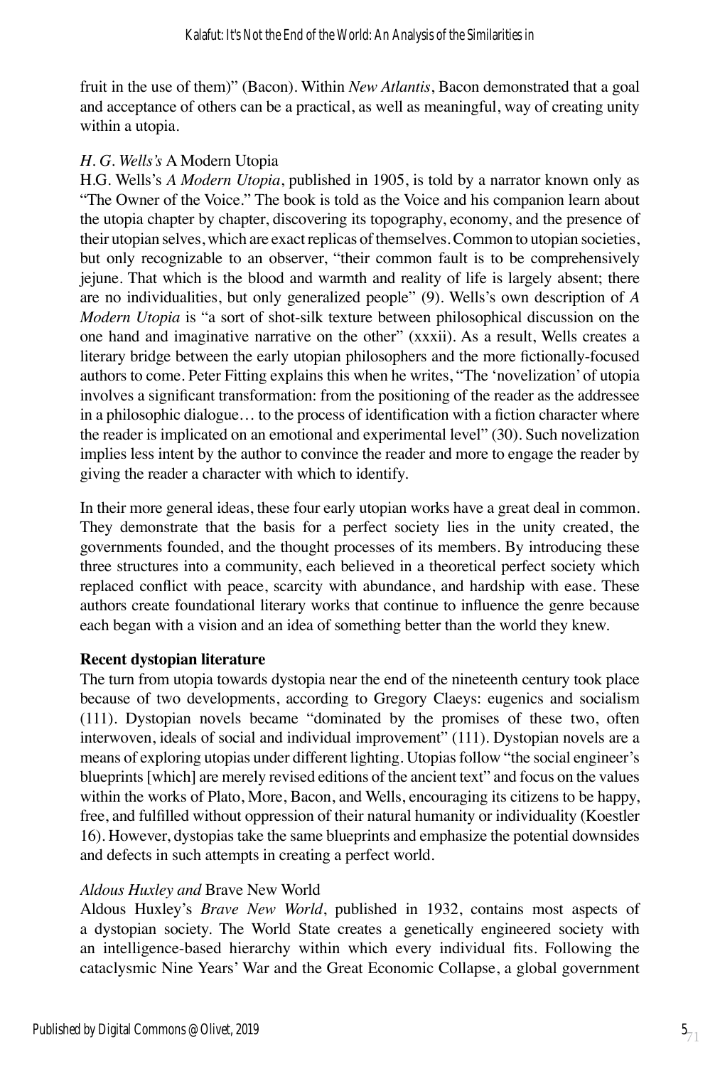fruit in the use of them)" (Bacon). Within *New Atlantis*, Bacon demonstrated that a goal and acceptance of others can be a practical, as well as meaningful, way of creating unity within a utopia.

### *H. G. Wells's* A Modern Utopia

H.G. Wells's *A Modern Utopia*, published in 1905, is told by a narrator known only as "The Owner of the Voice." The book is told as the Voice and his companion learn about the utopia chapter by chapter, discovering its topography, economy, and the presence of their utopian selves, which are exact replicas of themselves. Common to utopian societies, but only recognizable to an observer, "their common fault is to be comprehensively jejune. That which is the blood and warmth and reality of life is largely absent; there are no individualities, but only generalized people" (9). Wells's own description of *A Modern Utopia* is "a sort of shot-silk texture between philosophical discussion on the one hand and imaginative narrative on the other" (xxxii). As a result, Wells creates a literary bridge between the early utopian philosophers and the more fictionally-focused authors to come. Peter Fitting explains this when he writes, "The 'novelization' of utopia involves a significant transformation: from the positioning of the reader as the addressee in a philosophic dialogue… to the process of identification with a fiction character where the reader is implicated on an emotional and experimental level" (30). Such novelization implies less intent by the author to convince the reader and more to engage the reader by giving the reader a character with which to identify.

In their more general ideas, these four early utopian works have a great deal in common. They demonstrate that the basis for a perfect society lies in the unity created, the governments founded, and the thought processes of its members. By introducing these three structures into a community, each believed in a theoretical perfect society which replaced conflict with peace, scarcity with abundance, and hardship with ease. These authors create foundational literary works that continue to influence the genre because each began with a vision and an idea of something better than the world they knew.

## Recent dystopian literature

The turn from utopia towards dystopia near the end of the nineteenth century took place because of two developments, according to Gregory Claeys: eugenics and socialism (111). Dystopian novels became "dominated by the promises of these two, often interwoven, ideals of social and individual improvement" (111). Dystopian novels are a means of exploring utopias under different lighting. Utopias follow "the social engineer's blueprints [which] are merely revised editions of the ancient text" and focus on the values within the works of Plato, More, Bacon, and Wells, encouraging its citizens to be happy, free, and fulfilled without oppression of their natural humanity or individuality (Koestler 16). However, dystopias take the same blueprints and emphasize the potential downsides and defects in such attempts in creating a perfect world.

### *Aldous Huxley and* Brave New World

Aldous Huxley's *Brave New World*, published in 1932, contains most aspects of a dystopian society. The World State creates a genetically engineered society with an intelligence-based hierarchy within which every individual fits. Following the cataclysmic Nine Years' War and the Great Economic Collapse, a global government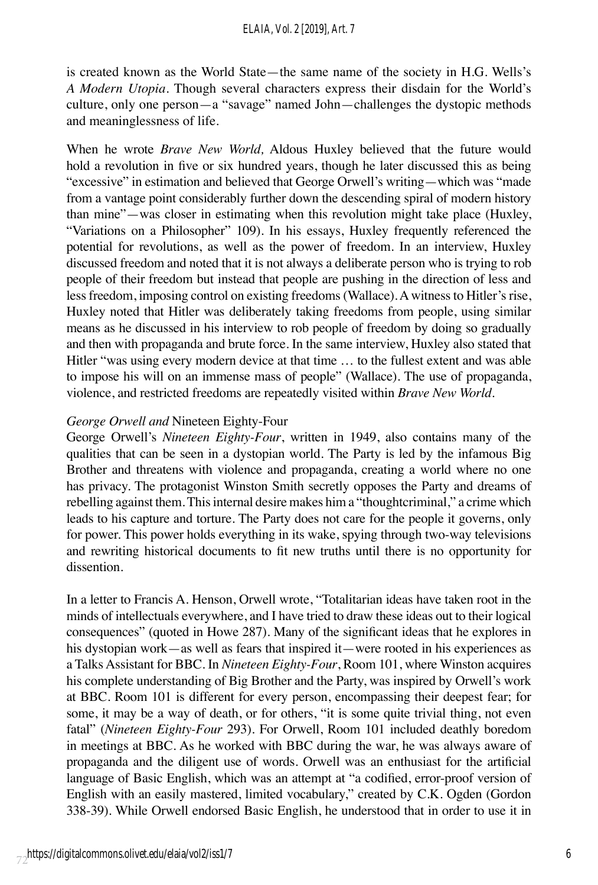is created known as the World State—the same name of the society in H.G. Wells's *A Modern Utopia*. Though several characters express their disdain for the World's culture, only one person—a "savage" named John—challenges the dystopic methods and meaninglessness of life.

When he wrote *Brave New World,* Aldous Huxley believed that the future would hold a revolution in five or six hundred years, though he later discussed this as being "excessive" in estimation and believed that George Orwell's writing—which was "made from a vantage point considerably further down the descending spiral of modern history than mine"—was closer in estimating when this revolution might take place (Huxley, "Variations on a Philosopher" 109). In his essays, Huxley frequently referenced the potential for revolutions, as well as the power of freedom. In an interview, Huxley discussed freedom and noted that it is not always a deliberate person who is trying to rob people of their freedom but instead that people are pushing in the direction of less and less freedom, imposing control on existing freedoms (Wallace). A witness to Hitler's rise, Huxley noted that Hitler was deliberately taking freedoms from people, using similar means as he discussed in his interview to rob people of freedom by doing so gradually and then with propaganda and brute force. In the same interview, Huxley also stated that Hitler "was using every modern device at that time … to the fullest extent and was able to impose his will on an immense mass of people" (Wallace). The use of propaganda, violence, and restricted freedoms are repeatedly visited within *Brave New World*.

### *George Orwell and* Nineteen Eighty-Four

George Orwell's *Nineteen Eighty-Four*, written in 1949, also contains many of the qualities that can be seen in a dystopian world. The Party is led by the infamous Big Brother and threatens with violence and propaganda, creating a world where no one has privacy. The protagonist Winston Smith secretly opposes the Party and dreams of rebelling against them. This internal desire makes him a "thoughtcriminal," a crime which leads to his capture and torture. The Party does not care for the people it governs, only for power. This power holds everything in its wake, spying through two-way televisions and rewriting historical documents to fit new truths until there is no opportunity for dissention.

In a letter to Francis A. Henson, Orwell wrote, "Totalitarian ideas have taken root in the minds of intellectuals everywhere, and I have tried to draw these ideas out to their logical consequences" (quoted in Howe 287). Many of the significant ideas that he explores in his dystopian work—as well as fears that inspired it—were rooted in his experiences as a Talks Assistant for BBC. In *Nineteen Eighty-Four*, Room 101, where Winston acquires his complete understanding of Big Brother and the Party, was inspired by Orwell's work at BBC. Room 101 is different for every person, encompassing their deepest fear; for some, it may be a way of death, or for others, "it is some quite trivial thing, not even fatal" (*Nineteen Eighty-Four* 293). For Orwell, Room 101 included deathly boredom in meetings at BBC. As he worked with BBC during the war, he was always aware of propaganda and the diligent use of words. Orwell was an enthusiast for the artificial language of Basic English, which was an attempt at "a codified, error-proof version of English with an easily mastered, limited vocabulary," created by C.K. Ogden (Gordon 338-39). While Orwell endorsed Basic English, he understood that in order to use it in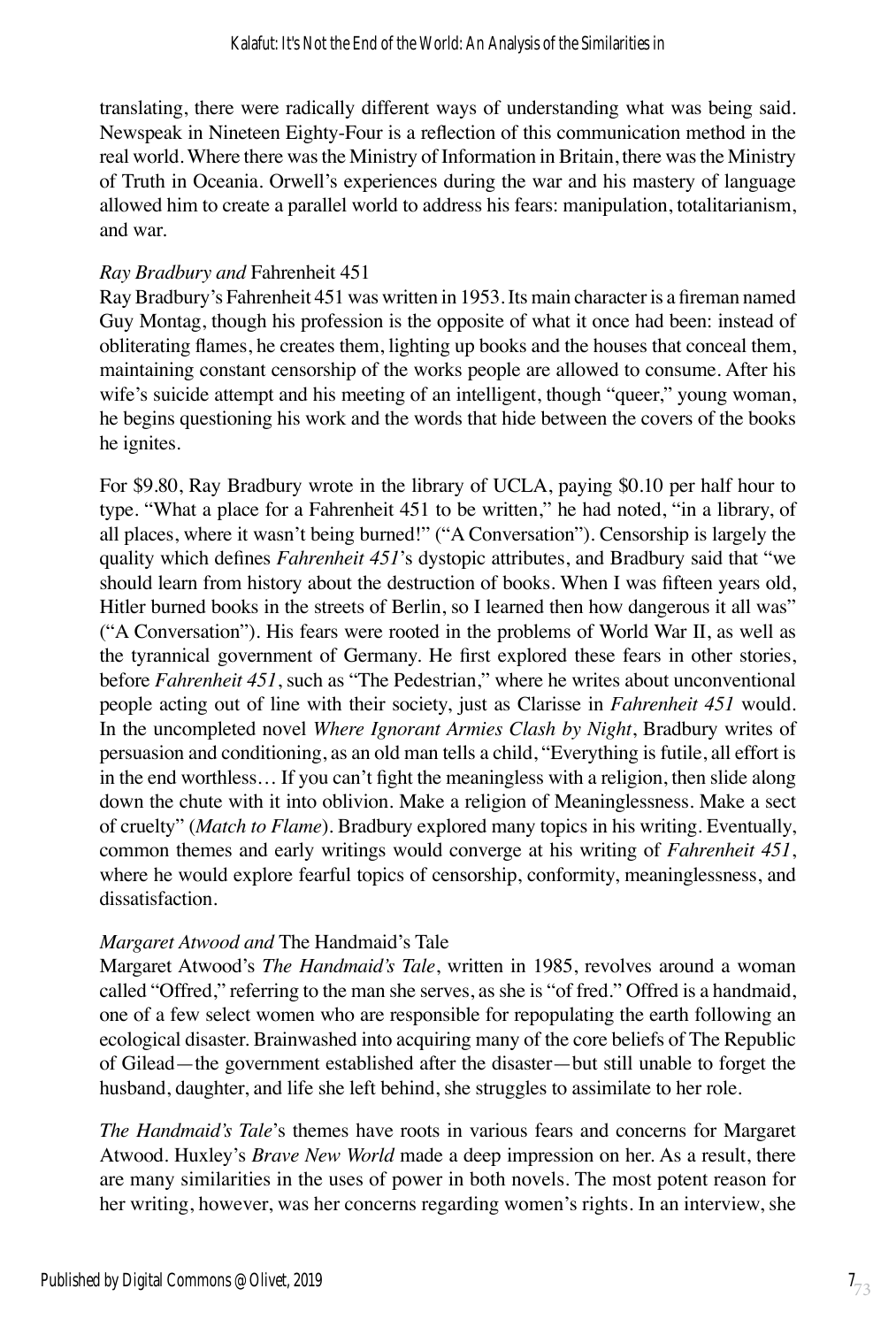translating, there were radically different ways of understanding what was being said. Newspeak in Nineteen Eighty-Four is a reflection of this communication method in the real world. Where there was the Ministry of Information in Britain, there was the Ministry of Truth in Oceania. Orwell's experiences during the war and his mastery of language allowed him to create a parallel world to address his fears: manipulation, totalitarianism, and war.

### *Ray Bradbury and* Fahrenheit 451

Ray Bradbury's Fahrenheit 451 was written in 1953. Its main character is a fireman named Guy Montag, though his profession is the opposite of what it once had been: instead of obliterating flames, he creates them, lighting up books and the houses that conceal them, maintaining constant censorship of the works people are allowed to consume. After his wife's suicide attempt and his meeting of an intelligent, though "queer," young woman, he begins questioning his work and the words that hide between the covers of the books he ignites.

For \$9.80, Ray Bradbury wrote in the library of UCLA, paying \$0.10 per half hour to type. "What a place for a Fahrenheit 451 to be written," he had noted, "in a library, of all places, where it wasn't being burned!" ("A Conversation"). Censorship is largely the quality which defines *Fahrenheit 451*'s dystopic attributes, and Bradbury said that "we should learn from history about the destruction of books. When I was fifteen years old, Hitler burned books in the streets of Berlin, so I learned then how dangerous it all was" ("A Conversation"). His fears were rooted in the problems of World War II, as well as the tyrannical government of Germany. He first explored these fears in other stories, before *Fahrenheit 451*, such as "The Pedestrian," where he writes about unconventional people acting out of line with their society, just as Clarisse in *Fahrenheit 451* would. In the uncompleted novel *Where Ignorant Armies Clash by Night*, Bradbury writes of persuasion and conditioning, as an old man tells a child, "Everything is futile, all effort is in the end worthless… If you can't fight the meaningless with a religion, then slide along down the chute with it into oblivion. Make a religion of Meaninglessness. Make a sect of cruelty" (*Match to Flame*). Bradbury explored many topics in his writing. Eventually, common themes and early writings would converge at his writing of *Fahrenheit 451*, where he would explore fearful topics of censorship, conformity, meaninglessness, and dissatisfaction.

### *Margaret Atwood and* The Handmaid's Tale

Margaret Atwood's *The Handmaid's Tale*, written in 1985, revolves around a woman called "Offred," referring to the man she serves, as she is "of fred." Offred is a handmaid, one of a few select women who are responsible for repopulating the earth following an ecological disaster. Brainwashed into acquiring many of the core beliefs of The Republic of Gilead—the government established after the disaster—but still unable to forget the husband, daughter, and life she left behind, she struggles to assimilate to her role.

*The Handmaid's Tale*'s themes have roots in various fears and concerns for Margaret Atwood. Huxley's *Brave New World* made a deep impression on her. As a result, there are many similarities in the uses of power in both novels. The most potent reason for her writing, however, was her concerns regarding women's rights. In an interview, she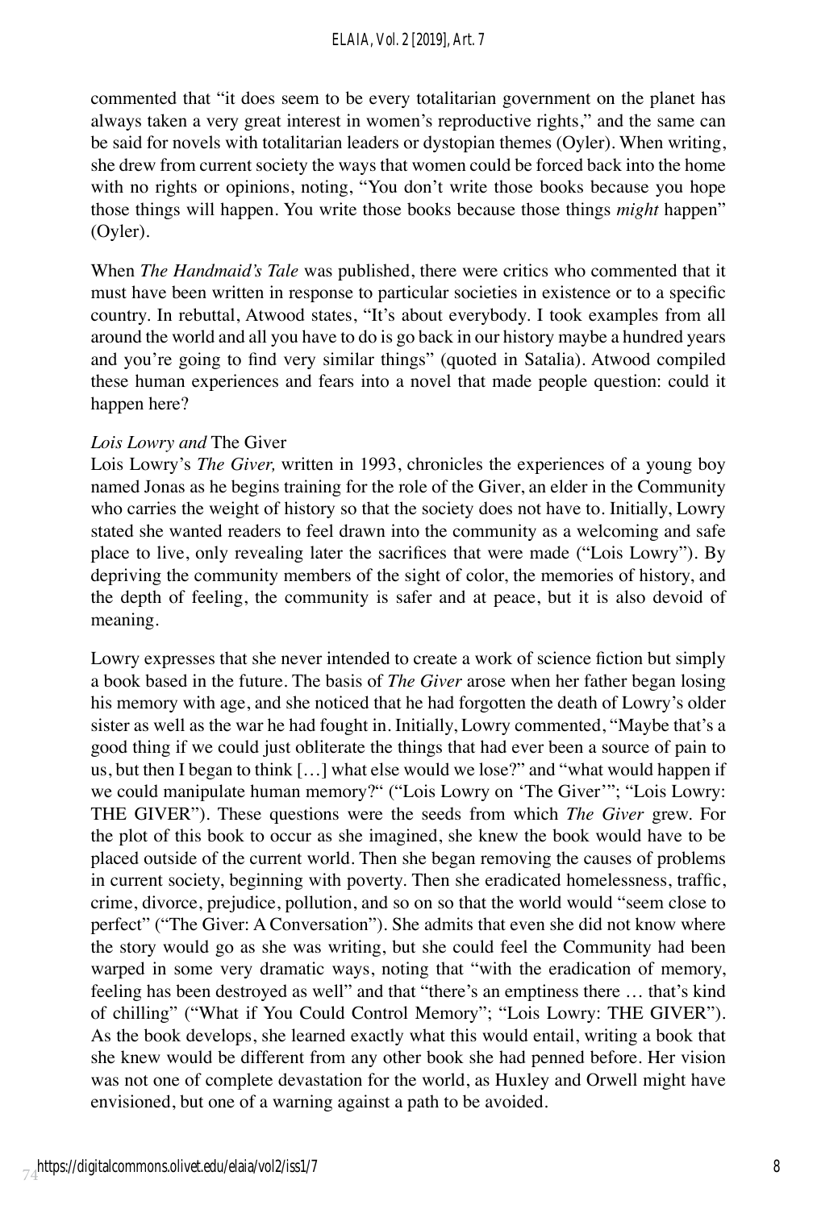commented that "it does seem to be every totalitarian government on the planet has always taken a very great interest in women's reproductive rights," and the same can be said for novels with totalitarian leaders or dystopian themes (Oyler). When writing, she drew from current society the ways that women could be forced back into the home with no rights or opinions, noting, "You don't write those books because you hope those things will happen. You write those books because those things *might* happen" (Oyler).

When *The Handmaid's Tale* was published, there were critics who commented that it must have been written in response to particular societies in existence or to a specific country. In rebuttal, Atwood states, "It's about everybody. I took examples from all around the world and all you have to do is go back in our history maybe a hundred years and you're going to find very similar things" (quoted in Satalia). Atwood compiled these human experiences and fears into a novel that made people question: could it happen here?

*Lois Lowry and* The Giver

Lois Lowry's *The Giver,* written in 1993, chronicles the experiences of a young boy named Jonas as he begins training for the role of the Giver, an elder in the Community who carries the weight of history so that the society does not have to. Initially, Lowry stated she wanted readers to feel drawn into the community as a welcoming and safe place to live, only revealing later the sacrifices that were made ("Lois Lowry"). By depriving the community members of the sight of color, the memories of history, and the depth of feeling, the community is safer and at peace, but it is also devoid of meaning.

Lowry expresses that she never intended to create a work of science fiction but simply a book based in the future. The basis of *The Giver* arose when her father began losing his memory with age, and she noticed that he had forgotten the death of Lowry's older sister as well as the war he had fought in. Initially, Lowry commented, "Maybe that's a good thing if we could just obliterate the things that had ever been a source of pain to us, but then I began to think […] what else would we lose?" and "what would happen if we could manipulate human memory?" ("Lois Lowry on 'The Giver'"; "Lois Lowry: THE GIVER"). These questions were the seeds from which *The Giver* grew. For the plot of this book to occur as she imagined, she knew the book would have to be placed outside of the current world. Then she began removing the causes of problems in current society, beginning with poverty. Then she eradicated homelessness, traffic, crime, divorce, prejudice, pollution, and so on so that the world would "seem close to perfect" ("The Giver: A Conversation"). She admits that even she did not know where the story would go as she was writing, but she could feel the Community had been warped in some very dramatic ways, noting that "with the eradication of memory, feeling has been destroyed as well" and that "there's an emptiness there … that's kind of chilling" ("What if You Could Control Memory"; "Lois Lowry: THE GIVER"). As the book develops, she learned exactly what this would entail, writing a book that she knew would be different from any other book she had penned before. Her vision was not one of complete devastation for the world, as Huxley and Orwell might have envisioned, but one of a warning against a path to be avoided.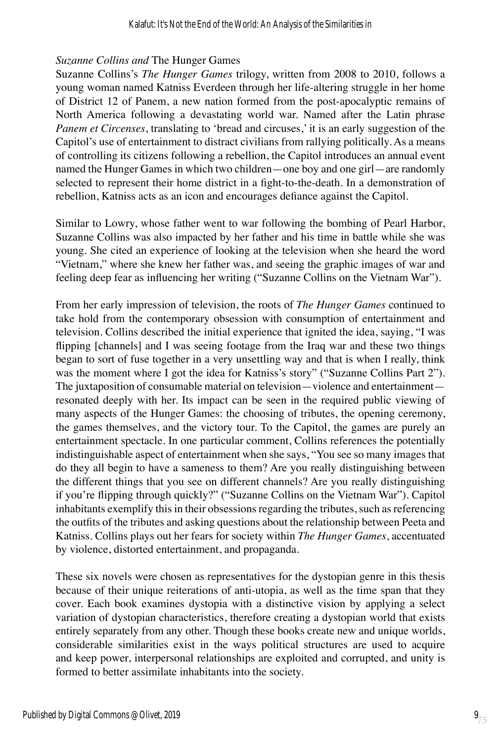*Suzanne Collins and* The Hunger Games

Suzanne Collins's *The Hunger Games* trilogy, written from 2008 to 2010, follows a young woman named Katniss Everdeen through her life-altering struggle in her home of District 12 of Panem, a new nation formed from the post-apocalyptic remains of North America following a devastating world war. Named after the Latin phrase *Panem et Circenses*, translating to 'bread and circuses,' it is an early suggestion of the Capitol's use of entertainment to distract civilians from rallying politically. As a means of controlling its citizens following a rebellion, the Capitol introduces an annual event named the Hunger Games in which two children—one boy and one girl—are randomly selected to represent their home district in a fight-to-the-death. In a demonstration of rebellion, Katniss acts as an icon and encourages defiance against the Capitol.

Similar to Lowry, whose father went to war following the bombing of Pearl Harbor, Suzanne Collins was also impacted by her father and his time in battle while she was young. She cited an experience of looking at the television when she heard the word "Vietnam," where she knew her father was, and seeing the graphic images of war and feeling deep fear as influencing her writing ("Suzanne Collins on the Vietnam War").

From her early impression of television, the roots of *The Hunger Games* continued to take hold from the contemporary obsession with consumption of entertainment and television. Collins described the initial experience that ignited the idea, saying, "I was flipping [channels] and I was seeing footage from the Iraq war and these two things began to sort of fuse together in a very unsettling way and that is when I really, think was the moment where I got the idea for Katniss's story" ("Suzanne Collins Part 2"). The juxtaposition of consumable material on television—violence and entertainment—resonated deeply with her. Its impact can be seen in the required public viewing of many aspects of the Hunger Games: the choosing of tributes, the opening ceremony, the games themselves, and the victory tour. To the Capitol, the games are purely an entertainment spectacle. In one particular comment, Collins references the potentially indistinguishable aspect of entertainment when she says, "You see so many images that do they all begin to have a sameness to them? Are you really distinguishing between the different things that you see on different channels? Are you really distinguishing if you're flipping through quickly?" ("Suzanne Collins on the Vietnam War"). Capitol inhabitants exemplify this in their obsessions regarding the tributes, such as referencing the outfits of the tributes and asking questions about the relationship between Peeta and Katniss. Collins plays out her fears for society within *The Hunger Games*, accentuated by violence, distorted entertainment, and propaganda.

These six novels were chosen as representatives for the dystopian genre in this thesis because of their unique reiterations of anti-utopia, as well as the time span that they cover. Each book examines dystopia with a distinctive vision by applying a select variation of dystopian characteristics, therefore creating a dystopian world that exists entirely separately from any other. Though these books create new and unique worlds, considerable similarities exist in the ways political structures are used to acquire and keep power, interpersonal relationships are exploited and corrupted, and unity is formed to better assimilate inhabitants into the society.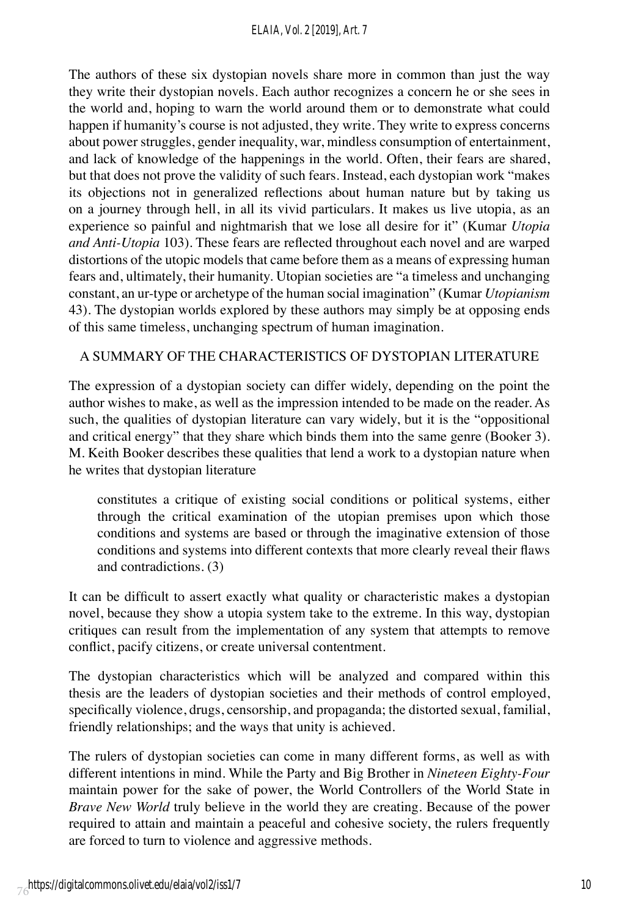The authors of these six dystopian novels share more in common than just the way they write their dystopian novels. Each author recognizes a concern he or she sees in the world and, hoping to warn the world around them or to demonstrate what could happen if humanity's course is not adjusted, they write. They write to express concerns about power struggles, gender inequality, war, mindless consumption of entertainment, and lack of knowledge of the happenings in the world. Often, their fears are shared, but that does not prove the validity of such fears. Instead, each dystopian work "makes its objections not in generalized reflections about human nature but by taking us on a journey through hell, in all its vivid particulars. It makes us live utopia, as an experience so painful and nightmarish that we lose all desire for it" (Kumar *Utopia and Anti-Utopia* 103). These fears are reflected throughout each novel and are warped distortions of the utopic models that came before them as a means of expressing human fears and, ultimately, their humanity. Utopian societies are "a timeless and unchanging constant, an ur-type or archetype of the human social imagination" (Kumar *Utopianism* 43). The dystopian worlds explored by these authors may simply be at opposing ends of this same timeless, unchanging spectrum of human imagination.

## A SUMMARY OF THE CHARACTERISTICS OF DYSTOPIAN LITERATURE

The expression of a dystopian society can differ widely, depending on the point the author wishes to make, as well as the impression intended to be made on the reader. As such, the qualities of dystopian literature can vary widely, but it is the "oppositional and critical energy" that they share which binds them into the same genre (Booker 3). M. Keith Booker describes these qualities that lend a work to a dystopian nature when he writes that dystopian literature

> constitutes a critique of existing social conditions or political systems, either through the critical examination of the utopian premises upon which those conditions and systems are based or through the imaginative extension of those conditions and systems into different contexts that more clearly reveal their flaws and contradictions. (3)

It can be difficult to assert exactly what quality or characteristic makes a dystopian novel, because they show a utopia system take to the extreme. In this way, dystopian critiques can result from the implementation of any system that attempts to remove conflict, pacify citizens, or create universal contentment.

The dystopian characteristics which will be analyzed and compared within this thesis are the leaders of dystopian societies and their methods of control employed, specifically violence, drugs, censorship, and propaganda; the distorted sexual, familial, friendly relationships; and the ways that unity is achieved.

The rulers of dystopian societies can come in many different forms, as well as with different intentions in mind. While the Party and Big Brother in *Nineteen Eighty-Four* maintain power for the sake of power, the World Controllers of the World State in *Brave New World* truly believe in the world they are creating. Because of the power required to attain and maintain a peaceful and cohesive society, the rulers frequently are forced to turn to violence and aggressive methods.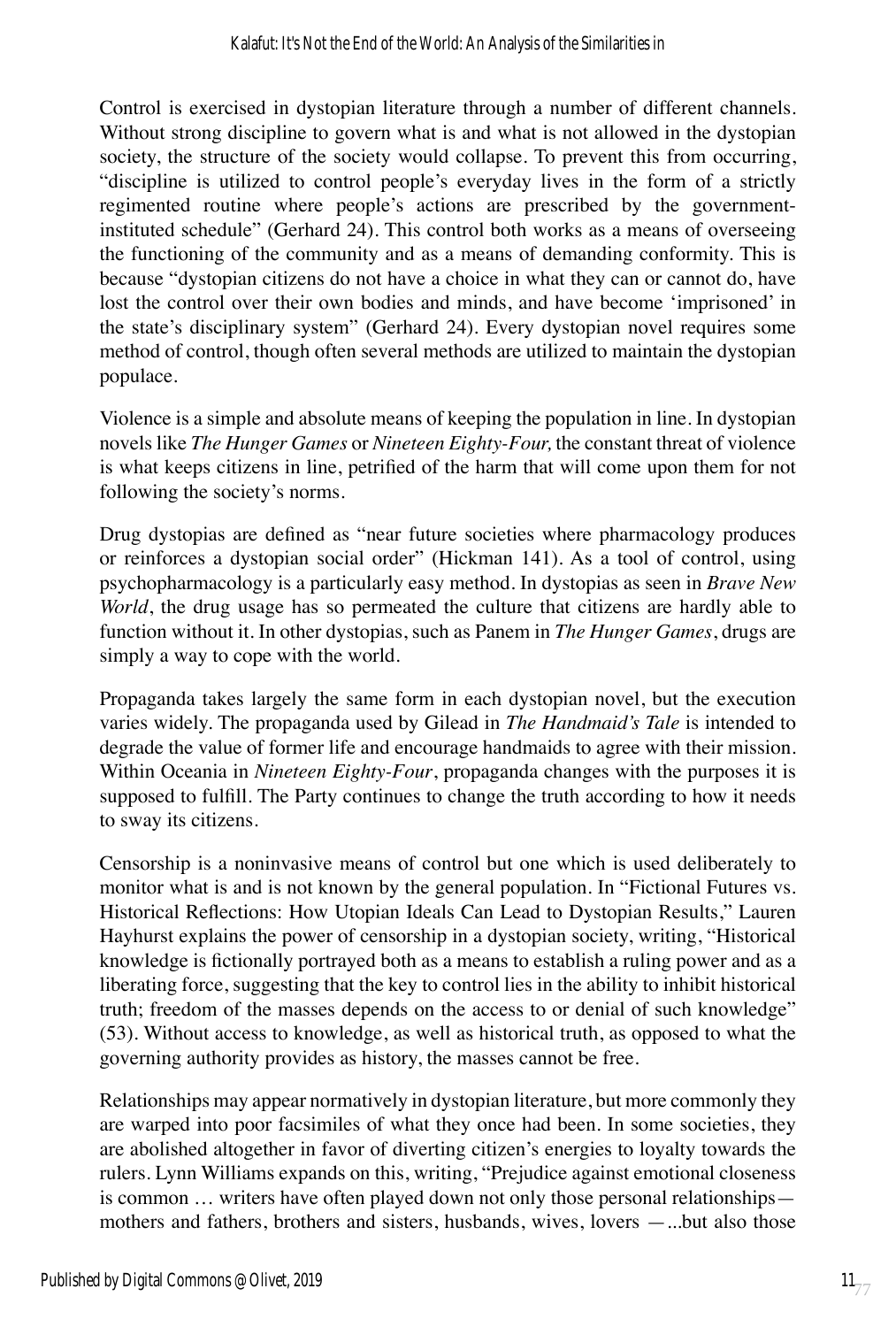Control is exercised in dystopian literature through a number of different channels. Without strong discipline to govern what is and what is not allowed in the dystopian society, the structure of the society would collapse. To prevent this from occurring, "discipline is utilized to control people's everyday lives in the form of a strictly regimented routine where people's actions are prescribed by the government-instituted schedule" (Gerhard 24). This control both works as a means of overseeing the functioning of the community and as a means of demanding conformity. This is because "dystopian citizens do not have a choice in what they can or cannot do, have lost the control over their own bodies and minds, and have become 'imprisoned' in the state's disciplinary system" (Gerhard 24). Every dystopian novel requires some method of control, though often several methods are utilized to maintain the dystopian populace.

Violence is a simple and absolute means of keeping the population in line. In dystopian novels like *The Hunger Games* or *Nineteen Eighty-Four,* the constant threat of violence is what keeps citizens in line, petrified of the harm that will come upon them for not following the society's norms.

Drug dystopias are defined as "near future societies where pharmacology produces or reinforces a dystopian social order" (Hickman 141). As a tool of control, using psychopharmacology is a particularly easy method. In dystopias as seen in *Brave New World*, the drug usage has so permeated the culture that citizens are hardly able to function without it. In other dystopias, such as Panem in *The Hunger Games*, drugs are simply a way to cope with the world.

Propaganda takes largely the same form in each dystopian novel, but the execution varies widely. The propaganda used by Gilead in *The Handmaid's Tale* is intended to degrade the value of former life and encourage handmaids to agree with their mission. Within Oceania in *Nineteen Eighty-Four*, propaganda changes with the purposes it is supposed to fulfill. The Party continues to change the truth according to how it needs to sway its citizens.

Censorship is a noninvasive means of control but one which is used deliberately to monitor what is and is not known by the general population. In "Fictional Futures vs. Historical Reflections: How Utopian Ideals Can Lead to Dystopian Results," Lauren Hayhurst explains the power of censorship in a dystopian society, writing, "Historical knowledge is fictionally portrayed both as a means to establish a ruling power and as a liberating force, suggesting that the key to control lies in the ability to inhibit historical truth; freedom of the masses depends on the access to or denial of such knowledge" (53). Without access to knowledge, as well as historical truth, as opposed to what the governing authority provides as history, the masses cannot be free.

Relationships may appear normatively in dystopian literature, but more commonly they are warped into poor facsimiles of what they once had been. In some societies, they are abolished altogether in favor of diverting citizen's energies to loyalty towards the rulers. Lynn Williams expands on this, writing, "Prejudice against emotional closeness is common … writers have often played down not only those personal relationships—mothers and fathers, brothers and sisters, husbands, wives, lovers —...but also those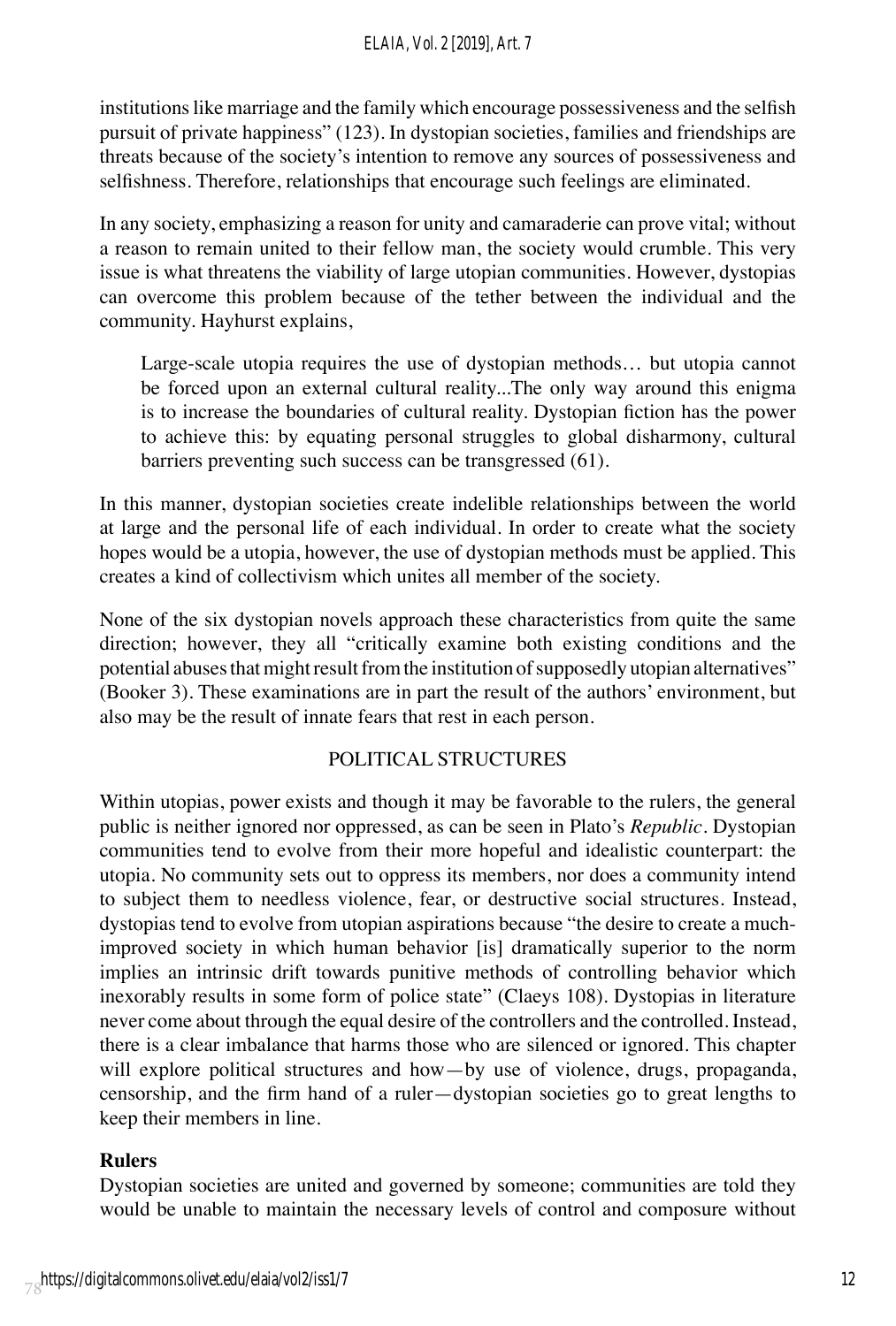institutions like marriage and the family which encourage possessiveness and the selfish pursuit of private happiness" (123). In dystopian societies, families and friendships are threats because of the society's intention to remove any sources of possessiveness and selfishness. Therefore, relationships that encourage such feelings are eliminated.

In any society, emphasizing a reason for unity and camaraderie can prove vital; without a reason to remain united to their fellow man, the society would crumble. This very issue is what threatens the viability of large utopian communities. However, dystopias can overcome this problem because of the tether between the individual and the community. Hayhurst explains,

> Large-scale utopia requires the use of dystopian methods… but utopia cannot be forced upon an external cultural reality...The only way around this enigma is to increase the boundaries of cultural reality. Dystopian fiction has the power to achieve this: by equating personal struggles to global disharmony, cultural barriers preventing such success can be transgressed (61).

In this manner, dystopian societies create indelible relationships between the world at large and the personal life of each individual. In order to create what the society hopes would be a utopia, however, the use of dystopian methods must be applied. This creates a kind of collectivism which unites all member of the society.

None of the six dystopian novels approach these characteristics from quite the same direction; however, they all "critically examine both existing conditions and the potential abuses that might result from the institution of supposedly utopian alternatives" (Booker 3). These examinations are in part the result of the authors' environment, but also may be the result of innate fears that rest in each person.

## POLITICAL STRUCTURES

Within utopias, power exists and though it may be favorable to the rulers, the general public is neither ignored nor oppressed, as can be seen in Plato's *Republic*. Dystopian communities tend to evolve from their more hopeful and idealistic counterpart: the utopia. No community sets out to oppress its members, nor does a community intend to subject them to needless violence, fear, or destructive social structures. Instead, dystopias tend to evolve from utopian aspirations because "the desire to create a much-improved society in which human behavior [is] dramatically superior to the norm implies an intrinsic drift towards punitive methods of controlling behavior which inexorably results in some form of police state" (Claeys 108). Dystopias in literature never come about through the equal desire of the controllers and the controlled. Instead, there is a clear imbalance that harms those who are silenced or ignored. This chapter will explore political structures and how—by use of violence, drugs, propaganda, censorship, and the firm hand of a ruler—dystopian societies go to great lengths to keep their members in line.

### Rulers

Dystopian societies are united and governed by someone; communities are told they would be unable to maintain the necessary levels of control and composure without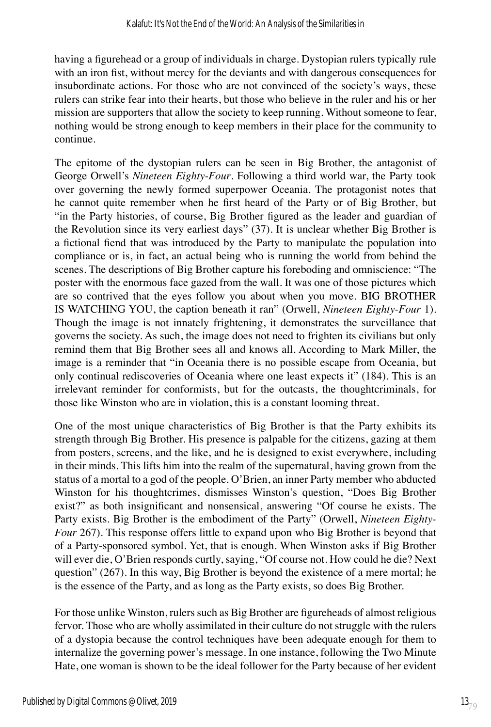having a figurehead or a group of individuals in charge. Dystopian rulers typically rule with an iron fist, without mercy for the deviants and with dangerous consequences for insubordinate actions. For those who are not convinced of the society's ways, these rulers can strike fear into their hearts, but those who believe in the ruler and his or her mission are supporters that allow the society to keep running. Without someone to fear, nothing would be strong enough to keep members in their place for the community to continue.

The epitome of the dystopian rulers can be seen in Big Brother, the antagonist of George Orwell's *Nineteen Eighty-Four*. Following a third world war, the Party took over governing the newly formed superpower Oceania. The protagonist notes that he cannot quite remember when he first heard of the Party or of Big Brother, but "in the Party histories, of course, Big Brother figured as the leader and guardian of the Revolution since its very earliest days" (37). It is unclear whether Big Brother is a fictional fiend that was introduced by the Party to manipulate the population into compliance or is, in fact, an actual being who is running the world from behind the scenes. The descriptions of Big Brother capture his foreboding and omniscience: "The poster with the enormous face gazed from the wall. It was one of those pictures which are so contrived that the eyes follow you about when you move. BIG BROTHER IS WATCHING YOU, the caption beneath it ran" (Orwell, *Nineteen Eighty-Four* 1). Though the image is not innately frightening, it demonstrates the surveillance that governs the society. As such, the image does not need to frighten its civilians but only remind them that Big Brother sees all and knows all. According to Mark Miller, the image is a reminder that "in Oceania there is no possible escape from Oceania, but only continual rediscoveries of Oceania where one least expects it" (184). This is an irrelevant reminder for conformists, but for the outcasts, the thoughtcriminals, for those like Winston who are in violation, this is a constant looming threat.

One of the most unique characteristics of Big Brother is that the Party exhibits its strength through Big Brother. His presence is palpable for the citizens, gazing at them from posters, screens, and the like, and he is designed to exist everywhere, including in their minds. This lifts him into the realm of the supernatural, having grown from the status of a mortal to a god of the people. O'Brien, an inner Party member who abducted Winston for his thoughtcrimes, dismisses Winston's question, "Does Big Brother exist?" as both insignificant and nonsensical, answering "Of course he exists. The Party exists. Big Brother is the embodiment of the Party" (Orwell, *Nineteen Eighty-Four* 267). This response offers little to expand upon who Big Brother is beyond that of a Party-sponsored symbol. Yet, that is enough. When Winston asks if Big Brother will ever die, O'Brien responds curtly, saying, "Of course not. How could he die? Next question" (267). In this way, Big Brother is beyond the existence of a mere mortal; he is the essence of the Party, and as long as the Party exists, so does Big Brother.

For those unlike Winston, rulers such as Big Brother are figureheads of almost religious fervor. Those who are wholly assimilated in their culture do not struggle with the rulers of a dystopia because the control techniques have been adequate enough for them to internalize the governing power's message. In one instance, following the Two Minute Hate, one woman is shown to be the ideal follower for the Party because of her evident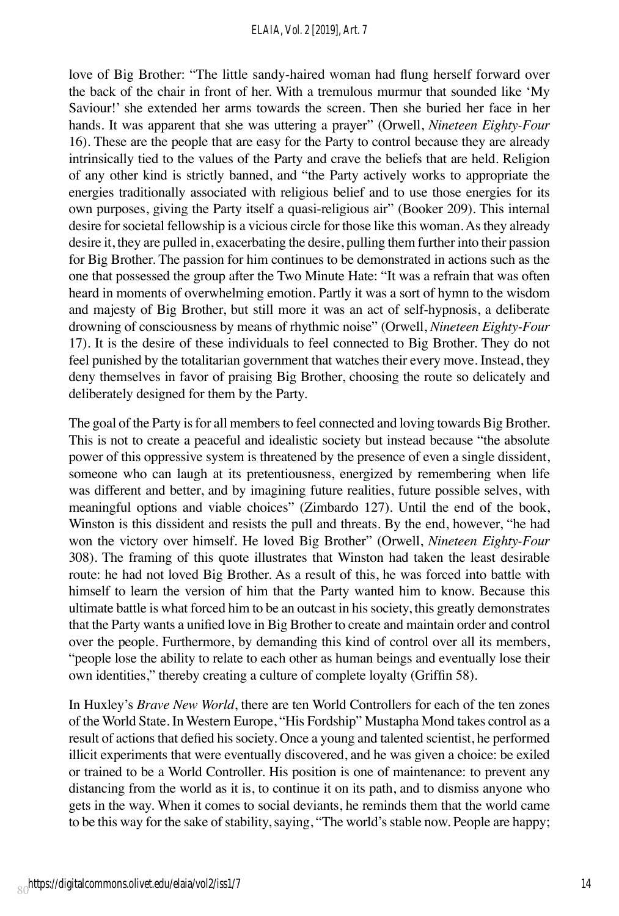love of Big Brother: "The little sandy-haired woman had flung herself forward over the back of the chair in front of her. With a tremulous murmur that sounded like 'My Saviour!' she extended her arms towards the screen. Then she buried her face in her hands. It was apparent that she was uttering a prayer" (Orwell, *Nineteen Eighty-Four* 16). These are the people that are easy for the Party to control because they are already intrinsically tied to the values of the Party and crave the beliefs that are held. Religion of any other kind is strictly banned, and "the Party actively works to appropriate the energies traditionally associated with religious belief and to use those energies for its own purposes, giving the Party itself a quasi-religious air" (Booker 209). This internal desire for societal fellowship is a vicious circle for those like this woman. As they already desire it, they are pulled in, exacerbating the desire, pulling them further into their passion for Big Brother. The passion for him continues to be demonstrated in actions such as the one that possessed the group after the Two Minute Hate: "It was a refrain that was often heard in moments of overwhelming emotion. Partly it was a sort of hymn to the wisdom and majesty of Big Brother, but still more it was an act of self-hypnosis, a deliberate drowning of consciousness by means of rhythmic noise" (Orwell, *Nineteen Eighty-Four* 17). It is the desire of these individuals to feel connected to Big Brother. They do not feel punished by the totalitarian government that watches their every move. Instead, they deny themselves in favor of praising Big Brother, choosing the route so delicately and deliberately designed for them by the Party.

The goal of the Party is for all members to feel connected and loving towards Big Brother. This is not to create a peaceful and idealistic society but instead because "the absolute power of this oppressive system is threatened by the presence of even a single dissident, someone who can laugh at its pretentiousness, energized by remembering when life was different and better, and by imagining future realities, future possible selves, with meaningful options and viable choices" (Zimbardo 127). Until the end of the book, Winston is this dissident and resists the pull and threats. By the end, however, "he had won the victory over himself. He loved Big Brother" (Orwell, *Nineteen Eighty-Four* 308). The framing of this quote illustrates that Winston had taken the least desirable route: he had not loved Big Brother. As a result of this, he was forced into battle with himself to learn the version of him that the Party wanted him to know. Because this ultimate battle is what forced him to be an outcast in his society, this greatly demonstrates that the Party wants a unified love in Big Brother to create and maintain order and control over the people. Furthermore, by demanding this kind of control over all its members, "people lose the ability to relate to each other as human beings and eventually lose their own identities," thereby creating a culture of complete loyalty (Griffin 58).

In Huxley's *Brave New World*, there are ten World Controllers for each of the ten zones of the World State. In Western Europe, "His Fordship" Mustapha Mond takes control as a result of actions that defied his society. Once a young and talented scientist, he performed illicit experiments that were eventually discovered, and he was given a choice: be exiled or trained to be a World Controller. His position is one of maintenance: to prevent any distancing from the world as it is, to continue it on its path, and to dismiss anyone who gets in the way. When it comes to social deviants, he reminds them that the world came to be this way for the sake of stability, saying, "The world's stable now. People are happy;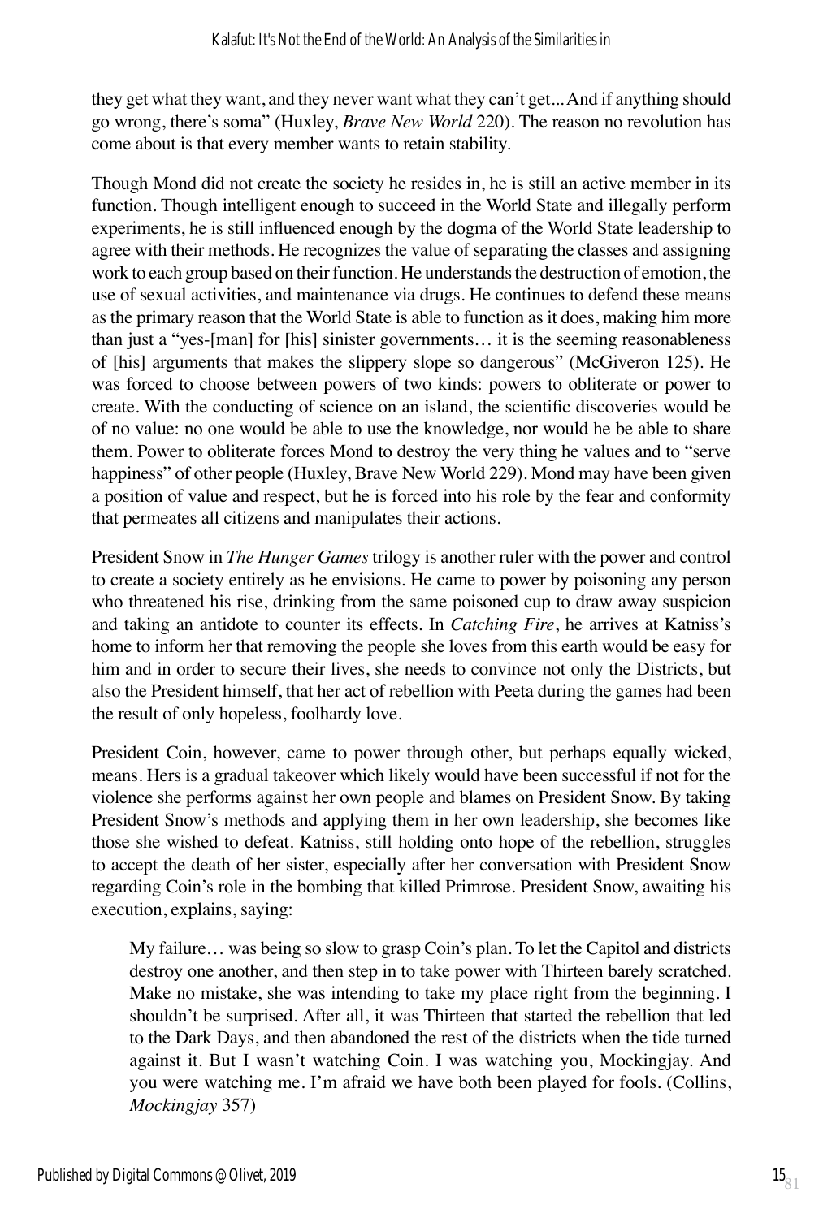they get what they want, and they never want what they can't get... And if anything should go wrong, there's soma" (Huxley, *Brave New World* 220). The reason no revolution has come about is that every member wants to retain stability.

Though Mond did not create the society he resides in, he is still an active member in its function. Though intelligent enough to succeed in the World State and illegally perform experiments, he is still influenced enough by the dogma of the World State leadership to agree with their methods. He recognizes the value of separating the classes and assigning work to each group based on their function. He understands the destruction of emotion, the use of sexual activities, and maintenance via drugs. He continues to defend these means as the primary reason that the World State is able to function as it does, making him more than just a "yes-[man] for [his] sinister governments… it is the seeming reasonableness of [his] arguments that makes the slippery slope so dangerous" (McGiveron 125). He was forced to choose between powers of two kinds: powers to obliterate or power to create. With the conducting of science on an island, the scientific discoveries would be of no value: no one would be able to use the knowledge, nor would he be able to share them. Power to obliterate forces Mond to destroy the very thing he values and to "serve happiness" of other people (Huxley, Brave New World 229). Mond may have been given a position of value and respect, but he is forced into his role by the fear and conformity that permeates all citizens and manipulates their actions.

President Snow in *The Hunger Games* trilogy is another ruler with the power and control to create a society entirely as he envisions. He came to power by poisoning any person who threatened his rise, drinking from the same poisoned cup to draw away suspicion and taking an antidote to counter its effects. In *Catching Fire*, he arrives at Katniss's home to inform her that removing the people she loves from this earth would be easy for him and in order to secure their lives, she needs to convince not only the Districts, but also the President himself, that her act of rebellion with Peeta during the games had been the result of only hopeless, foolhardy love.

President Coin, however, came to power through other, but perhaps equally wicked, means. Hers is a gradual takeover which likely would have been successful if not for the violence she performs against her own people and blames on President Snow. By taking President Snow's methods and applying them in her own leadership, she becomes like those she wished to defeat. Katniss, still holding onto hope of the rebellion, struggles to accept the death of her sister, especially after her conversation with President Snow regarding Coin's role in the bombing that killed Primrose. President Snow, awaiting his execution, explains, saying:

> My failure… was being so slow to grasp Coin's plan. To let the Capitol and districts destroy one another, and then step in to take power with Thirteen barely scratched. Make no mistake, she was intending to take my place right from the beginning. I shouldn't be surprised. After all, it was Thirteen that started the rebellion that led to the Dark Days, and then abandoned the rest of the districts when the tide turned against it. But I wasn't watching Coin. I was watching you, Mockingjay. And you were watching me. I'm afraid we have both been played for fools. (Collins, *Mockingjay* 357)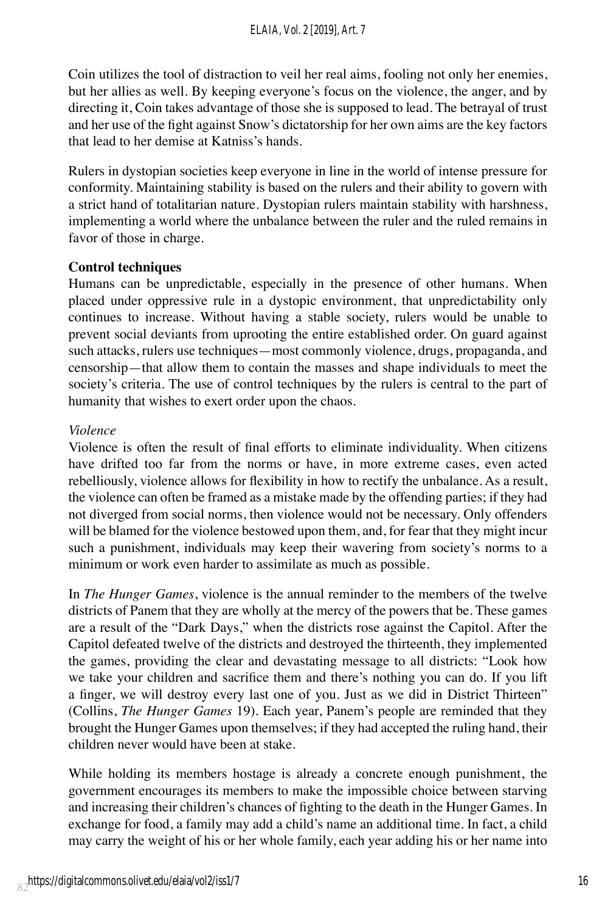Coin utilizes the tool of distraction to veil her real aims, fooling not only her enemies, but her allies as well. By keeping everyone's focus on the violence, the anger, and by directing it, Coin takes advantage of those she is supposed to lead. The betrayal of trust and her use of the fight against Snow's dictatorship for her own aims are the key factors that lead to her demise at Katniss's hands.

Rulers in dystopian societies keep everyone in line in the world of intense pressure for conformity. Maintaining stability is based on the rulers and their ability to govern with a strict hand of totalitarian nature. Dystopian rulers maintain stability with harshness, implementing a world where the unbalance between the ruler and the ruled remains in favor of those in charge.

**Control techniques**

Humans can be unpredictable, especially in the presence of other humans. When placed under oppressive rule in a dystopic environment, that unpredictability only continues to increase. Without having a stable society, rulers would be unable to prevent social deviants from uprooting the entire established order. On guard against such attacks, rulers use techniques—most commonly violence, drugs, propaganda, and censorship—that allow them to contain the masses and shape individuals to meet the society's criteria. The use of control techniques by the rulers is central to the part of humanity that wishes to exert order upon the chaos.

*Violence*

Violence is often the result of final efforts to eliminate individuality. When citizens have drifted too far from the norms or have, in more extreme cases, even acted rebelliously, violence allows for flexibility in how to rectify the unbalance. As a result, the violence can often be framed as a mistake made by the offending parties; if they had not diverged from social norms, then violence would not be necessary. Only offenders will be blamed for the violence bestowed upon them, and, for fear that they might incur such a punishment, individuals may keep their wavering from society's norms to a minimum or work even harder to assimilate as much as possible.

In *The Hunger Games*, violence is the annual reminder to the members of the twelve districts of Panem that they are wholly at the mercy of the powers that be. These games are a result of the "Dark Days," when the districts rose against the Capitol. After the Capitol defeated twelve of the districts and destroyed the thirteenth, they implemented the games, providing the clear and devastating message to all districts: "Look how we take your children and sacrifice them and there's nothing you can do. If you lift a finger, we will destroy every last one of you. Just as we did in District Thirteen" (Collins, *The Hunger Games* 19). Each year, Panem's people are reminded that they brought the Hunger Games upon themselves; if they had accepted the ruling hand, their children never would have been at stake.

While holding its members hostage is already a concrete enough punishment, the government encourages its members to make the impossible choice between starving and increasing their children's chances of fighting to the death in the Hunger Games. In exchange for food, a family may add a child's name an additional time. In fact, a child may carry the weight of his or her whole family, each year adding his or her name into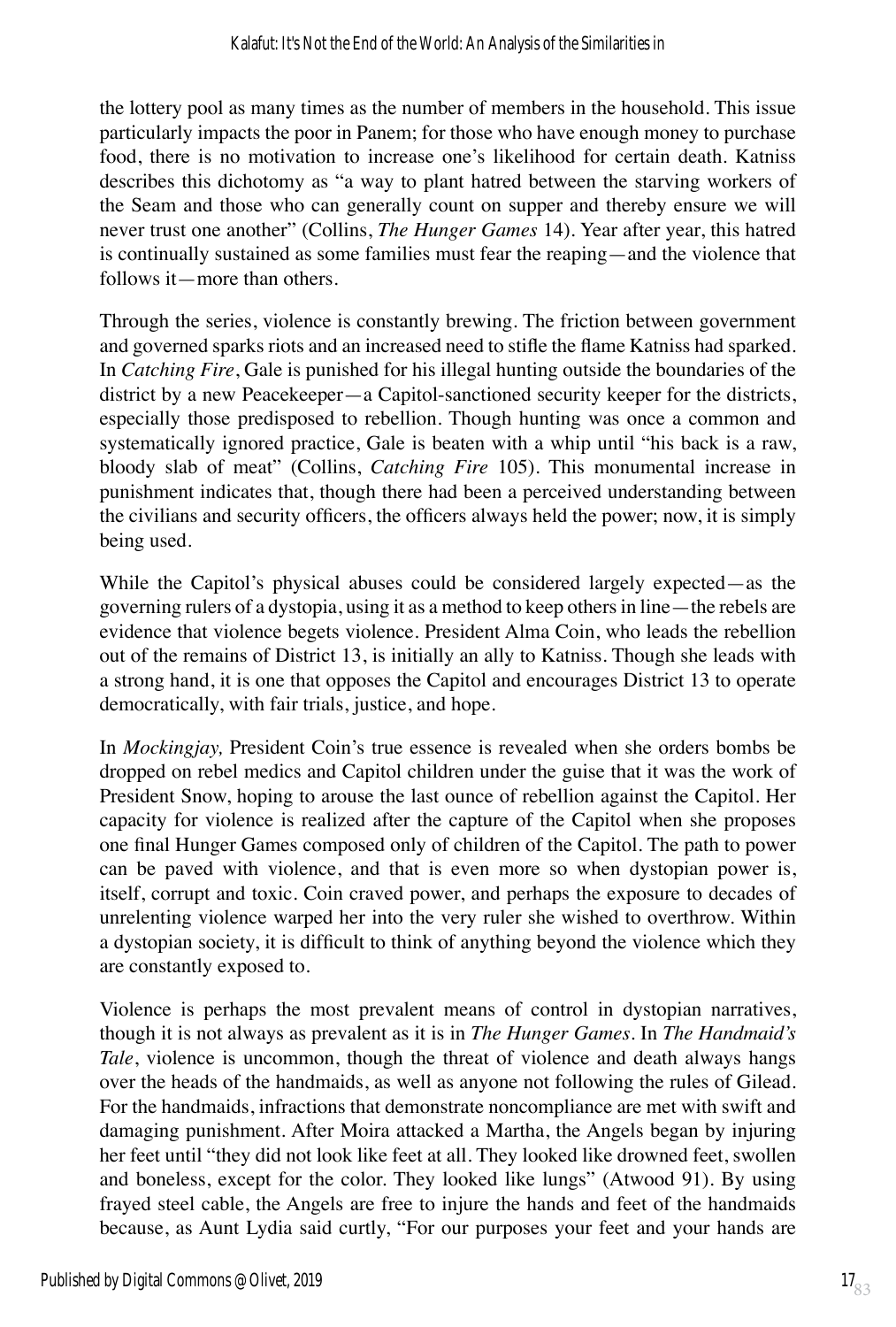the lottery pool as many times as the number of members in the household. This issue particularly impacts the poor in Panem; for those who have enough money to purchase food, there is no motivation to increase one's likelihood for certain death. Katniss describes this dichotomy as "a way to plant hatred between the starving workers of the Seam and those who can generally count on supper and thereby ensure we will never trust one another" (Collins, *The Hunger Games* 14). Year after year, this hatred is continually sustained as some families must fear the reaping—and the violence that follows it—more than others.

Through the series, violence is constantly brewing. The friction between government and governed sparks riots and an increased need to stifle the flame Katniss had sparked. In *Catching Fire*, Gale is punished for his illegal hunting outside the boundaries of the district by a new Peacekeeper—a Capitol-sanctioned security keeper for the districts, especially those predisposed to rebellion. Though hunting was once a common and systematically ignored practice, Gale is beaten with a whip until "his back is a raw, bloody slab of meat" (Collins, *Catching Fire* 105). This monumental increase in punishment indicates that, though there had been a perceived understanding between the civilians and security officers, the officers always held the power; now, it is simply being used.

While the Capitol's physical abuses could be considered largely expected—as the governing rulers of a dystopia, using it as a method to keep others in line—the rebels are evidence that violence begets violence. President Alma Coin, who leads the rebellion out of the remains of District 13, is initially an ally to Katniss. Though she leads with a strong hand, it is one that opposes the Capitol and encourages District 13 to operate democratically, with fair trials, justice, and hope.

In *Mockingjay,* President Coin's true essence is revealed when she orders bombs be dropped on rebel medics and Capitol children under the guise that it was the work of President Snow, hoping to arouse the last ounce of rebellion against the Capitol. Her capacity for violence is realized after the capture of the Capitol when she proposes one final Hunger Games composed only of children of the Capitol. The path to power can be paved with violence, and that is even more so when dystopian power is, itself, corrupt and toxic. Coin craved power, and perhaps the exposure to decades of unrelenting violence warped her into the very ruler she wished to overthrow. Within a dystopian society, it is difficult to think of anything beyond the violence which they are constantly exposed to.

Violence is perhaps the most prevalent means of control in dystopian narratives, though it is not always as prevalent as it is in *The Hunger Games*. In *The Handmaid's Tale*, violence is uncommon, though the threat of violence and death always hangs over the heads of the handmaids, as well as anyone not following the rules of Gilead. For the handmaids, infractions that demonstrate noncompliance are met with swift and damaging punishment. After Moira attacked a Martha, the Angels began by injuring her feet until "they did not look like feet at all. They looked like drowned feet, swollen and boneless, except for the color. They looked like lungs" (Atwood 91). By using frayed steel cable, the Angels are free to injure the hands and feet of the handmaids because, as Aunt Lydia said curtly, "For our purposes your feet and your hands are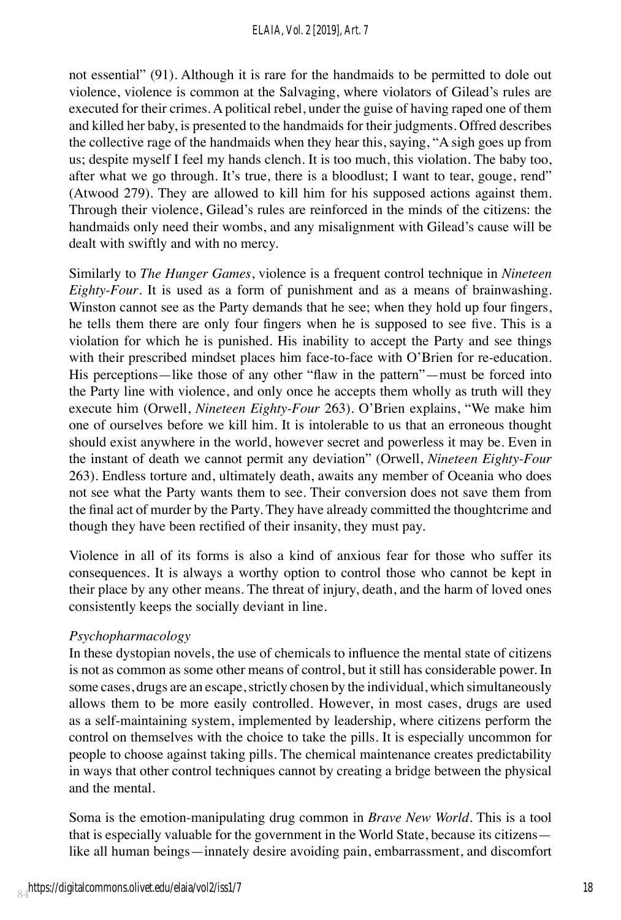not essential" (91). Although it is rare for the handmaids to be permitted to dole out violence, violence is common at the Salvaging, where violators of Gilead's rules are executed for their crimes. A political rebel, under the guise of having raped one of them and killed her baby, is presented to the handmaids for their judgments. Offred describes the collective rage of the handmaids when they hear this, saying, "A sigh goes up from us; despite myself I feel my hands clench. It is too much, this violation. The baby too, after what we go through. It's true, there is a bloodlust; I want to tear, gouge, rend" (Atwood 279). They are allowed to kill him for his supposed actions against them. Through their violence, Gilead's rules are reinforced in the minds of the citizens: the handmaids only need their wombs, and any misalignment with Gilead's cause will be dealt with swiftly and with no mercy.

Similarly to *The Hunger Games*, violence is a frequent control technique in *Nineteen Eighty-Four*. It is used as a form of punishment and as a means of brainwashing. Winston cannot see as the Party demands that he see; when they hold up four fingers, he tells them there are only four fingers when he is supposed to see five. This is a violation for which he is punished. His inability to accept the Party and see things with their prescribed mindset places him face-to-face with O'Brien for re-education. His perceptions—like those of any other "flaw in the pattern"—must be forced into the Party line with violence, and only once he accepts them wholly as truth will they execute him (Orwell, *Nineteen Eighty-Four* 263). O'Brien explains, "We make him one of ourselves before we kill him. It is intolerable to us that an erroneous thought should exist anywhere in the world, however secret and powerless it may be. Even in the instant of death we cannot permit any deviation" (Orwell, *Nineteen Eighty-Four* 263). Endless torture and, ultimately death, awaits any member of Oceania who does not see what the Party wants them to see. Their conversion does not save them from the final act of murder by the Party. They have already committed the thoughtcrime and though they have been rectified of their insanity, they must pay.

Violence in all of its forms is also a kind of anxious fear for those who suffer its consequences. It is always a worthy option to control those who cannot be kept in their place by any other means. The threat of injury, death, and the harm of loved ones consistently keeps the socially deviant in line.

*Psychopharmacology*

In these dystopian novels, the use of chemicals to influence the mental state of citizens is not as common as some other means of control, but it still has considerable power. In some cases, drugs are an escape, strictly chosen by the individual, which simultaneously allows them to be more easily controlled. However, in most cases, drugs are used as a self-maintaining system, implemented by leadership, where citizens perform the control on themselves with the choice to take the pills. It is especially uncommon for people to choose against taking pills. The chemical maintenance creates predictability in ways that other control techniques cannot by creating a bridge between the physical and the mental.

Soma is the emotion-manipulating drug common in *Brave New World*. This is a tool that is especially valuable for the government in the World State, because its citizens—like all human beings—innately desire avoiding pain, embarrassment, and discomfort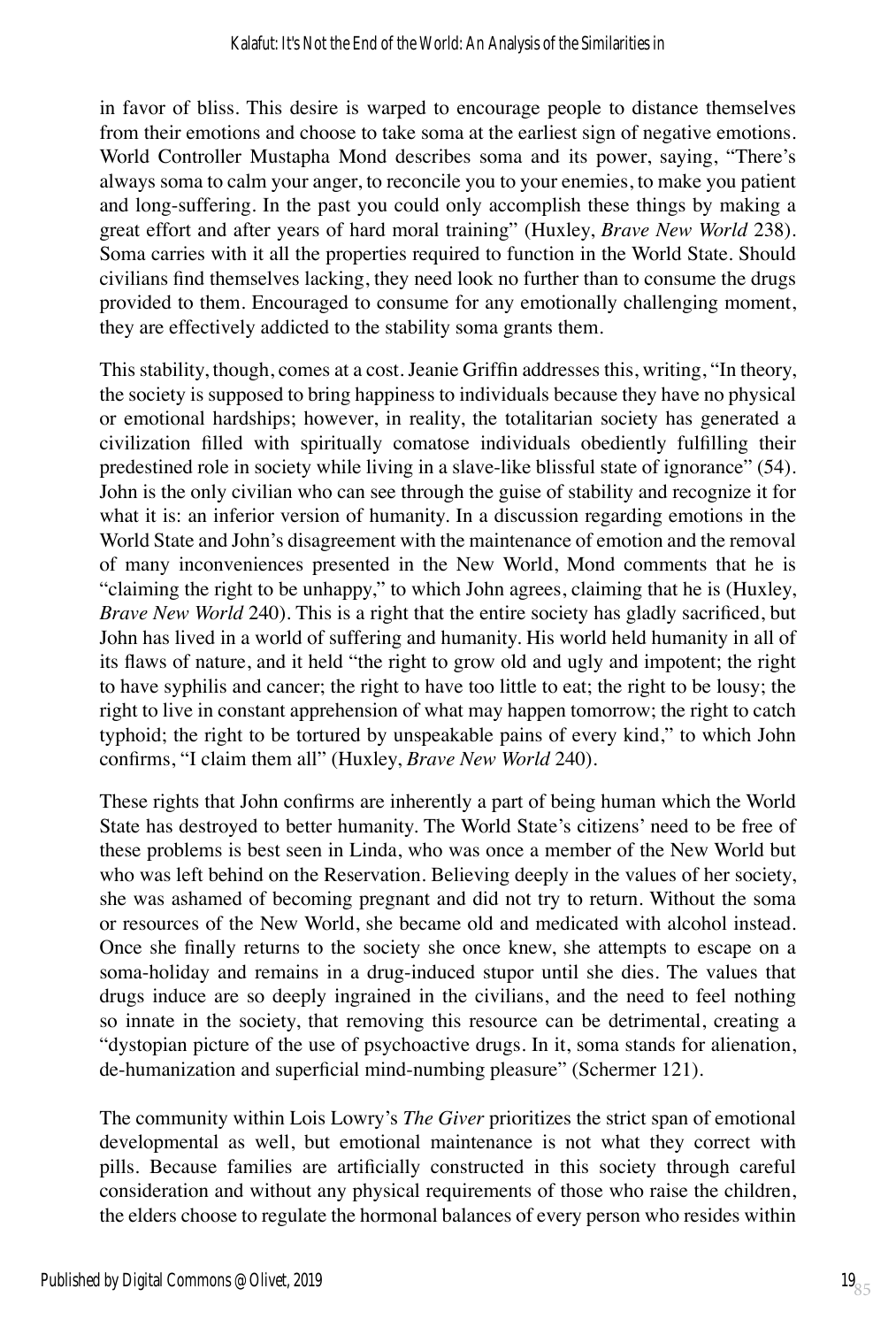in favor of bliss. This desire is warped to encourage people to distance themselves from their emotions and choose to take soma at the earliest sign of negative emotions. World Controller Mustapha Mond describes soma and its power, saying, "There's always soma to calm your anger, to reconcile you to your enemies, to make you patient and long-suffering. In the past you could only accomplish these things by making a great effort and after years of hard moral training" (Huxley, *Brave New World* 238). Soma carries with it all the properties required to function in the World State. Should civilians find themselves lacking, they need look no further than to consume the drugs provided to them. Encouraged to consume for any emotionally challenging moment, they are effectively addicted to the stability soma grants them.

This stability, though, comes at a cost. Jeanie Griffin addresses this, writing, "In theory, the society is supposed to bring happiness to individuals because they have no physical or emotional hardships; however, in reality, the totalitarian society has generated a civilization filled with spiritually comatose individuals obediently fulfilling their predestined role in society while living in a slave-like blissful state of ignorance" (54). John is the only civilian who can see through the guise of stability and recognize it for what it is: an inferior version of humanity. In a discussion regarding emotions in the World State and John's disagreement with the maintenance of emotion and the removal of many inconveniences presented in the New World, Mond comments that he is "claiming the right to be unhappy," to which John agrees, claiming that he is (Huxley, *Brave New World* 240). This is a right that the entire society has gladly sacrificed, but John has lived in a world of suffering and humanity. His world held humanity in all of its flaws of nature, and it held "the right to grow old and ugly and impotent; the right to have syphilis and cancer; the right to have too little to eat; the right to be lousy; the right to live in constant apprehension of what may happen tomorrow; the right to catch typhoid; the right to be tortured by unspeakable pains of every kind," to which John confirms, "I claim them all" (Huxley, *Brave New World* 240).

These rights that John confirms are inherently a part of being human which the World State has destroyed to better humanity. The World State's citizens' need to be free of these problems is best seen in Linda, who was once a member of the New World but who was left behind on the Reservation. Believing deeply in the values of her society, she was ashamed of becoming pregnant and did not try to return. Without the soma or resources of the New World, she became old and medicated with alcohol instead. Once she finally returns to the society she once knew, she attempts to escape on a soma-holiday and remains in a drug-induced stupor until she dies. The values that drugs induce are so deeply ingrained in the civilians, and the need to feel nothing so innate in the society, that removing this resource can be detrimental, creating a "dystopian picture of the use of psychoactive drugs. In it, soma stands for alienation, de-humanization and superficial mind-numbing pleasure" (Schermer 121).

The community within Lois Lowry's *The Giver* prioritizes the strict span of emotional developmental as well, but emotional maintenance is not what they correct with pills. Because families are artificially constructed in this society through careful consideration and without any physical requirements of those who raise the children, the elders choose to regulate the hormonal balances of every person who resides within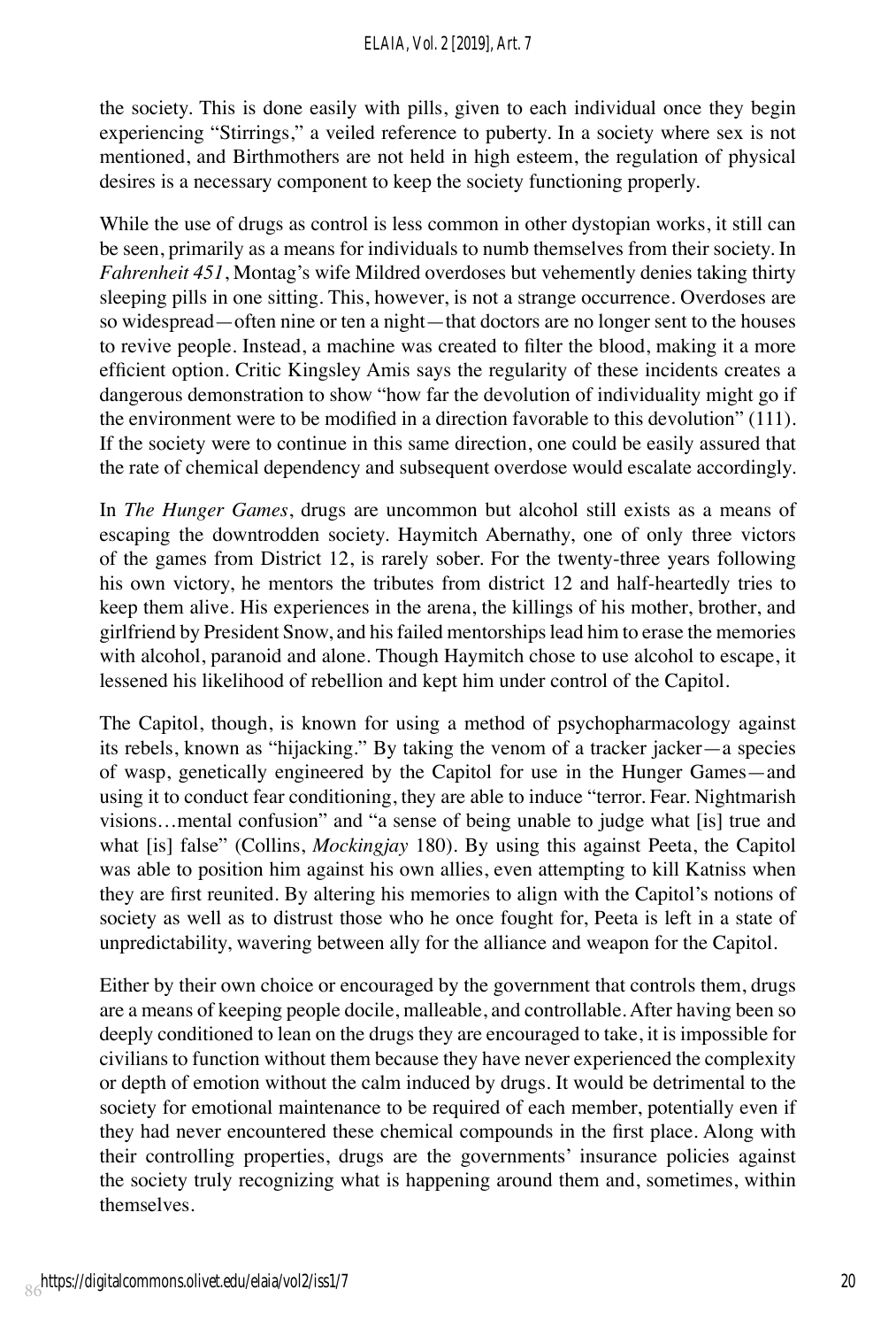the society. This is done easily with pills, given to each individual once they begin experiencing "Stirrings," a veiled reference to puberty. In a society where sex is not mentioned, and Birthmothers are not held in high esteem, the regulation of physical desires is a necessary component to keep the society functioning properly.

While the use of drugs as control is less common in other dystopian works, it still can be seen, primarily as a means for individuals to numb themselves from their society. In *Fahrenheit 451*, Montag's wife Mildred overdoses but vehemently denies taking thirty sleeping pills in one sitting. This, however, is not a strange occurrence. Overdoses are so widespread—often nine or ten a night—that doctors are no longer sent to the houses to revive people. Instead, a machine was created to filter the blood, making it a more efficient option. Critic Kingsley Amis says the regularity of these incidents creates a dangerous demonstration to show "how far the devolution of individuality might go if the environment were to be modified in a direction favorable to this devolution" (111). If the society were to continue in this same direction, one could be easily assured that the rate of chemical dependency and subsequent overdose would escalate accordingly.

In *The Hunger Games*, drugs are uncommon but alcohol still exists as a means of escaping the downtrodden society. Haymitch Abernathy, one of only three victors of the games from District 12, is rarely sober. For the twenty-three years following his own victory, he mentors the tributes from district 12 and half-heartedly tries to keep them alive. His experiences in the arena, the killings of his mother, brother, and girlfriend by President Snow, and his failed mentorships lead him to erase the memories with alcohol, paranoid and alone. Though Haymitch chose to use alcohol to escape, it lessened his likelihood of rebellion and kept him under control of the Capitol.

The Capitol, though, is known for using a method of psychopharmacology against its rebels, known as "hijacking." By taking the venom of a tracker jacker—a species of wasp, genetically engineered by the Capitol for use in the Hunger Games—and using it to conduct fear conditioning, they are able to induce "terror. Fear. Nightmarish visions…mental confusion" and "a sense of being unable to judge what [is] true and what [is] false" (Collins, *Mockingjay* 180). By using this against Peeta, the Capitol was able to position him against his own allies, even attempting to kill Katniss when they are first reunited. By altering his memories to align with the Capitol's notions of society as well as to distrust those who he once fought for, Peeta is left in a state of unpredictability, wavering between ally for the alliance and weapon for the Capitol.

Either by their own choice or encouraged by the government that controls them, drugs are a means of keeping people docile, malleable, and controllable. After having been so deeply conditioned to lean on the drugs they are encouraged to take, it is impossible for civilians to function without them because they have never experienced the complexity or depth of emotion without the calm induced by drugs. It would be detrimental to the society for emotional maintenance to be required of each member, potentially even if they had never encountered these chemical compounds in the first place. Along with their controlling properties, drugs are the governments' insurance policies against the society truly recognizing what is happening around them and, sometimes, within themselves.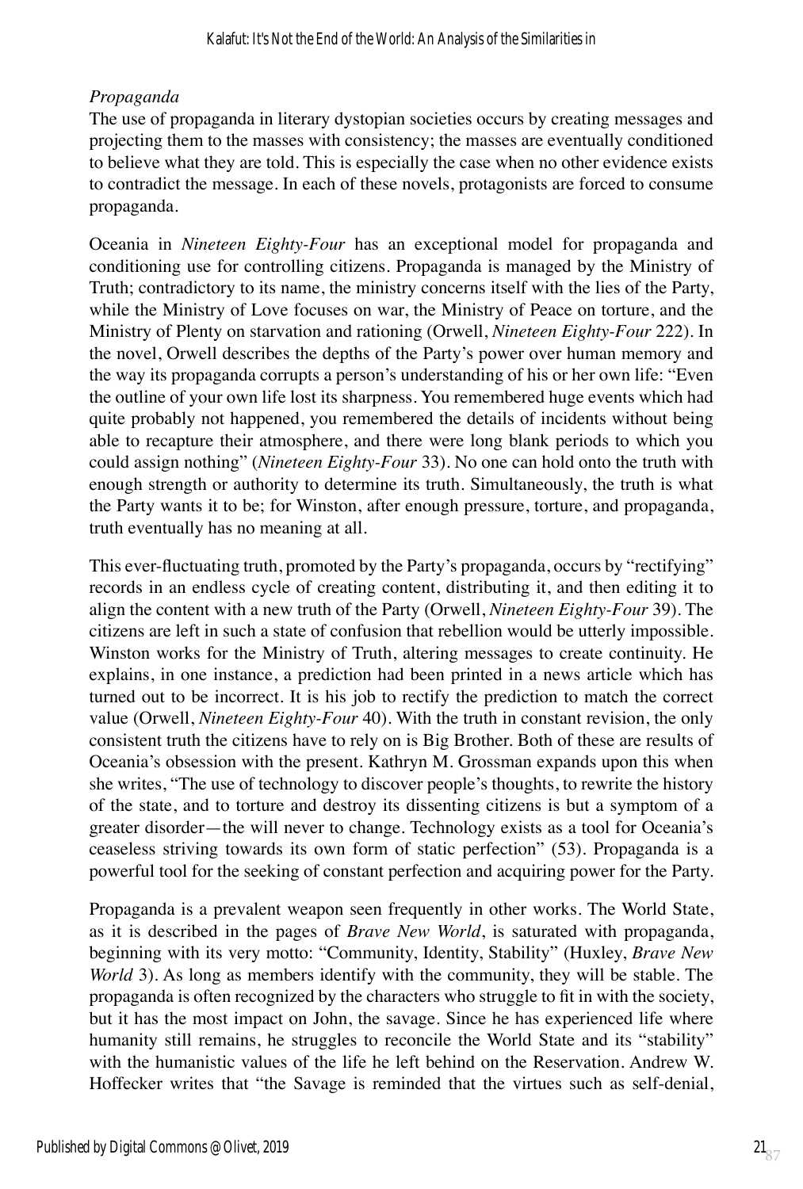*Propaganda*

The use of propaganda in literary dystopian societies occurs by creating messages and projecting them to the masses with consistency; the masses are eventually conditioned to believe what they are told. This is especially the case when no other evidence exists to contradict the message. In each of these novels, protagonists are forced to consume propaganda.

Oceania in *Nineteen Eighty-Four* has an exceptional model for propaganda and conditioning use for controlling citizens. Propaganda is managed by the Ministry of Truth; contradictory to its name, the ministry concerns itself with the lies of the Party, while the Ministry of Love focuses on war, the Ministry of Peace on torture, and the Ministry of Plenty on starvation and rationing (Orwell, *Nineteen Eighty-Four* 222). In the novel, Orwell describes the depths of the Party's power over human memory and the way its propaganda corrupts a person's understanding of his or her own life: "Even the outline of your own life lost its sharpness. You remembered huge events which had quite probably not happened, you remembered the details of incidents without being able to recapture their atmosphere, and there were long blank periods to which you could assign nothing" (*Nineteen Eighty-Four* 33). No one can hold onto the truth with enough strength or authority to determine its truth. Simultaneously, the truth is what the Party wants it to be; for Winston, after enough pressure, torture, and propaganda, truth eventually has no meaning at all.

This ever-fluctuating truth, promoted by the Party's propaganda, occurs by "rectifying" records in an endless cycle of creating content, distributing it, and then editing it to align the content with a new truth of the Party (Orwell, *Nineteen Eighty-Four* 39). The citizens are left in such a state of confusion that rebellion would be utterly impossible. Winston works for the Ministry of Truth, altering messages to create continuity. He explains, in one instance, a prediction had been printed in a news article which has turned out to be incorrect. It is his job to rectify the prediction to match the correct value (Orwell, *Nineteen Eighty-Four* 40). With the truth in constant revision, the only consistent truth the citizens have to rely on is Big Brother. Both of these are results of Oceania's obsession with the present. Kathryn M. Grossman expands upon this when she writes, "The use of technology to discover people's thoughts, to rewrite the history of the state, and to torture and destroy its dissenting citizens is but a symptom of a greater disorder—the will never to change. Technology exists as a tool for Oceania's ceaseless striving towards its own form of static perfection" (53). Propaganda is a powerful tool for the seeking of constant perfection and acquiring power for the Party.

Propaganda is a prevalent weapon seen frequently in other works. The World State, as it is described in the pages of *Brave New World*, is saturated with propaganda, beginning with its very motto: "Community, Identity, Stability" (Huxley, *Brave New World* 3). As long as members identify with the community, they will be stable. The propaganda is often recognized by the characters who struggle to fit in with the society, but it has the most impact on John, the savage. Since he has experienced life where humanity still remains, he struggles to reconcile the World State and its "stability" with the humanistic values of the life he left behind on the Reservation. Andrew W. Hoffecker writes that "the Savage is reminded that the virtues such as self-denial,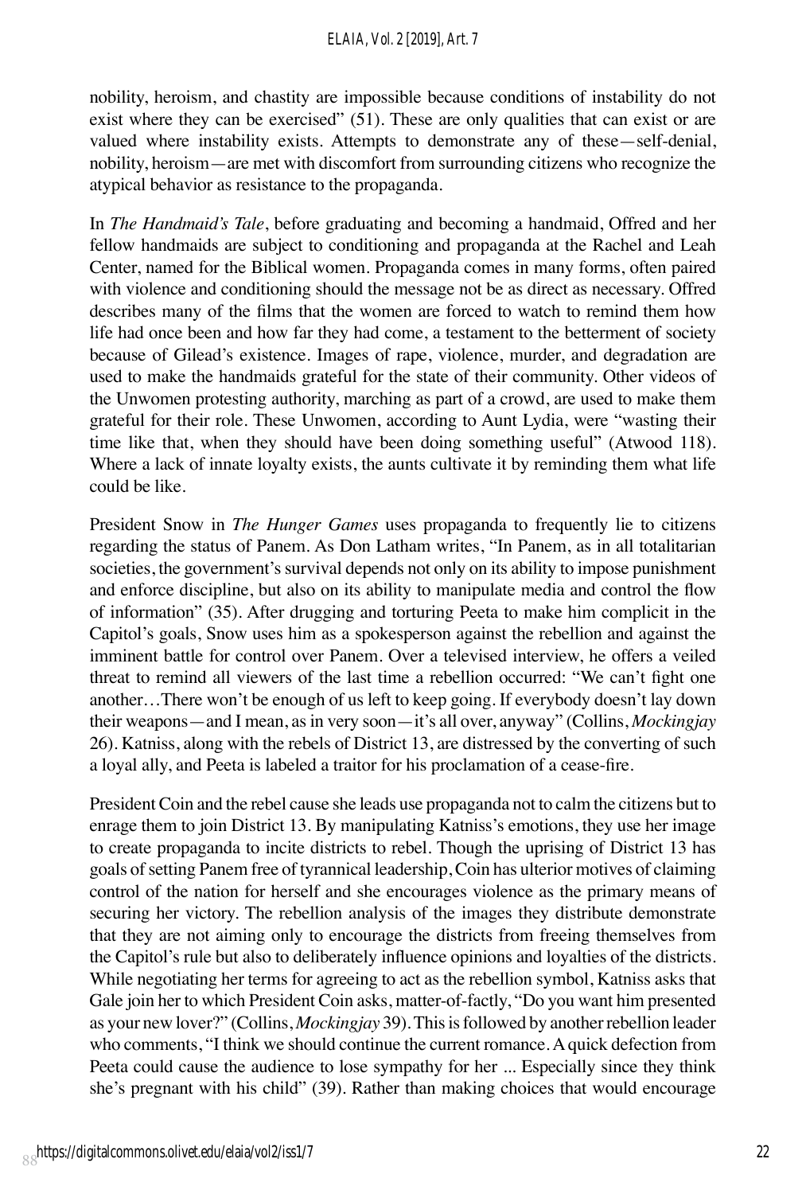nobility, heroism, and chastity are impossible because conditions of instability do not exist where they can be exercised" (51). These are only qualities that can exist or are valued where instability exists. Attempts to demonstrate any of these—self-denial, nobility, heroism—are met with discomfort from surrounding citizens who recognize the atypical behavior as resistance to the propaganda.

In *The Handmaid's Tale*, before graduating and becoming a handmaid, Offred and her fellow handmaids are subject to conditioning and propaganda at the Rachel and Leah Center, named for the Biblical women. Propaganda comes in many forms, often paired with violence and conditioning should the message not be as direct as necessary. Offred describes many of the films that the women are forced to watch to remind them how life had once been and how far they had come, a testament to the betterment of society because of Gilead's existence. Images of rape, violence, murder, and degradation are used to make the handmaids grateful for the state of their community. Other videos of the Unwomen protesting authority, marching as part of a crowd, are used to make them grateful for their role. These Unwomen, according to Aunt Lydia, were "wasting their time like that, when they should have been doing something useful" (Atwood 118). Where a lack of innate loyalty exists, the aunts cultivate it by reminding them what life could be like.

President Snow in *The Hunger Games* uses propaganda to frequently lie to citizens regarding the status of Panem. As Don Latham writes, "In Panem, as in all totalitarian societies, the government's survival depends not only on its ability to impose punishment and enforce discipline, but also on its ability to manipulate media and control the flow of information" (35). After drugging and torturing Peeta to make him complicit in the Capitol's goals, Snow uses him as a spokesperson against the rebellion and against the imminent battle for control over Panem. Over a televised interview, he offers a veiled threat to remind all viewers of the last time a rebellion occurred: "We can't fight one another…There won't be enough of us left to keep going. If everybody doesn't lay down their weapons—and I mean, as in very soon—it's all over, anyway" (Collins, *Mockingjay* 26). Katniss, along with the rebels of District 13, are distressed by the converting of such a loyal ally, and Peeta is labeled a traitor for his proclamation of a cease-fire.

President Coin and the rebel cause she leads use propaganda not to calm the citizens but to enrage them to join District 13. By manipulating Katniss's emotions, they use her image to create propaganda to incite districts to rebel. Though the uprising of District 13 has goals of setting Panem free of tyrannical leadership, Coin has ulterior motives of claiming control of the nation for herself and she encourages violence as the primary means of securing her victory. The rebellion analysis of the images they distribute demonstrate that they are not aiming only to encourage the districts from freeing themselves from the Capitol's rule but also to deliberately influence opinions and loyalties of the districts. While negotiating her terms for agreeing to act as the rebellion symbol, Katniss asks that Gale join her to which President Coin asks, matter-of-factly, "Do you want him presented as your new lover?" (Collins, *Mockingjay* 39). This is followed by another rebellion leader who comments, "I think we should continue the current romance. A quick defection from Peeta could cause the audience to lose sympathy for her ... Especially since they think she's pregnant with his child" (39). Rather than making choices that would encourage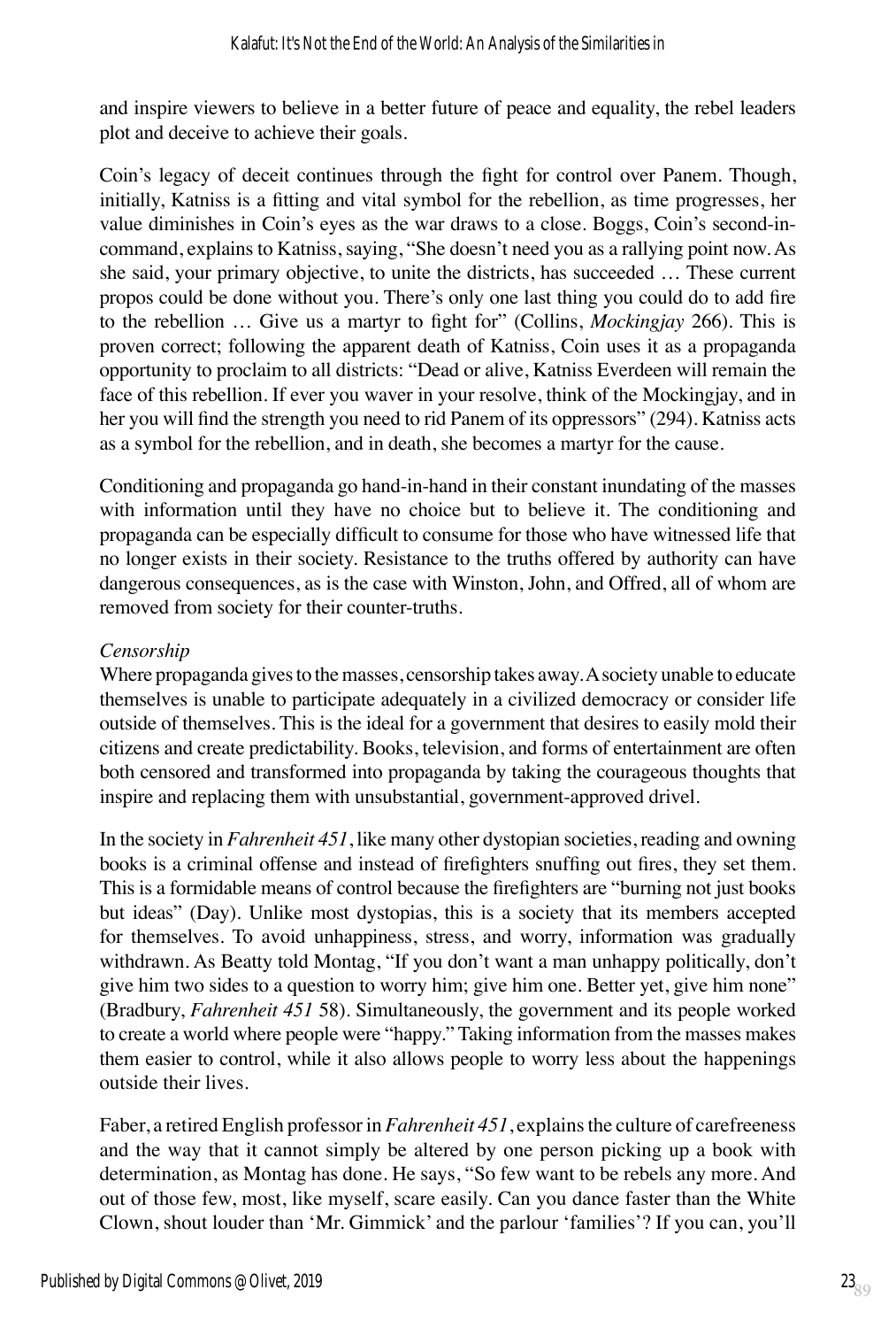and inspire viewers to believe in a better future of peace and equality, the rebel leaders plot and deceive to achieve their goals.

Coin's legacy of deceit continues through the fight for control over Panem. Though, initially, Katniss is a fitting and vital symbol for the rebellion, as time progresses, her value diminishes in Coin's eyes as the war draws to a close. Boggs, Coin's second-in-command, explains to Katniss, saying, "She doesn't need you as a rallying point now. As she said, your primary objective, to unite the districts, has succeeded … These current propos could be done without you. There's only one last thing you could do to add fire to the rebellion … Give us a martyr to fight for" (Collins, *Mockingjay* 266). This is proven correct; following the apparent death of Katniss, Coin uses it as a propaganda opportunity to proclaim to all districts: "Dead or alive, Katniss Everdeen will remain the face of this rebellion. If ever you waver in your resolve, think of the Mockingjay, and in her you will find the strength you need to rid Panem of its oppressors" (294). Katniss acts as a symbol for the rebellion, and in death, she becomes a martyr for the cause.

Conditioning and propaganda go hand-in-hand in their constant inundating of the masses with information until they have no choice but to believe it. The conditioning and propaganda can be especially difficult to consume for those who have witnessed life that no longer exists in their society. Resistance to the truths offered by authority can have dangerous consequences, as is the case with Winston, John, and Offred, all of whom are removed from society for their counter-truths.

*Censorship*

Where propaganda gives to the masses, censorship takes away. A society unable to educate themselves is unable to participate adequately in a civilized democracy or consider life outside of themselves. This is the ideal for a government that desires to easily mold their citizens and create predictability. Books, television, and forms of entertainment are often both censored and transformed into propaganda by taking the courageous thoughts that inspire and replacing them with unsubstantial, government-approved drivel.

In the society in *Fahrenheit 451*, like many other dystopian societies, reading and owning books is a criminal offense and instead of firefighters snuffing out fires, they set them. This is a formidable means of control because the firefighters are "burning not just books but ideas" (Day). Unlike most dystopias, this is a society that its members accepted for themselves. To avoid unhappiness, stress, and worry, information was gradually withdrawn. As Beatty told Montag, "If you don't want a man unhappy politically, don't give him two sides to a question to worry him; give him one. Better yet, give him none" (Bradbury, *Fahrenheit 451* 58). Simultaneously, the government and its people worked to create a world where people were "happy." Taking information from the masses makes them easier to control, while it also allows people to worry less about the happenings outside their lives.

Faber, a retired English professor in *Fahrenheit 451*, explains the culture of carefreeness and the way that it cannot simply be altered by one person picking up a book with determination, as Montag has done. He says, "So few want to be rebels any more. And out of those few, most, like myself, scare easily. Can you dance faster than the White Clown, shout louder than 'Mr. Gimmick' and the parlour 'families'? If you can, you'll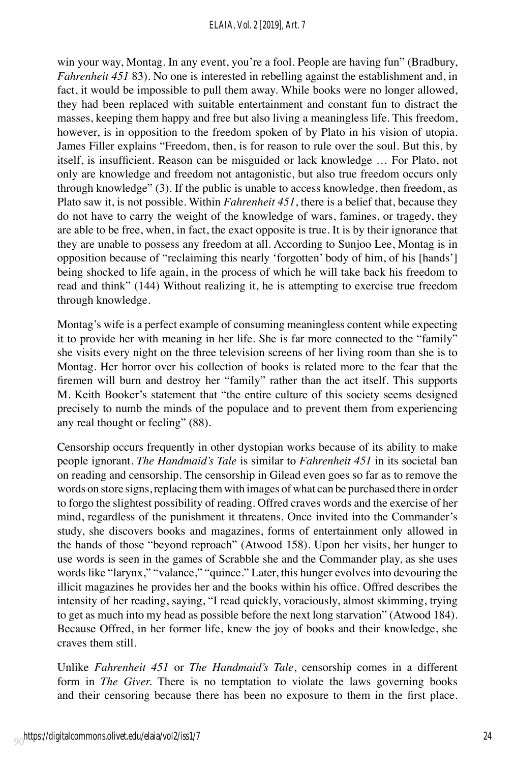win your way, Montag. In any event, you're a fool. People are having fun" (Bradbury, *Fahrenheit 451* 83). No one is interested in rebelling against the establishment and, in fact, it would be impossible to pull them away. While books were no longer allowed, they had been replaced with suitable entertainment and constant fun to distract the masses, keeping them happy and free but also living a meaningless life. This freedom, however, is in opposition to the freedom spoken of by Plato in his vision of utopia. James Filler explains "Freedom, then, is for reason to rule over the soul. But this, by itself, is insufficient. Reason can be misguided or lack knowledge … For Plato, not only are knowledge and freedom not antagonistic, but also true freedom occurs only through knowledge" (3). If the public is unable to access knowledge, then freedom, as Plato saw it, is not possible. Within *Fahrenheit 451*, there is a belief that, because they do not have to carry the weight of the knowledge of wars, famines, or tragedy, they are able to be free, when, in fact, the exact opposite is true. It is by their ignorance that they are unable to possess any freedom at all. According to Sunjoo Lee, Montag is in opposition because of "reclaiming this nearly 'forgotten' body of him, of his [hands'] being shocked to life again, in the process of which he will take back his freedom to read and think" (144) Without realizing it, he is attempting to exercise true freedom through knowledge.

Montag's wife is a perfect example of consuming meaningless content while expecting it to provide her with meaning in her life. She is far more connected to the "family" she visits every night on the three television screens of her living room than she is to Montag. Her horror over his collection of books is related more to the fear that the firemen will burn and destroy her "family" rather than the act itself. This supports M. Keith Booker's statement that "the entire culture of this society seems designed precisely to numb the minds of the populace and to prevent them from experiencing any real thought or feeling" (88).

Censorship occurs frequently in other dystopian works because of its ability to make people ignorant. *The Handmaid's Tale* is similar to *Fahrenheit 451* in its societal ban on reading and censorship. The censorship in Gilead even goes so far as to remove the words on store signs, replacing them with images of what can be purchased there in order to forgo the slightest possibility of reading. Offred craves words and the exercise of her mind, regardless of the punishment it threatens. Once invited into the Commander's study, she discovers books and magazines, forms of entertainment only allowed in the hands of those "beyond reproach" (Atwood 158). Upon her visits, her hunger to use words is seen in the games of Scrabble she and the Commander play, as she uses words like "larynx," "valance," "quince." Later, this hunger evolves into devouring the illicit magazines he provides her and the books within his office. Offred describes the intensity of her reading, saying, "I read quickly, voraciously, almost skimming, trying to get as much into my head as possible before the next long starvation" (Atwood 184). Because Offred, in her former life, knew the joy of books and their knowledge, she craves them still.

Unlike *Fahrenheit 451* or *The Handmaid's Tale*, censorship comes in a different form in *The Giver*. There is no temptation to violate the laws governing books and their censoring because there has been no exposure to them in the first place.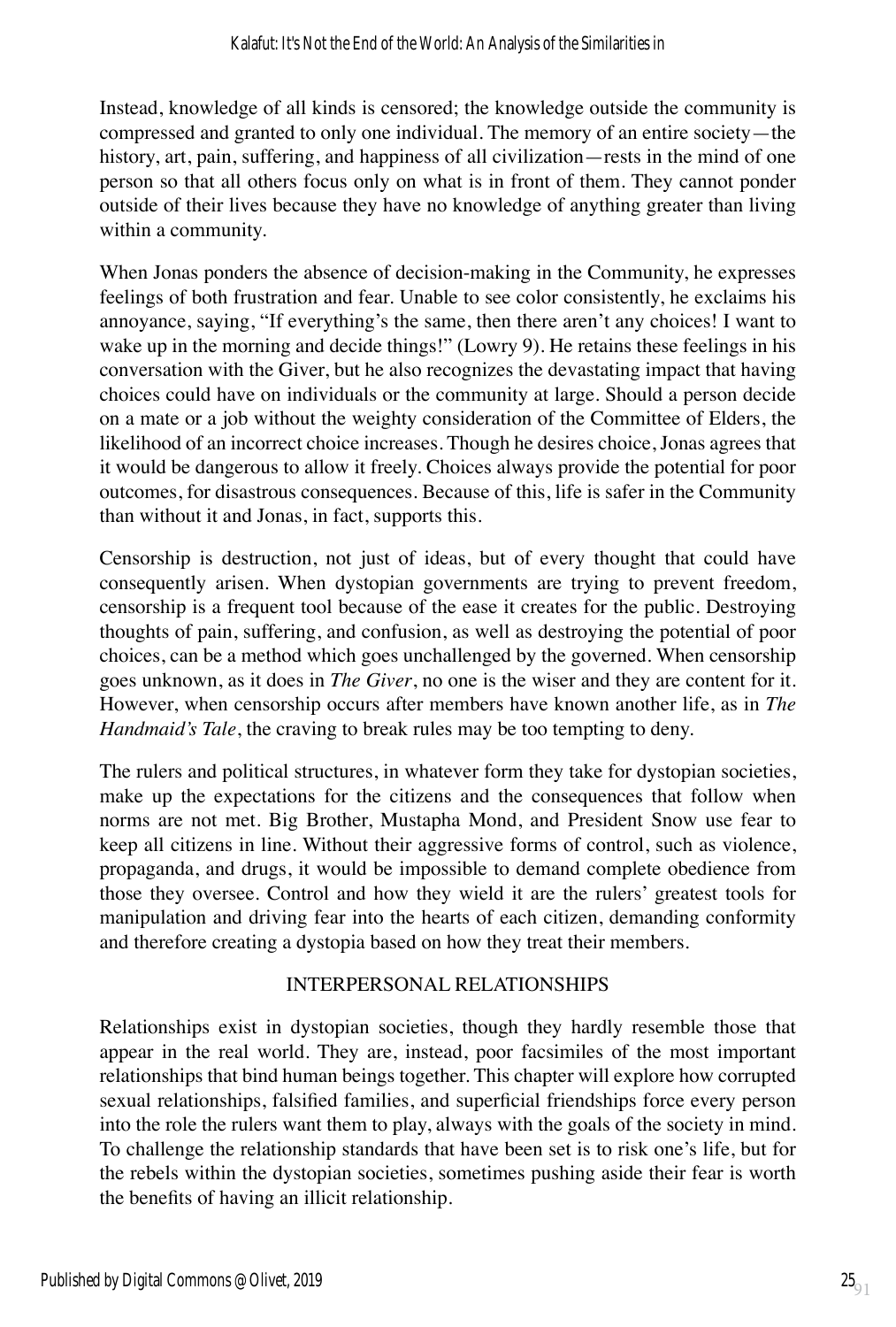Instead, knowledge of all kinds is censored; the knowledge outside the community is compressed and granted to only one individual. The memory of an entire society—the history, art, pain, suffering, and happiness of all civilization—rests in the mind of one person so that all others focus only on what is in front of them. They cannot ponder outside of their lives because they have no knowledge of anything greater than living within a community.

When Jonas ponders the absence of decision-making in the Community, he expresses feelings of both frustration and fear. Unable to see color consistently, he exclaims his annoyance, saying, "If everything's the same, then there aren't any choices! I want to wake up in the morning and decide things!" (Lowry 9). He retains these feelings in his conversation with the Giver, but he also recognizes the devastating impact that having choices could have on individuals or the community at large. Should a person decide on a mate or a job without the weighty consideration of the Committee of Elders, the likelihood of an incorrect choice increases. Though he desires choice, Jonas agrees that it would be dangerous to allow it freely. Choices always provide the potential for poor outcomes, for disastrous consequences. Because of this, life is safer in the Community than without it and Jonas, in fact, supports this.

Censorship is destruction, not just of ideas, but of every thought that could have consequently arisen. When dystopian governments are trying to prevent freedom, censorship is a frequent tool because of the ease it creates for the public. Destroying thoughts of pain, suffering, and confusion, as well as destroying the potential of poor choices, can be a method which goes unchallenged by the governed. When censorship goes unknown, as it does in *The Giver*, no one is the wiser and they are content for it. However, when censorship occurs after members have known another life, as in *The Handmaid's Tale*, the craving to break rules may be too tempting to deny.

The rulers and political structures, in whatever form they take for dystopian societies, make up the expectations for the citizens and the consequences that follow when norms are not met. Big Brother, Mustapha Mond, and President Snow use fear to keep all citizens in line. Without their aggressive forms of control, such as violence, propaganda, and drugs, it would be impossible to demand complete obedience from those they oversee. Control and how they wield it are the rulers' greatest tools for manipulation and driving fear into the hearts of each citizen, demanding conformity and therefore creating a dystopia based on how they treat their members.

## INTERPERSONAL RELATIONSHIPS

Relationships exist in dystopian societies, though they hardly resemble those that appear in the real world. They are, instead, poor facsimiles of the most important relationships that bind human beings together. This chapter will explore how corrupted sexual relationships, falsified families, and superficial friendships force every person into the role the rulers want them to play, always with the goals of the society in mind. To challenge the relationship standards that have been set is to risk one's life, but for the rebels within the dystopian societies, sometimes pushing aside their fear is worth the benefits of having an illicit relationship.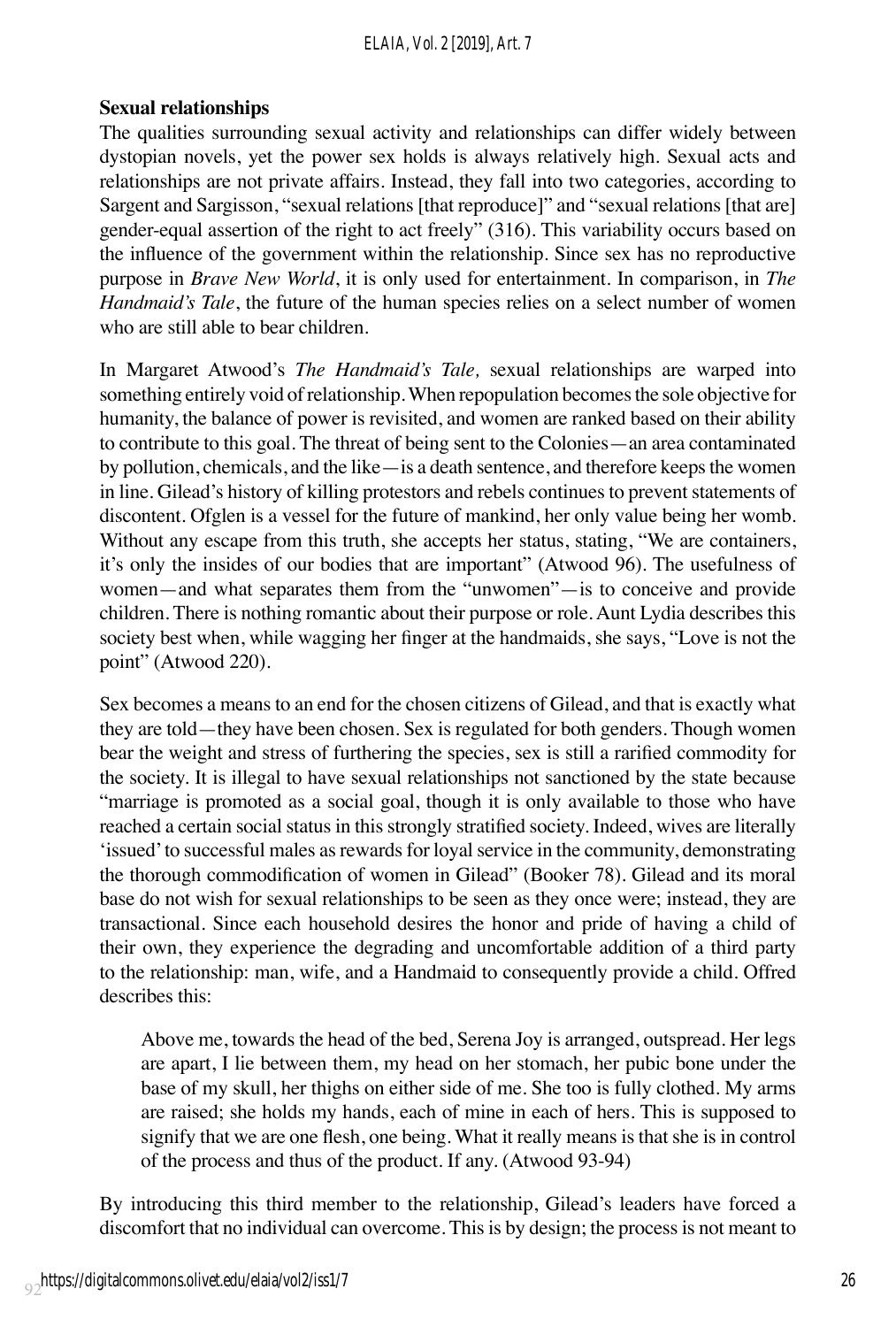**Sexual relationships**

The qualities surrounding sexual activity and relationships can differ widely between dystopian novels, yet the power sex holds is always relatively high. Sexual acts and relationships are not private affairs. Instead, they fall into two categories, according to Sargent and Sargisson, "sexual relations [that reproduce]" and "sexual relations [that are] gender-equal assertion of the right to act freely" (316). This variability occurs based on the influence of the government within the relationship. Since sex has no reproductive purpose in *Brave New World*, it is only used for entertainment. In comparison, in *The Handmaid's Tale*, the future of the human species relies on a select number of women who are still able to bear children.

In Margaret Atwood's *The Handmaid's Tale,* sexual relationships are warped into something entirely void of relationship. When repopulation becomes the sole objective for humanity, the balance of power is revisited, and women are ranked based on their ability to contribute to this goal. The threat of being sent to the Colonies—an area contaminated by pollution, chemicals, and the like—is a death sentence, and therefore keeps the women in line. Gilead's history of killing protestors and rebels continues to prevent statements of discontent. Ofglen is a vessel for the future of mankind, her only value being her womb. Without any escape from this truth, she accepts her status, stating, "We are containers, it's only the insides of our bodies that are important" (Atwood 96). The usefulness of women—and what separates them from the "unwomen"—is to conceive and provide children. There is nothing romantic about their purpose or role. Aunt Lydia describes this society best when, while wagging her finger at the handmaids, she says, "Love is not the point" (Atwood 220).

Sex becomes a means to an end for the chosen citizens of Gilead, and that is exactly what they are told—they have been chosen. Sex is regulated for both genders. Though women bear the weight and stress of furthering the species, sex is still a rarified commodity for the society. It is illegal to have sexual relationships not sanctioned by the state because "marriage is promoted as a social goal, though it is only available to those who have reached a certain social status in this strongly stratified society. Indeed, wives are literally 'issued' to successful males as rewards for loyal service in the community, demonstrating the thorough commodification of women in Gilead" (Booker 78). Gilead and its moral base do not wish for sexual relationships to be seen as they once were; instead, they are transactional. Since each household desires the honor and pride of having a child of their own, they experience the degrading and uncomfortable addition of a third party to the relationship: man, wife, and a Handmaid to consequently provide a child. Offred describes this:

> Above me, towards the head of the bed, Serena Joy is arranged, outspread. Her legs are apart, I lie between them, my head on her stomach, her pubic bone under the base of my skull, her thighs on either side of me. She too is fully clothed. My arms are raised; she holds my hands, each of mine in each of hers. This is supposed to signify that we are one flesh, one being. What it really means is that she is in control of the process and thus of the product. If any. (Atwood 93-94)

By introducing this third member to the relationship, Gilead's leaders have forced a discomfort that no individual can overcome. This is by design; the process is not meant to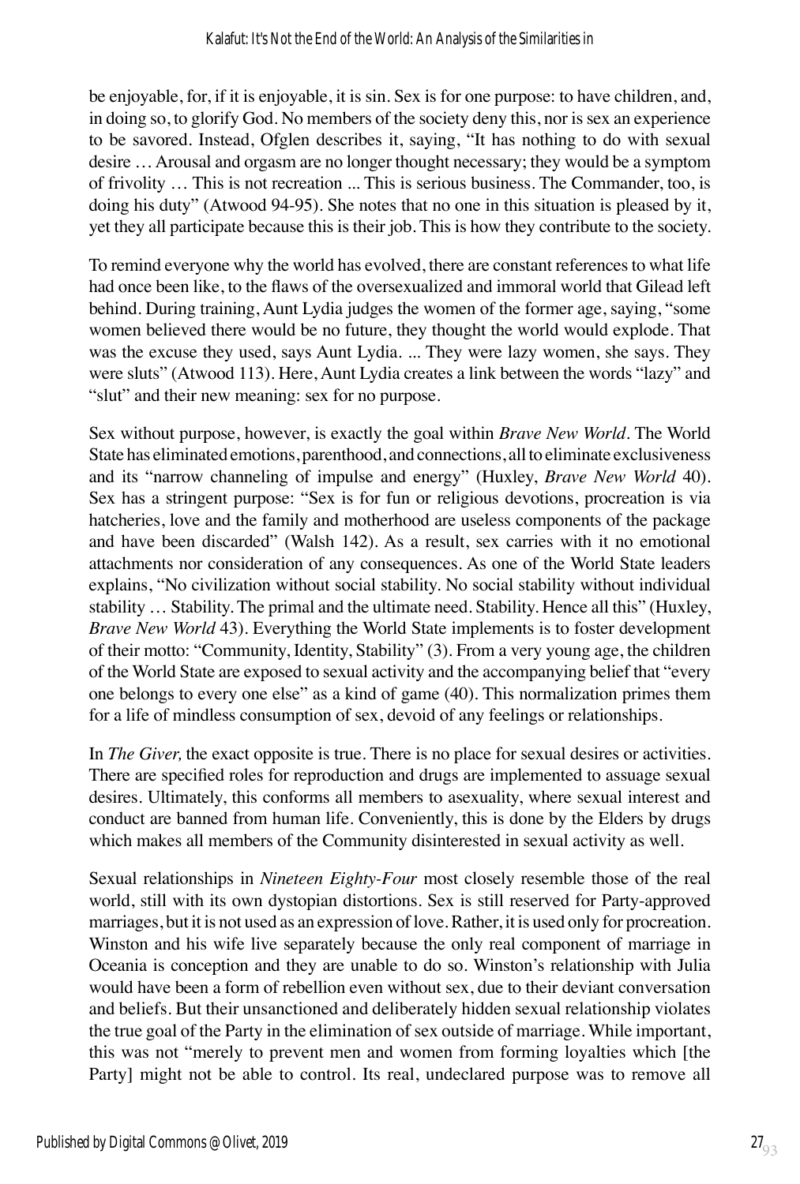be enjoyable, for, if it is enjoyable, it is sin. Sex is for one purpose: to have children, and, in doing so, to glorify God. No members of the society deny this, nor is sex an experience to be savored. Instead, Ofglen describes it, saying, "It has nothing to do with sexual desire … Arousal and orgasm are no longer thought necessary; they would be a symptom of frivolity … This is not recreation ... This is serious business. The Commander, too, is doing his duty" (Atwood 94-95). She notes that no one in this situation is pleased by it, yet they all participate because this is their job. This is how they contribute to the society.

To remind everyone why the world has evolved, there are constant references to what life had once been like, to the flaws of the oversexualized and immoral world that Gilead left behind. During training, Aunt Lydia judges the women of the former age, saying, "some women believed there would be no future, they thought the world would explode. That was the excuse they used, says Aunt Lydia. ... They were lazy women, she says. They were sluts" (Atwood 113). Here, Aunt Lydia creates a link between the words "lazy" and "slut" and their new meaning: sex for no purpose.

Sex without purpose, however, is exactly the goal within *Brave New World*. The World State has eliminated emotions, parenthood, and connections, all to eliminate exclusiveness and its "narrow channeling of impulse and energy" (Huxley, *Brave New World* 40). Sex has a stringent purpose: "Sex is for fun or religious devotions, procreation is via hatcheries, love and the family and motherhood are useless components of the package and have been discarded" (Walsh 142). As a result, sex carries with it no emotional attachments nor consideration of any consequences. As one of the World State leaders explains, "No civilization without social stability. No social stability without individual stability … Stability. The primal and the ultimate need. Stability. Hence all this" (Huxley, *Brave New World* 43). Everything the World State implements is to foster development of their motto: "Community, Identity, Stability" (3). From a very young age, the children of the World State are exposed to sexual activity and the accompanying belief that "every one belongs to every one else" as a kind of game (40). This normalization primes them for a life of mindless consumption of sex, devoid of any feelings or relationships.

In *The Giver,* the exact opposite is true. There is no place for sexual desires or activities. There are specified roles for reproduction and drugs are implemented to assuage sexual desires. Ultimately, this conforms all members to asexuality, where sexual interest and conduct are banned from human life. Conveniently, this is done by the Elders by drugs which makes all members of the Community disinterested in sexual activity as well.

Sexual relationships in *Nineteen Eighty-Four* most closely resemble those of the real world, still with its own dystopian distortions. Sex is still reserved for Party-approved marriages, but it is not used as an expression of love. Rather, it is used only for procreation. Winston and his wife live separately because the only real component of marriage in Oceania is conception and they are unable to do so. Winston's relationship with Julia would have been a form of rebellion even without sex, due to their deviant conversation and beliefs. But their unsanctioned and deliberately hidden sexual relationship violates the true goal of the Party in the elimination of sex outside of marriage. While important, this was not "merely to prevent men and women from forming loyalties which [the Party] might not be able to control. Its real, undeclared purpose was to remove all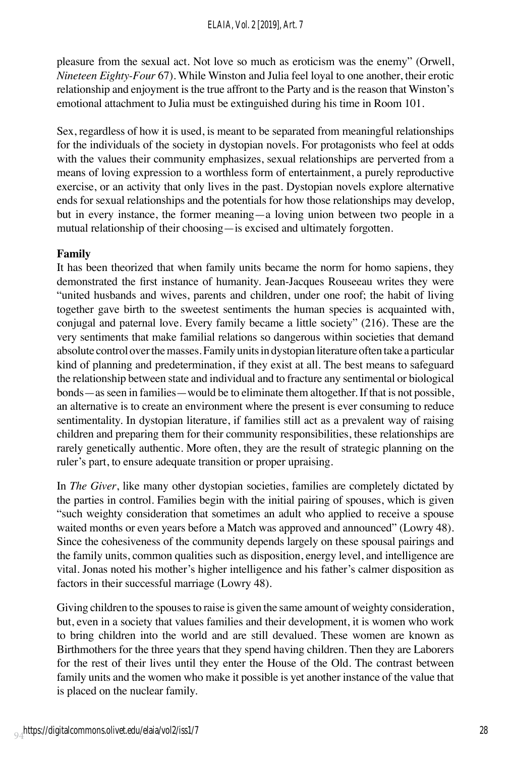pleasure from the sexual act. Not love so much as eroticism was the enemy" (Orwell, *Nineteen Eighty-Four* 67). While Winston and Julia feel loyal to one another, their erotic relationship and enjoyment is the true affront to the Party and is the reason that Winston's emotional attachment to Julia must be extinguished during his time in Room 101.

Sex, regardless of how it is used, is meant to be separated from meaningful relationships for the individuals of the society in dystopian novels. For protagonists who feel at odds with the values their community emphasizes, sexual relationships are perverted from a means of loving expression to a worthless form of entertainment, a purely reproductive exercise, or an activity that only lives in the past. Dystopian novels explore alternative ends for sexual relationships and the potentials for how those relationships may develop, but in every instance, the former meaning—a loving union between two people in a mutual relationship of their choosing—is excised and ultimately forgotten.

**Family**

It has been theorized that when family units became the norm for homo sapiens, they demonstrated the first instance of humanity. Jean-Jacques Rouseeau writes they were "united husbands and wives, parents and children, under one roof; the habit of living together gave birth to the sweetest sentiments the human species is acquainted with, conjugal and paternal love. Every family became a little society" (216). These are the very sentiments that make familial relations so dangerous within societies that demand absolute control over the masses. Family units in dystopian literature often take a particular kind of planning and predetermination, if they exist at all. The best means to safeguard the relationship between state and individual and to fracture any sentimental or biological bonds—as seen in families—would be to eliminate them altogether. If that is not possible, an alternative is to create an environment where the present is ever consuming to reduce sentimentality. In dystopian literature, if families still act as a prevalent way of raising children and preparing them for their community responsibilities, these relationships are rarely genetically authentic. More often, they are the result of strategic planning on the ruler's part, to ensure adequate transition or proper upraising.

In *The Giver*, like many other dystopian societies, families are completely dictated by the parties in control. Families begin with the initial pairing of spouses, which is given "such weighty consideration that sometimes an adult who applied to receive a spouse waited months or even years before a Match was approved and announced" (Lowry 48). Since the cohesiveness of the community depends largely on these spousal pairings and the family units, common qualities such as disposition, energy level, and intelligence are vital. Jonas noted his mother's higher intelligence and his father's calmer disposition as factors in their successful marriage (Lowry 48).

Giving children to the spouses to raise is given the same amount of weighty consideration, but, even in a society that values families and their development, it is women who work to bring children into the world and are still devalued. These women are known as Birthmothers for the three years that they spend having children. Then they are Laborers for the rest of their lives until they enter the House of the Old. The contrast between family units and the women who make it possible is yet another instance of the value that is placed on the nuclear family.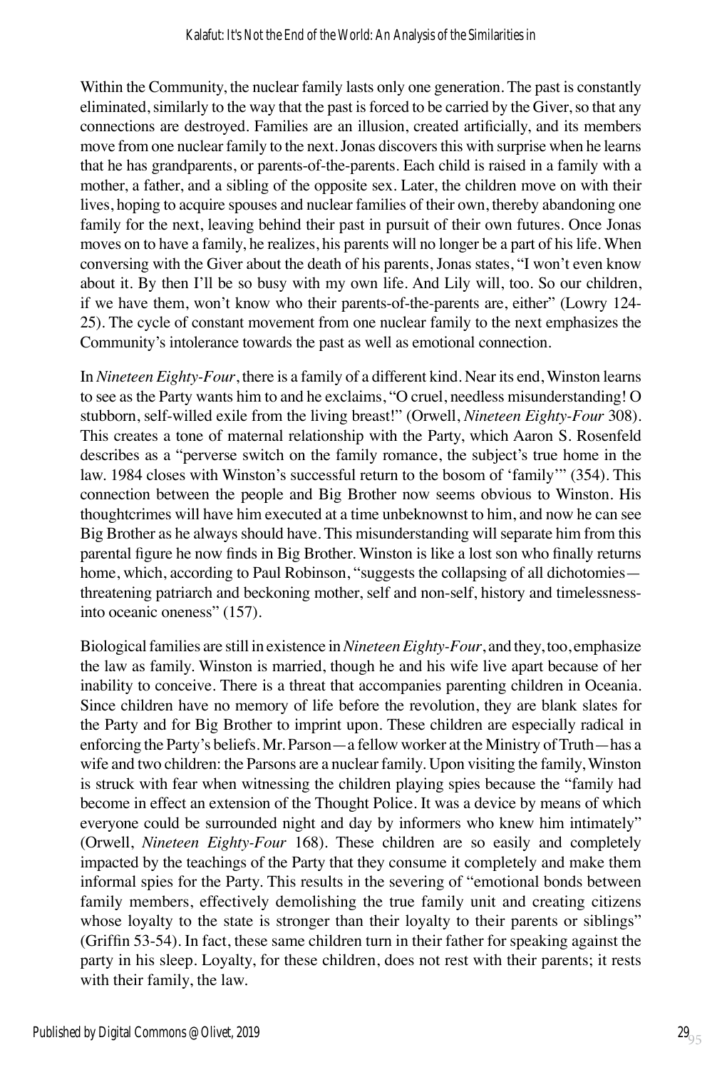Within the Community, the nuclear family lasts only one generation. The past is constantly eliminated, similarly to the way that the past is forced to be carried by the Giver, so that any connections are destroyed. Families are an illusion, created artificially, and its members move from one nuclear family to the next. Jonas discovers this with surprise when he learns that he has grandparents, or parents-of-the-parents. Each child is raised in a family with a mother, a father, and a sibling of the opposite sex. Later, the children move on with their lives, hoping to acquire spouses and nuclear families of their own, thereby abandoning one family for the next, leaving behind their past in pursuit of their own futures. Once Jonas moves on to have a family, he realizes, his parents will no longer be a part of his life. When conversing with the Giver about the death of his parents, Jonas states, "I won't even know about it. By then I'll be so busy with my own life. And Lily will, too. So our children, if we have them, won't know who their parents-of-the-parents are, either" (Lowry 124-25). The cycle of constant movement from one nuclear family to the next emphasizes the Community's intolerance towards the past as well as emotional connection.

In *Nineteen Eighty-Four*, there is a family of a different kind. Near its end, Winston learns to see as the Party wants him to and he exclaims, "O cruel, needless misunderstanding! O stubborn, self-willed exile from the living breast!" (Orwell, *Nineteen Eighty-Four* 308). This creates a tone of maternal relationship with the Party, which Aaron S. Rosenfeld describes as a "perverse switch on the family romance, the subject's true home in the law. 1984 closes with Winston's successful return to the bosom of 'family'" (354). This connection between the people and Big Brother now seems obvious to Winston. His thoughtcrimes will have him executed at a time unbeknownst to him, and now he can see Big Brother as he always should have. This misunderstanding will separate him from this parental figure he now finds in Big Brother. Winston is like a lost son who finally returns home, which, according to Paul Robinson, "suggests the collapsing of all dichotomies—threatening patriarch and beckoning mother, self and non-self, history and timelessness-into oceanic oneness" (157).

Biological families are still in existence in *Nineteen Eighty-Four*, and they, too, emphasize the law as family. Winston is married, though he and his wife live apart because of her inability to conceive. There is a threat that accompanies parenting children in Oceania. Since children have no memory of life before the revolution, they are blank slates for the Party and for Big Brother to imprint upon. These children are especially radical in enforcing the Party's beliefs. Mr. Parson—a fellow worker at the Ministry of Truth—has a wife and two children: the Parsons are a nuclear family. Upon visiting the family, Winston is struck with fear when witnessing the children playing spies because the "family had become in effect an extension of the Thought Police. It was a device by means of which everyone could be surrounded night and day by informers who knew him intimately" (Orwell, *Nineteen Eighty-Four* 168). These children are so easily and completely impacted by the teachings of the Party that they consume it completely and make them informal spies for the Party. This results in the severing of "emotional bonds between family members, effectively demolishing the true family unit and creating citizens whose loyalty to the state is stronger than their loyalty to their parents or siblings" (Griffin 53-54). In fact, these same children turn in their father for speaking against the party in his sleep. Loyalty, for these children, does not rest with their parents; it rests with their family, the law.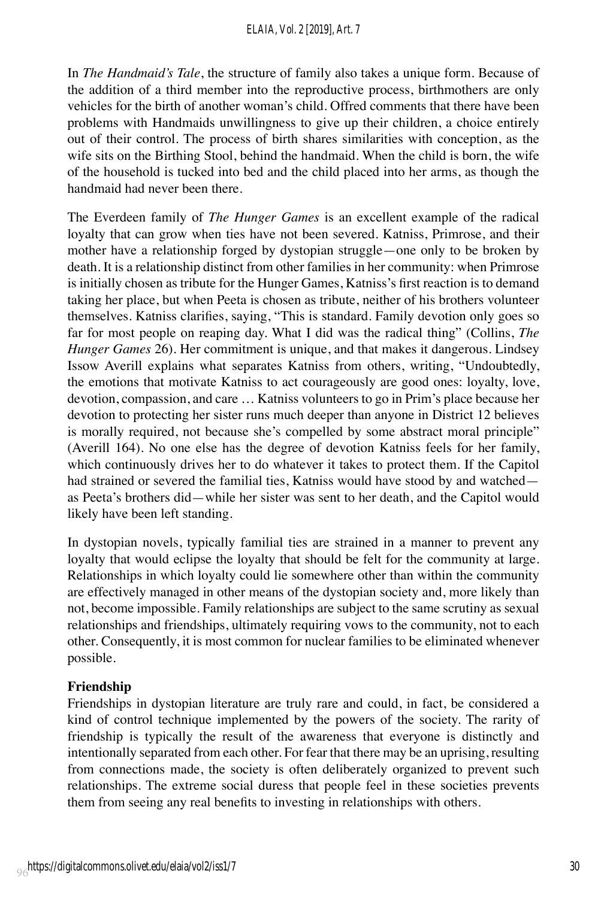In *The Handmaid's Tale*, the structure of family also takes a unique form. Because of the addition of a third member into the reproductive process, birthmothers are only vehicles for the birth of another woman's child. Offred comments that there have been problems with Handmaids unwillingness to give up their children, a choice entirely out of their control. The process of birth shares similarities with conception, as the wife sits on the Birthing Stool, behind the handmaid. When the child is born, the wife of the household is tucked into bed and the child placed into her arms, as though the handmaid had never been there.

The Everdeen family of *The Hunger Games* is an excellent example of the radical loyalty that can grow when ties have not been severed. Katniss, Primrose, and their mother have a relationship forged by dystopian struggle—one only to be broken by death. It is a relationship distinct from other families in her community: when Primrose is initially chosen as tribute for the Hunger Games, Katniss's first reaction is to demand taking her place, but when Peeta is chosen as tribute, neither of his brothers volunteer themselves. Katniss clarifies, saying, "This is standard. Family devotion only goes so far for most people on reaping day. What I did was the radical thing" (Collins, *The Hunger Games* 26). Her commitment is unique, and that makes it dangerous. Lindsey Issow Averill explains what separates Katniss from others, writing, "Undoubtedly, the emotions that motivate Katniss to act courageously are good ones: loyalty, love, devotion, compassion, and care … Katniss volunteers to go in Prim's place because her devotion to protecting her sister runs much deeper than anyone in District 12 believes is morally required, not because she's compelled by some abstract moral principle" (Averill 164). No one else has the degree of devotion Katniss feels for her family, which continuously drives her to do whatever it takes to protect them. If the Capitol had strained or severed the familial ties, Katniss would have stood by and watched—as Peeta's brothers did—while her sister was sent to her death, and the Capitol would likely have been left standing.

In dystopian novels, typically familial ties are strained in a manner to prevent any loyalty that would eclipse the loyalty that should be felt for the community at large. Relationships in which loyalty could lie somewhere other than within the community are effectively managed in other means of the dystopian society and, more likely than not, become impossible. Family relationships are subject to the same scrutiny as sexual relationships and friendships, ultimately requiring vows to the community, not to each other. Consequently, it is most common for nuclear families to be eliminated whenever possible.

**Friendship**

Friendships in dystopian literature are truly rare and could, in fact, be considered a kind of control technique implemented by the powers of the society. The rarity of friendship is typically the result of the awareness that everyone is distinctly and intentionally separated from each other. For fear that there may be an uprising, resulting from connections made, the society is often deliberately organized to prevent such relationships. The extreme social duress that people feel in these societies prevents them from seeing any real benefits to investing in relationships with others.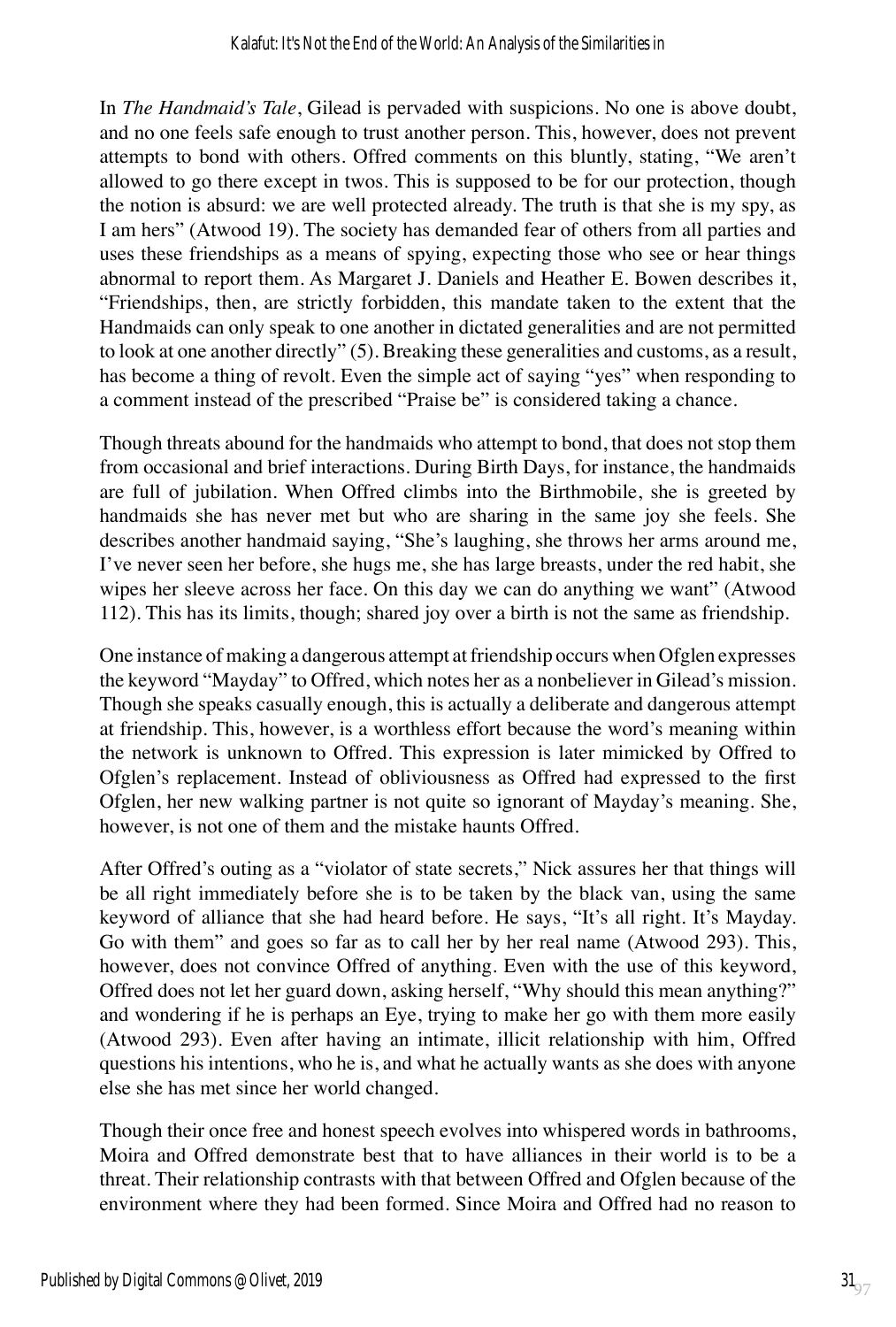In *The Handmaid's Tale*, Gilead is pervaded with suspicions. No one is above doubt, and no one feels safe enough to trust another person. This, however, does not prevent attempts to bond with others. Offred comments on this bluntly, stating, "We aren't allowed to go there except in twos. This is supposed to be for our protection, though the notion is absurd: we are well protected already. The truth is that she is my spy, as I am hers" (Atwood 19). The society has demanded fear of others from all parties and uses these friendships as a means of spying, expecting those who see or hear things abnormal to report them. As Margaret J. Daniels and Heather E. Bowen describes it, "Friendships, then, are strictly forbidden, this mandate taken to the extent that the Handmaids can only speak to one another in dictated generalities and are not permitted to look at one another directly" (5). Breaking these generalities and customs, as a result, has become a thing of revolt. Even the simple act of saying "yes" when responding to a comment instead of the prescribed "Praise be" is considered taking a chance.

Though threats abound for the handmaids who attempt to bond, that does not stop them from occasional and brief interactions. During Birth Days, for instance, the handmaids are full of jubilation. When Offred climbs into the Birthmobile, she is greeted by handmaids she has never met but who are sharing in the same joy she feels. She describes another handmaid saying, "She's laughing, she throws her arms around me, I've never seen her before, she hugs me, she has large breasts, under the red habit, she wipes her sleeve across her face. On this day we can do anything we want" (Atwood 112). This has its limits, though; shared joy over a birth is not the same as friendship.

One instance of making a dangerous attempt at friendship occurs when Ofglen expresses the keyword "Mayday" to Offred, which notes her as a nonbeliever in Gilead's mission. Though she speaks casually enough, this is actually a deliberate and dangerous attempt at friendship. This, however, is a worthless effort because the word's meaning within the network is unknown to Offred. This expression is later mimicked by Offred to Ofglen's replacement. Instead of obliviousness as Offred had expressed to the first Ofglen, her new walking partner is not quite so ignorant of Mayday's meaning. She, however, is not one of them and the mistake haunts Offred.

After Offred's outing as a "violator of state secrets," Nick assures her that things will be all right immediately before she is to be taken by the black van, using the same keyword of alliance that she had heard before. He says, "It's all right. It's Mayday. Go with them" and goes so far as to call her by her real name (Atwood 293). This, however, does not convince Offred of anything. Even with the use of this keyword, Offred does not let her guard down, asking herself, "Why should this mean anything?" and wondering if he is perhaps an Eye, trying to make her go with them more easily (Atwood 293). Even after having an intimate, illicit relationship with him, Offred questions his intentions, who he is, and what he actually wants as she does with anyone else she has met since her world changed.

Though their once free and honest speech evolves into whispered words in bathrooms, Moira and Offred demonstrate best that to have alliances in their world is to be a threat. Their relationship contrasts with that between Offred and Ofglen because of the environment where they had been formed. Since Moira and Offred had no reason to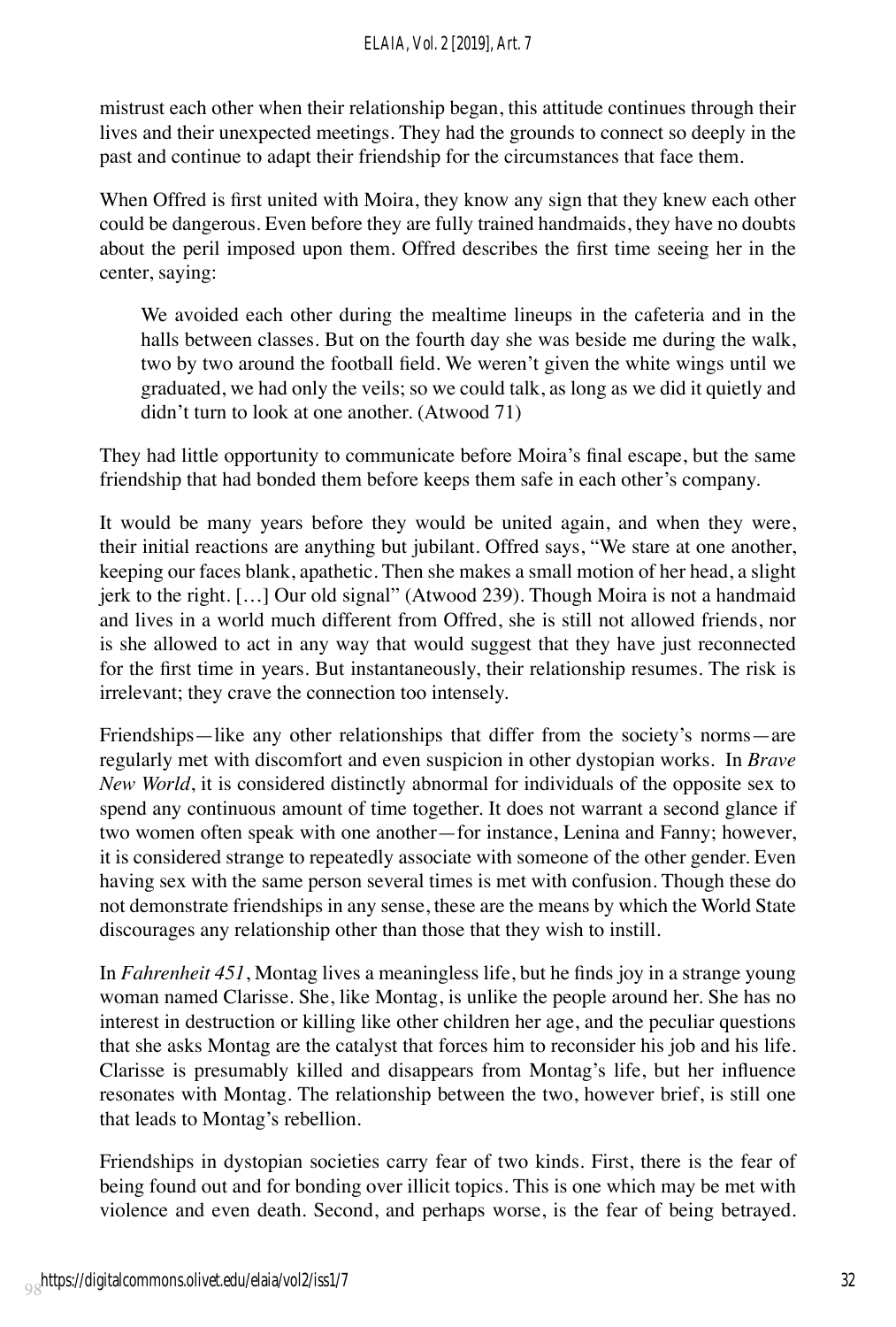mistrust each other when their relationship began, this attitude continues through their lives and their unexpected meetings. They had the grounds to connect so deeply in the past and continue to adapt their friendship for the circumstances that face them.

When Offred is first united with Moira, they know any sign that they knew each other could be dangerous. Even before they are fully trained handmaids, they have no doubts about the peril imposed upon them. Offred describes the first time seeing her in the center, saying:

> We avoided each other during the mealtime lineups in the cafeteria and in the halls between classes. But on the fourth day she was beside me during the walk, two by two around the football field. We weren't given the white wings until we graduated, we had only the veils; so we could talk, as long as we did it quietly and didn't turn to look at one another. (Atwood 71)

They had little opportunity to communicate before Moira's final escape, but the same friendship that had bonded them before keeps them safe in each other's company.

It would be many years before they would be united again, and when they were, their initial reactions are anything but jubilant. Offred says, "We stare at one another, keeping our faces blank, apathetic. Then she makes a small motion of her head, a slight jerk to the right. […] Our old signal" (Atwood 239). Though Moira is not a handmaid and lives in a world much different from Offred, she is still not allowed friends, nor is she allowed to act in any way that would suggest that they have just reconnected for the first time in years. But instantaneously, their relationship resumes. The risk is irrelevant; they crave the connection too intensely.

Friendships—like any other relationships that differ from the society's norms—are regularly met with discomfort and even suspicion in other dystopian works. In *Brave New World*, it is considered distinctly abnormal for individuals of the opposite sex to spend any continuous amount of time together. It does not warrant a second glance if two women often speak with one another—for instance, Lenina and Fanny; however, it is considered strange to repeatedly associate with someone of the other gender. Even having sex with the same person several times is met with confusion. Though these do not demonstrate friendships in any sense, these are the means by which the World State discourages any relationship other than those that they wish to instill.

In *Fahrenheit 451*, Montag lives a meaningless life, but he finds joy in a strange young woman named Clarisse. She, like Montag, is unlike the people around her. She has no interest in destruction or killing like other children her age, and the peculiar questions that she asks Montag are the catalyst that forces him to reconsider his job and his life. Clarisse is presumably killed and disappears from Montag's life, but her influence resonates with Montag. The relationship between the two, however brief, is still one that leads to Montag's rebellion.

Friendships in dystopian societies carry fear of two kinds. First, there is the fear of being found out and for bonding over illicit topics. This is one which may be met with violence and even death. Second, and perhaps worse, is the fear of being betrayed.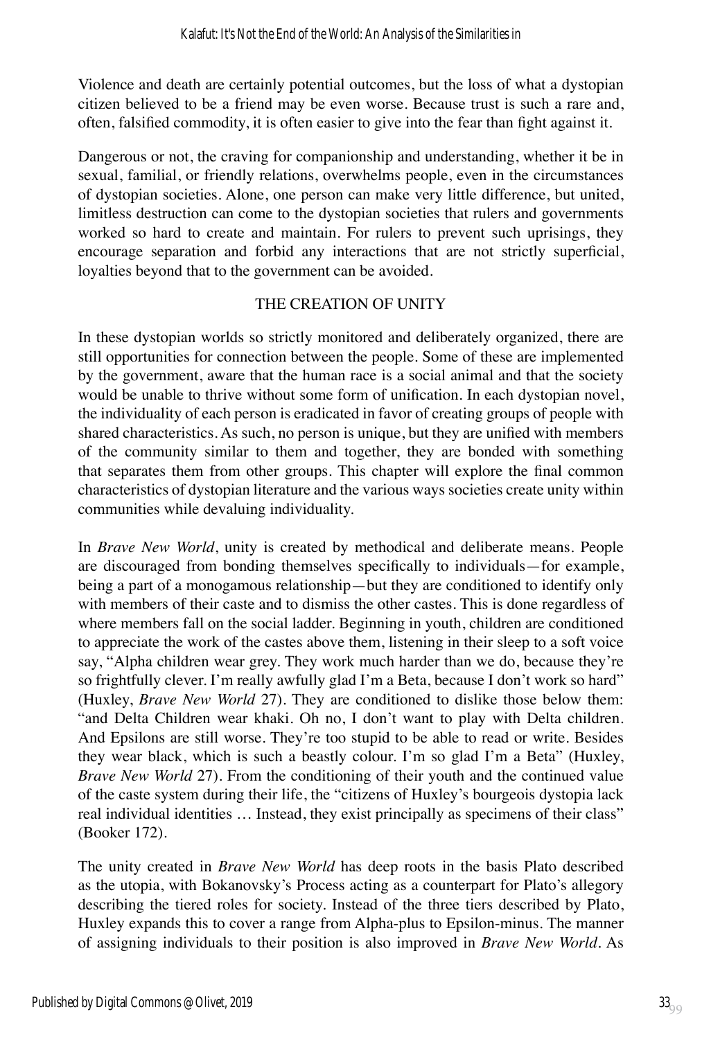Violence and death are certainly potential outcomes, but the loss of what a dystopian citizen believed to be a friend may be even worse. Because trust is such a rare and, often, falsified commodity, it is often easier to give into the fear than fight against it.

Dangerous or not, the craving for companionship and understanding, whether it be in sexual, familial, or friendly relations, overwhelms people, even in the circumstances of dystopian societies. Alone, one person can make very little difference, but united, limitless destruction can come to the dystopian societies that rulers and governments worked so hard to create and maintain. For rulers to prevent such uprisings, they encourage separation and forbid any interactions that are not strictly superficial, loyalties beyond that to the government can be avoided.

## THE CREATION OF UNITY

In these dystopian worlds so strictly monitored and deliberately organized, there are still opportunities for connection between the people. Some of these are implemented by the government, aware that the human race is a social animal and that the society would be unable to thrive without some form of unification. In each dystopian novel, the individuality of each person is eradicated in favor of creating groups of people with shared characteristics. As such, no person is unique, but they are unified with members of the community similar to them and together, they are bonded with something that separates them from other groups. This chapter will explore the final common characteristics of dystopian literature and the various ways societies create unity within communities while devaluing individuality.

In *Brave New World*, unity is created by methodical and deliberate means. People are discouraged from bonding themselves specifically to individuals—for example, being a part of a monogamous relationship—but they are conditioned to identify only with members of their caste and to dismiss the other castes. This is done regardless of where members fall on the social ladder. Beginning in youth, children are conditioned to appreciate the work of the castes above them, listening in their sleep to a soft voice say, "Alpha children wear grey. They work much harder than we do, because they're so frightfully clever. I'm really awfully glad I'm a Beta, because I don't work so hard" (Huxley, *Brave New World* 27). They are conditioned to dislike those below them: "and Delta Children wear khaki. Oh no, I don't want to play with Delta children. And Epsilons are still worse. They're too stupid to be able to read or write. Besides they wear black, which is such a beastly colour. I'm so glad I'm a Beta" (Huxley, *Brave New World* 27). From the conditioning of their youth and the continued value of the caste system during their life, the "citizens of Huxley's bourgeois dystopia lack real individual identities … Instead, they exist principally as specimens of their class" (Booker 172).

The unity created in *Brave New World* has deep roots in the basis Plato described as the utopia, with Bokanovsky's Process acting as a counterpart for Plato's allegory describing the tiered roles for society. Instead of the three tiers described by Plato, Huxley expands this to cover a range from Alpha-plus to Epsilon-minus. The manner of assigning individuals to their position is also improved in *Brave New World*. As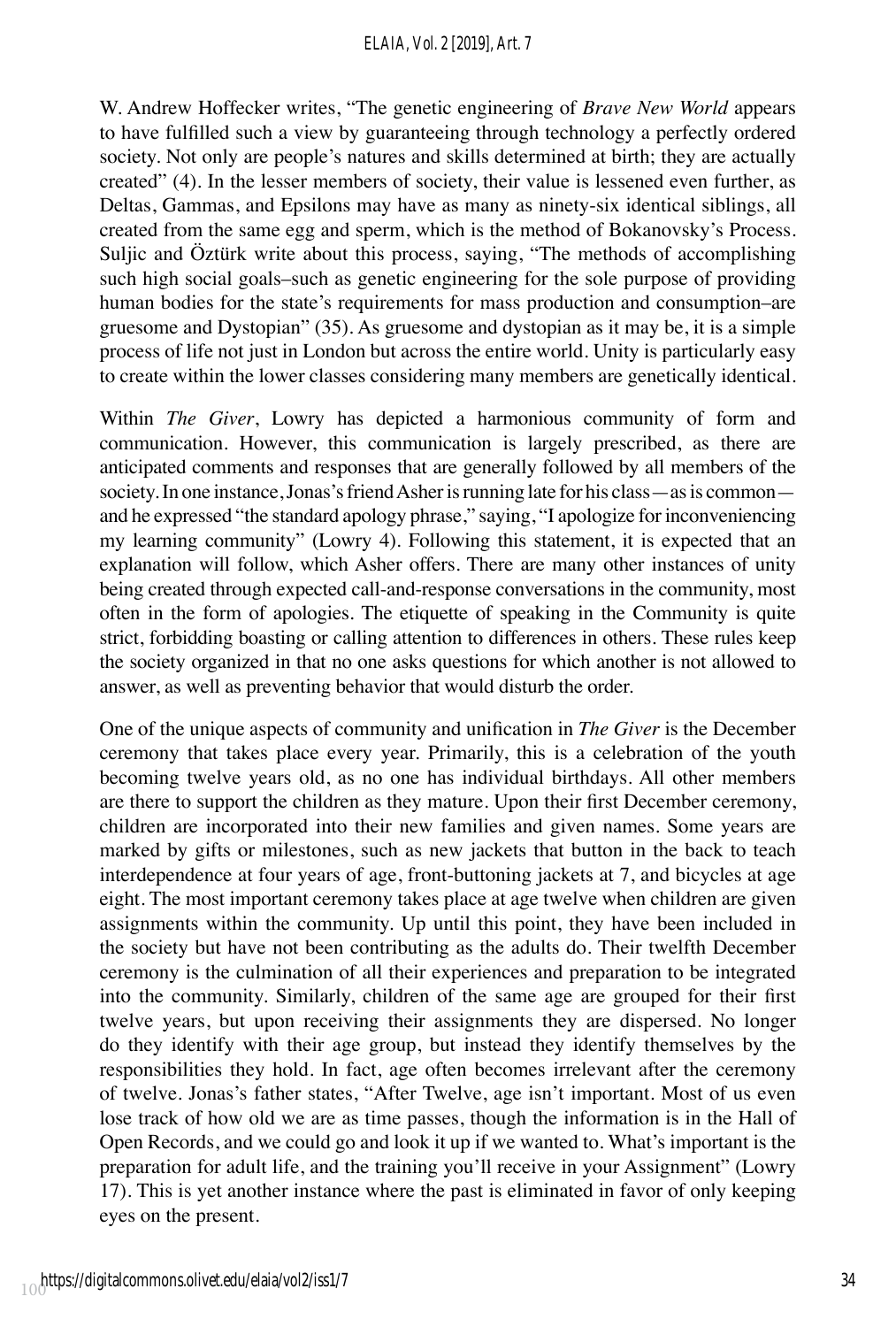W. Andrew Hoffecker writes, "The genetic engineering of *Brave New World* appears to have fulfilled such a view by guaranteeing through technology a perfectly ordered society. Not only are people's natures and skills determined at birth; they are actually created" (4). In the lesser members of society, their value is lessened even further, as Deltas, Gammas, and Epsilons may have as many as ninety-six identical siblings, all created from the same egg and sperm, which is the method of Bokanovsky's Process. Suljic and Öztürk write about this process, saying, "The methods of accomplishing such high social goals–such as genetic engineering for the sole purpose of providing human bodies for the state's requirements for mass production and consumption–are gruesome and Dystopian" (35). As gruesome and dystopian as it may be, it is a simple process of life not just in London but across the entire world. Unity is particularly easy to create within the lower classes considering many members are genetically identical.

Within *The Giver*, Lowry has depicted a harmonious community of form and communication. However, this communication is largely prescribed, as there are anticipated comments and responses that are generally followed by all members of the society. In one instance, Jonas's friend Asher is running late for his class—as is common—and he expressed "the standard apology phrase," saying, "I apologize for inconveniencing my learning community" (Lowry 4). Following this statement, it is expected that an explanation will follow, which Asher offers. There are many other instances of unity being created through expected call-and-response conversations in the community, most often in the form of apologies. The etiquette of speaking in the Community is quite strict, forbidding boasting or calling attention to differences in others. These rules keep the society organized in that no one asks questions for which another is not allowed to answer, as well as preventing behavior that would disturb the order.

One of the unique aspects of community and unification in *The Giver* is the December ceremony that takes place every year. Primarily, this is a celebration of the youth becoming twelve years old, as no one has individual birthdays. All other members are there to support the children as they mature. Upon their first December ceremony, children are incorporated into their new families and given names. Some years are marked by gifts or milestones, such as new jackets that button in the back to teach interdependence at four years of age, front-buttoning jackets at 7, and bicycles at age eight. The most important ceremony takes place at age twelve when children are given assignments within the community. Up until this point, they have been included in the society but have not been contributing as the adults do. Their twelfth December ceremony is the culmination of all their experiences and preparation to be integrated into the community. Similarly, children of the same age are grouped for their first twelve years, but upon receiving their assignments they are dispersed. No longer do they identify with their age group, but instead they identify themselves by the responsibilities they hold. In fact, age often becomes irrelevant after the ceremony of twelve. Jonas's father states, "After Twelve, age isn't important. Most of us even lose track of how old we are as time passes, though the information is in the Hall of Open Records, and we could go and look it up if we wanted to. What's important is the preparation for adult life, and the training you'll receive in your Assignment" (Lowry 17). This is yet another instance where the past is eliminated in favor of only keeping eyes on the present.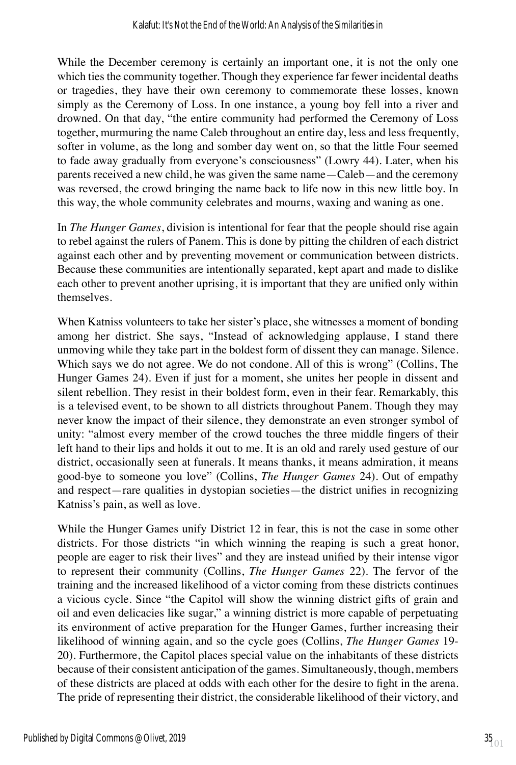While the December ceremony is certainly an important one, it is not the only one which ties the community together. Though they experience far fewer incidental deaths or tragedies, they have their own ceremony to commemorate these losses, known simply as the Ceremony of Loss. In one instance, a young boy fell into a river and drowned. On that day, "the entire community had performed the Ceremony of Loss together, murmuring the name Caleb throughout an entire day, less and less frequently, softer in volume, as the long and somber day went on, so that the little Four seemed to fade away gradually from everyone's consciousness" (Lowry 44). Later, when his parents received a new child, he was given the same name—Caleb—and the ceremony was reversed, the crowd bringing the name back to life now in this new little boy. In this way, the whole community celebrates and mourns, waxing and waning as one.

In *The Hunger Games*, division is intentional for fear that the people should rise again to rebel against the rulers of Panem. This is done by pitting the children of each district against each other and by preventing movement or communication between districts. Because these communities are intentionally separated, kept apart and made to dislike each other to prevent another uprising, it is important that they are unified only within themselves.

When Katniss volunteers to take her sister's place, she witnesses a moment of bonding among her district. She says, "Instead of acknowledging applause, I stand there unmoving while they take part in the boldest form of dissent they can manage. Silence. Which says we do not agree. We do not condone. All of this is wrong" (Collins, The Hunger Games 24). Even if just for a moment, she unites her people in dissent and silent rebellion. They resist in their boldest form, even in their fear. Remarkably, this is a televised event, to be shown to all districts throughout Panem. Though they may never know the impact of their silence, they demonstrate an even stronger symbol of unity: "almost every member of the crowd touches the three middle fingers of their left hand to their lips and holds it out to me. It is an old and rarely used gesture of our district, occasionally seen at funerals. It means thanks, it means admiration, it means good-bye to someone you love" (Collins, *The Hunger Games* 24). Out of empathy and respect—rare qualities in dystopian societies—the district unifies in recognizing Katniss's pain, as well as love.

While the Hunger Games unify District 12 in fear, this is not the case in some other districts. For those districts "in which winning the reaping is such a great honor, people are eager to risk their lives" and they are instead unified by their intense vigor to represent their community (Collins, *The Hunger Games* 22). The fervor of the training and the increased likelihood of a victor coming from these districts continues a vicious cycle. Since "the Capitol will show the winning district gifts of grain and oil and even delicacies like sugar," a winning district is more capable of perpetuating its environment of active preparation for the Hunger Games, further increasing their likelihood of winning again, and so the cycle goes (Collins, *The Hunger Games* 19-20). Furthermore, the Capitol places special value on the inhabitants of these districts because of their consistent anticipation of the games. Simultaneously, though, members of these districts are placed at odds with each other for the desire to fight in the arena. The pride of representing their district, the considerable likelihood of their victory, and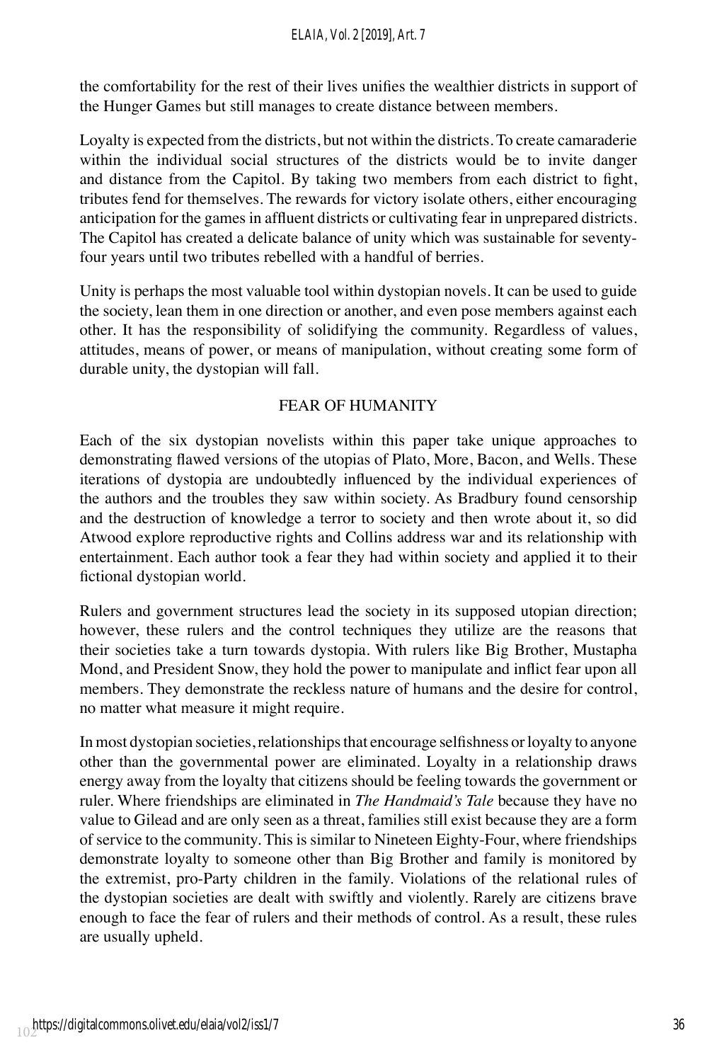the comfortability for the rest of their lives unifies the wealthier districts in support of the Hunger Games but still manages to create distance between members.

Loyalty is expected from the districts, but not within the districts. To create camaraderie within the individual social structures of the districts would be to invite danger and distance from the Capitol. By taking two members from each district to fight, tributes fend for themselves. The rewards for victory isolate others, either encouraging anticipation for the games in affluent districts or cultivating fear in unprepared districts. The Capitol has created a delicate balance of unity which was sustainable for seventy-four years until two tributes rebelled with a handful of berries.

Unity is perhaps the most valuable tool within dystopian novels. It can be used to guide the society, lean them in one direction or another, and even pose members against each other. It has the responsibility of solidifying the community. Regardless of values, attitudes, means of power, or means of manipulation, without creating some form of durable unity, the dystopian will fall.

## FEAR OF HUMANITY

Each of the six dystopian novelists within this paper take unique approaches to demonstrating flawed versions of the utopias of Plato, More, Bacon, and Wells. These iterations of dystopia are undoubtedly influenced by the individual experiences of the authors and the troubles they saw within society. As Bradbury found censorship and the destruction of knowledge a terror to society and then wrote about it, so did Atwood explore reproductive rights and Collins address war and its relationship with entertainment. Each author took a fear they had within society and applied it to their fictional dystopian world.

Rulers and government structures lead the society in its supposed utopian direction; however, these rulers and the control techniques they utilize are the reasons that their societies take a turn towards dystopia. With rulers like Big Brother, Mustapha Mond, and President Snow, they hold the power to manipulate and inflict fear upon all members. They demonstrate the reckless nature of humans and the desire for control, no matter what measure it might require.

In most dystopian societies, relationships that encourage selfishness or loyalty to anyone other than the governmental power are eliminated. Loyalty in a relationship draws energy away from the loyalty that citizens should be feeling towards the government or ruler. Where friendships are eliminated in *The Handmaid's Tale* because they have no value to Gilead and are only seen as a threat, families still exist because they are a form of service to the community. This is similar to Nineteen Eighty-Four, where friendships demonstrate loyalty to someone other than Big Brother and family is monitored by the extremist, pro-Party children in the family. Violations of the relational rules of the dystopian societies are dealt with swiftly and violently. Rarely are citizens brave enough to face the fear of rulers and their methods of control. As a result, these rules are usually upheld.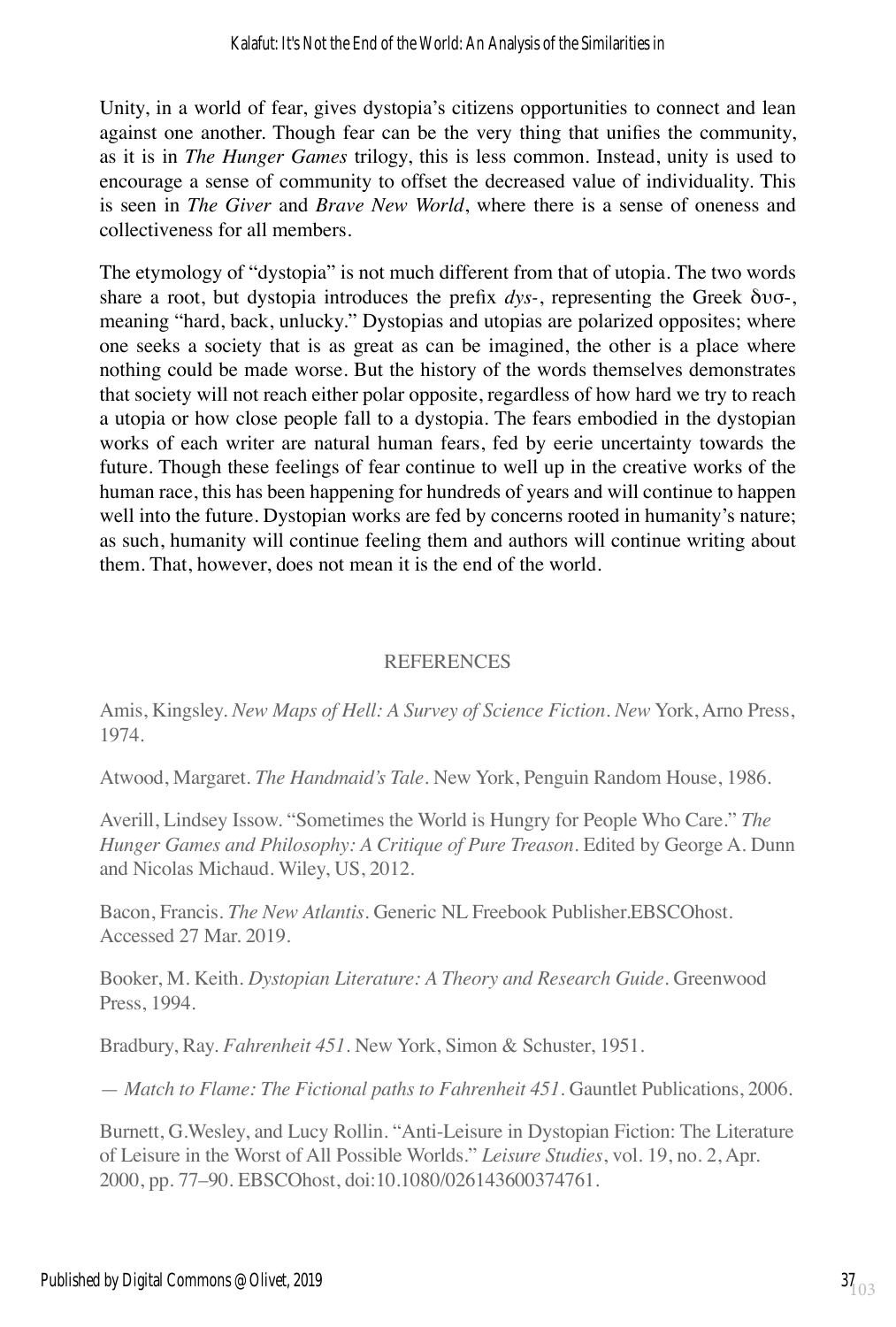Unity, in a world of fear, gives dystopia's citizens opportunities to connect and lean against one another. Though fear can be the very thing that unifies the community, as it is in *The Hunger Games* trilogy, this is less common. Instead, unity is used to encourage a sense of community to offset the decreased value of individuality. This is seen in *The Giver* and *Brave New World*, where there is a sense of oneness and collectiveness for all members.

The etymology of "dystopia" is not much different from that of utopia. The two words share a root, but dystopia introduces the prefix *dys-*, representing the Greek δυσ-, meaning "hard, back, unlucky." Dystopias and utopias are polarized opposites; where one seeks a society that is as great as can be imagined, the other is a place where nothing could be made worse. But the history of the words themselves demonstrates that society will not reach either polar opposite, regardless of how hard we try to reach a utopia or how close people fall to a dystopia. The fears embodied in the dystopian works of each writer are natural human fears, fed by eerie uncertainty towards the future. Though these feelings of fear continue to well up in the creative works of the human race, this has been happening for hundreds of years and will continue to happen well into the future. Dystopian works are fed by concerns rooted in humanity's nature; as such, humanity will continue feeling them and authors will continue writing about them. That, however, does not mean it is the end of the world.

## REFERENCES

Amis, Kingsley. *New Maps of Hell: A Survey of Science Fiction. New* York, Arno Press, 1974.

Atwood, Margaret. *The Handmaid's Tale*. New York, Penguin Random House, 1986.

Averill, Lindsey Issow. "Sometimes the World is Hungry for People Who Care." *The Hunger Games and Philosophy: A Critique of Pure Treason*. Edited by George A. Dunn and Nicolas Michaud. Wiley, US, 2012.

Bacon, Francis. *The New Atlantis*. Generic NL Freebook Publisher.EBSCOhost. Accessed 27 Mar. 2019.

Booker, M. Keith. *Dystopian Literature: A Theory and Research Guide*. Greenwood Press, 1994.

Bradbury, Ray. *Fahrenheit 451*. New York, Simon & Schuster, 1951.

— *Match to Flame: The Fictional paths to Fahrenheit 451*. Gauntlet Publications, 2006.

Burnett, G.Wesley, and Lucy Rollin. "Anti-Leisure in Dystopian Fiction: The Literature of Leisure in the Worst of All Possible Worlds." *Leisure Studies*, vol. 19, no. 2, Apr. 2000, pp. 77–90. EBSCOhost, doi:10.1080/026143600374761.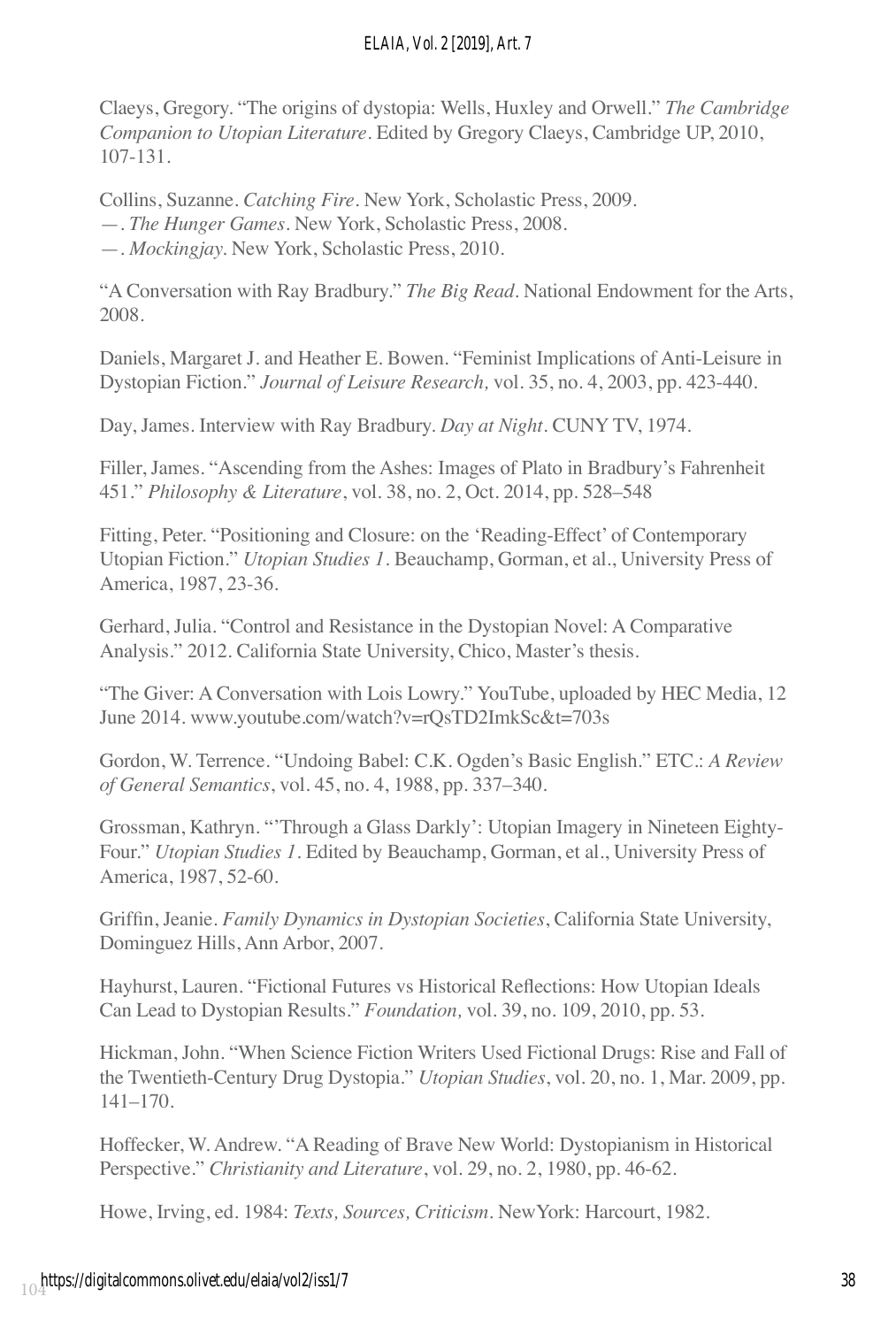Claeys, Gregory. "The origins of dystopia: Wells, Huxley and Orwell." *The Cambridge Companion to Utopian Literature*. Edited by Gregory Claeys, Cambridge UP, 2010, 107-131.

Collins, Suzanne. *Catching Fire*. New York, Scholastic Press, 2009.
—. *The Hunger Games*. New York, Scholastic Press, 2008.
—. *Mockingjay*. New York, Scholastic Press, 2010.

"A Conversation with Ray Bradbury." *The Big Read*. National Endowment for the Arts, 2008.

Daniels, Margaret J. and Heather E. Bowen. "Feminist Implications of Anti-Leisure in Dystopian Fiction." *Journal of Leisure Research,* vol. 35, no. 4, 2003, pp. 423-440.

Day, James. Interview with Ray Bradbury. *Day at Night*. CUNY TV, 1974.

Filler, James. "Ascending from the Ashes: Images of Plato in Bradbury's Fahrenheit 451." *Philosophy & Literature*, vol. 38, no. 2, Oct. 2014, pp. 528–548

Fitting, Peter. "Positioning and Closure: on the 'Reading-Effect' of Contemporary Utopian Fiction." *Utopian Studies 1*. Beauchamp, Gorman, et al., University Press of America, 1987, 23-36.

Gerhard, Julia. "Control and Resistance in the Dystopian Novel: A Comparative Analysis." 2012. California State University, Chico, Master's thesis.

"The Giver: A Conversation with Lois Lowry." YouTube, uploaded by HEC Media, 12 June 2014. www.youtube.com/watch?v=rQsTD2ImkSc&t=703s

Gordon, W. Terrence. "Undoing Babel: C.K. Ogden's Basic English." ETC.: *A Review of General Semantics*, vol. 45, no. 4, 1988, pp. 337–340.

Grossman, Kathryn. "'Through a Glass Darkly': Utopian Imagery in Nineteen Eighty-Four." *Utopian Studies 1*. Edited by Beauchamp, Gorman, et al., University Press of America, 1987, 52-60.

Griffin, Jeanie. *Family Dynamics in Dystopian Societies*, California State University, Dominguez Hills, Ann Arbor, 2007.

Hayhurst, Lauren. "Fictional Futures vs Historical Reflections: How Utopian Ideals Can Lead to Dystopian Results." *Foundation,* vol. 39, no. 109, 2010, pp. 53.

Hickman, John. "When Science Fiction Writers Used Fictional Drugs: Rise and Fall of the Twentieth-Century Drug Dystopia." *Utopian Studies*, vol. 20, no. 1, Mar. 2009, pp. 141–170.

Hoffecker, W. Andrew. "A Reading of Brave New World: Dystopianism in Historical Perspective." *Christianity and Literature*, vol. 29, no. 2, 1980, pp. 46-62.

Howe, Irving, ed. 1984: *Texts, Sources, Criticism*. NewYork: Harcourt, 1982.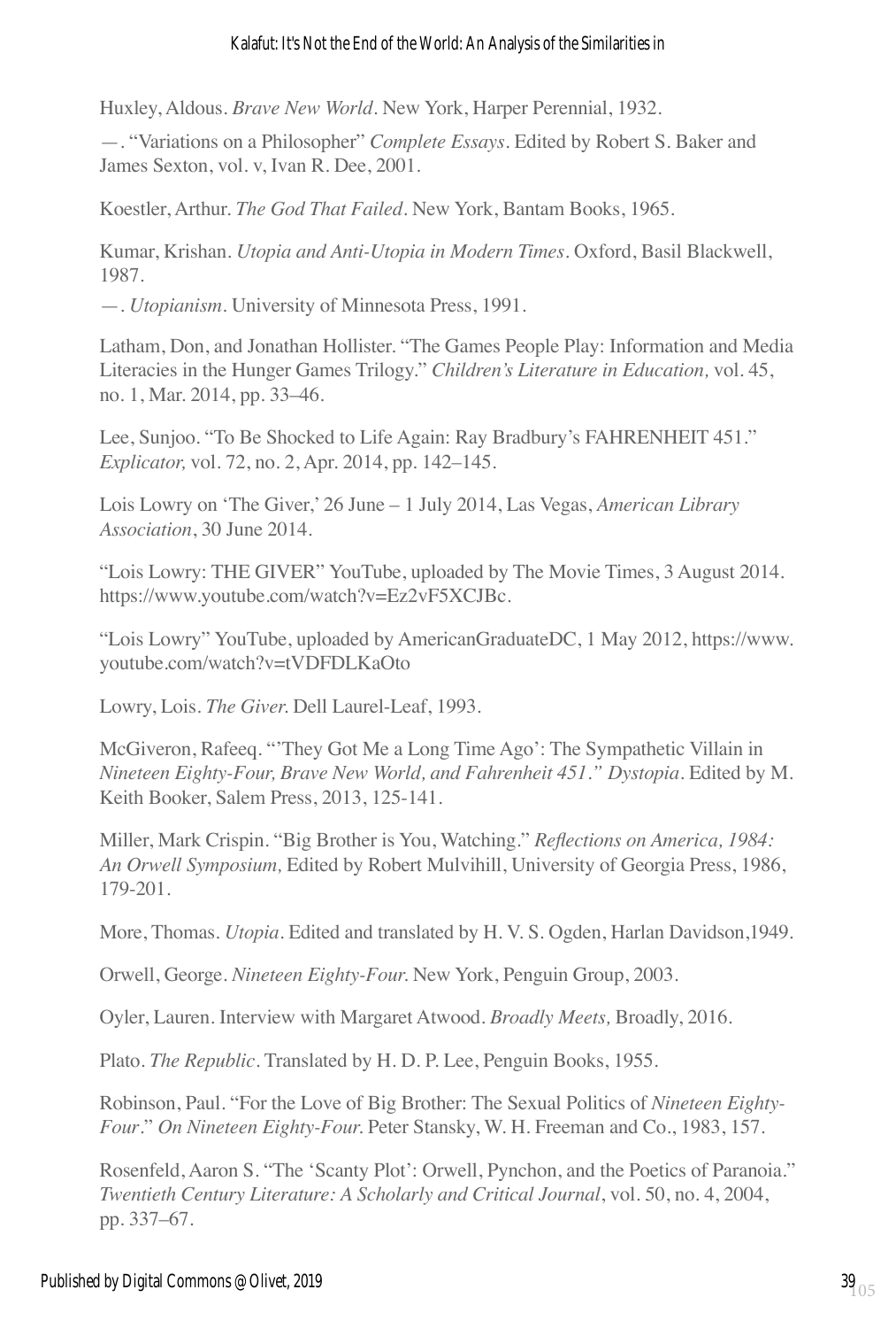Huxley, Aldous. *Brave New World*. New York, Harper Perennial, 1932.

—. "Variations on a Philosopher" *Complete Essays*. Edited by Robert S. Baker and James Sexton, vol. v, Ivan R. Dee, 2001.

Koestler, Arthur. *The God That Failed*. New York, Bantam Books, 1965.

Kumar, Krishan. *Utopia and Anti-Utopia in Modern Times*. Oxford, Basil Blackwell, 1987.

—. *Utopianism*. University of Minnesota Press, 1991.

Latham, Don, and Jonathan Hollister. "The Games People Play: Information and Media Literacies in the Hunger Games Trilogy." *Children's Literature in Education,* vol. 45, no. 1, Mar. 2014, pp. 33–46.

Lee, Sunjoo. "To Be Shocked to Life Again: Ray Bradbury's FAHRENHEIT 451." *Explicator,* vol. 72, no. 2, Apr. 2014, pp. 142–145.

Lois Lowry on 'The Giver,' 26 June – 1 July 2014, Las Vegas, *American Library Association*, 30 June 2014.

"Lois Lowry: THE GIVER" YouTube, uploaded by The Movie Times, 3 August 2014. https://www.youtube.com/watch?v=Ez2vF5XCJBc.

"Lois Lowry" YouTube, uploaded by AmericanGraduateDC, 1 May 2012, https://www.youtube.com/watch?v=tVDFDLKaOto

Lowry, Lois. *The Giver.* Dell Laurel-Leaf, 1993.

McGiveron, Rafeeq. "'They Got Me a Long Time Ago': The Sympathetic Villain in *Nineteen Eighty-Four, Brave New World, and Fahrenheit 451." Dystopia*. Edited by M. Keith Booker, Salem Press, 2013, 125-141.

Miller, Mark Crispin. "Big Brother is You, Watching." *Reflections on America, 1984: An Orwell Symposium,* Edited by Robert Mulvihill, University of Georgia Press, 1986, 179-201.

More, Thomas. *Utopia*. Edited and translated by H. V. S. Ogden, Harlan Davidson,1949.

Orwell, George. *Nineteen Eighty-Four.* New York, Penguin Group, 2003.

Oyler, Lauren. Interview with Margaret Atwood. *Broadly Meets,* Broadly, 2016.

Plato. *The Republic*. Translated by H. D. P. Lee, Penguin Books, 1955.

Robinson, Paul. "For the Love of Big Brother: The Sexual Politics of *Nineteen Eighty-Four*." *On Nineteen Eighty-Four.* Peter Stansky, W. H. Freeman and Co., 1983, 157.

Rosenfeld, Aaron S. "The 'Scanty Plot': Orwell, Pynchon, and the Poetics of Paranoia." *Twentieth Century Literature: A Scholarly and Critical Journal*, vol. 50, no. 4, 2004, pp. 337–67.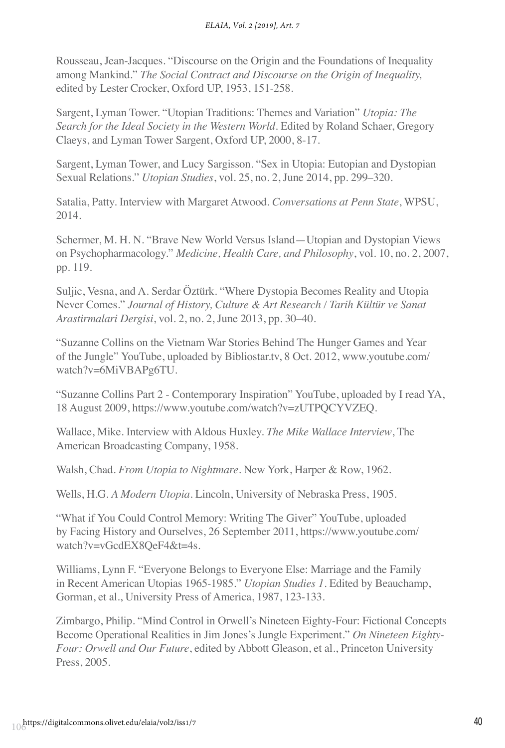Rousseau, Jean-Jacques. “Discourse on the Origin and the Foundations of Inequality among Mankind.” *The Social Contract and Discourse on the Origin of Inequality,* edited by Lester Crocker, Oxford UP, 1953, 151-258.

Sargent, Lyman Tower. “Utopian Traditions: Themes and Variation” *Utopia: The Search for the Ideal Society in the Western World*. Edited by Roland Schaer, Gregory Claeys, and Lyman Tower Sargent, Oxford UP, 2000, 8-17.

Sargent, Lyman Tower, and Lucy Sargisson. “Sex in Utopia: Eutopian and Dystopian Sexual Relations.” *Utopian Studies*, vol. 25, no. 2, June 2014, pp. 299–320.

Satalia, Patty. Interview with Margaret Atwood. *Conversations at Penn State*, WPSU, 2014.

Schermer, M. H. N. “Brave New World Versus Island—Utopian and Dystopian Views on Psychopharmacology.” *Medicine, Health Care, and Philosophy*, vol. 10, no. 2, 2007, pp. 119.

Suljic, Vesna, and A. Serdar Öztürk. “Where Dystopia Becomes Reality and Utopia Never Comes.” *Journal of History, Culture & Art Research / Tarih Kültür ve Sanat Arastirmalari Dergisi*, vol. 2, no. 2, June 2013, pp. 30–40.

“Suzanne Collins on the Vietnam War Stories Behind The Hunger Games and Year of the Jungle” YouTube, uploaded by Bibliostar.tv, 8 Oct. 2012, www.youtube.com/watch?v=6MiVBAPg6TU.

“Suzanne Collins Part 2 - Contemporary Inspiration” YouTube, uploaded by I read YA, 18 August 2009, https://www.youtube.com/watch?v=zUTPQCYVZEQ.

Wallace, Mike. Interview with Aldous Huxley. *The Mike Wallace Interview*, The American Broadcasting Company, 1958.

Walsh, Chad. *From Utopia to Nightmare*. New York, Harper & Row, 1962.

Wells, H.G. *A Modern Utopia*. Lincoln, University of Nebraska Press, 1905.

“What if You Could Control Memory: Writing The Giver” YouTube, uploaded by Facing History and Ourselves, 26 September 2011, https://www.youtube.com/watch?v=vGcdEX8QeF4&t=4s.

Williams, Lynn F. “Everyone Belongs to Everyone Else: Marriage and the Family in Recent American Utopias 1965-1985.” *Utopian Studies 1*. Edited by Beauchamp, Gorman, et al., University Press of America, 1987, 123-133.

Zimbargo, Philip. “Mind Control in Orwell’s Nineteen Eighty-Four: Fictional Concepts Become Operational Realities in Jim Jones’s Jungle Experiment.” *On Nineteen Eighty-Four: Orwell and Our Future*, edited by Abbott Gleason, et al., Princeton University Press, 2005.